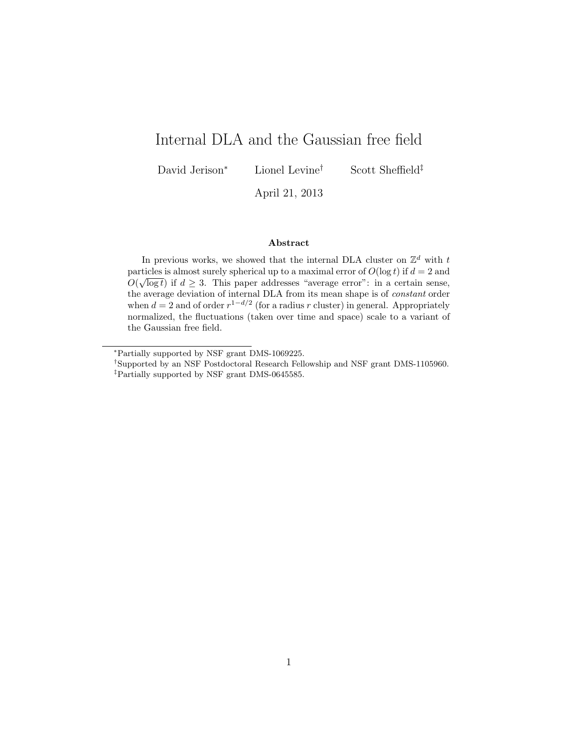# Internal DLA and the Gaussian free field

David Jerison[*] Lionel Levine[†] Scott Sheffield[‡]

April 21, 2013

## Abstract

In previous works, we showed that the internal DLA cluster on $\mathbb{Z}^d$ with $t$ particles is almost surely spherical up to a maximal error of $O(\log t)$ if $d = 2$ and $O(\sqrt{\log t})$ if $d \geq 3$. This paper addresses "average error": in a certain sense, the average deviation of internal DLA from its mean shape is of *constant* order when $d = 2$ and of order $r^{1-d/2}$ (for a radius $r$ cluster) in general. Appropriately normalized, the fluctuations (taken over time and space) scale to a variant of the Gaussian free field.

---

[*] Partially supported by NSF grant DMS-1069225.

[†] Supported by an NSF Postdoctoral Research Fellowship and NSF grant DMS-1105960.

[‡] Partially supported by NSF grant DMS-0645585.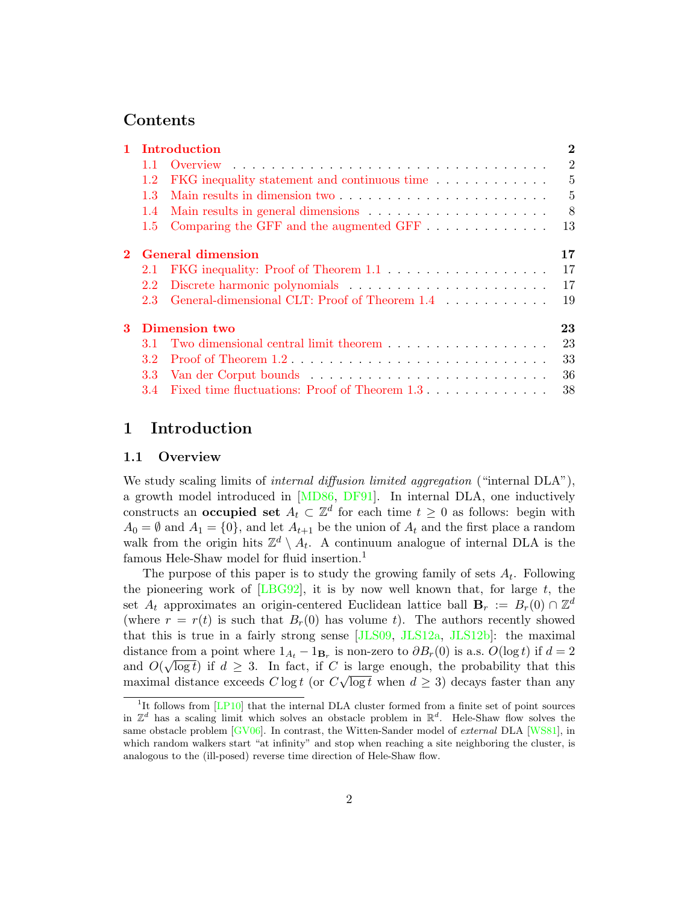## Contents

- 1 Introduction — 2
  - 1.1 Overview — 2
  - 1.2 FKG inequality statement and continuous time — 5
  - 1.3 Main results in dimension two — 5
  - 1.4 Main results in general dimensions — 8
  - 1.5 Comparing the GFF and the augmented GFF — 13
- 2 General dimension — 17
  - 2.1 FKG inequality: Proof of Theorem 1.1 — 17
  - 2.2 Discrete harmonic polynomials — 17
  - 2.3 General-dimensional CLT: Proof of Theorem 1.4 — 19
- 3 Dimension two — 23
  - 3.1 Two dimensional central limit theorem — 23
  - 3.2 Proof of Theorem 1.2 — 33
  - 3.3 Van der Corput bounds — 36
  - 3.4 Fixed time fluctuations: Proof of Theorem 1.3 — 38

# 1 Introduction

## 1.1 Overview

We study scaling limits of *internal diffusion limited aggregation* ("internal DLA"), a growth model introduced in [MD86, DF91]. In internal DLA, one inductively constructs an **occupied set** $A_t \subset \mathbb{Z}^d$ for each time $t \geq 0$ as follows: begin with $A_0 = \emptyset$ and $A_1 = \{0\}$, and let $A_{t+1}$ be the union of $A_t$ and the first place a random walk from the origin hits $\mathbb{Z}^d \setminus A_t$. A continuum analogue of internal DLA is the famous Hele-Shaw model for fluid insertion.[1]

The purpose of this paper is to study the growing family of sets $A_t$. Following the pioneering work of [LBG92], it is by now well known that, for large $t$, the set $A_t$ approximates an origin-centered Euclidean lattice ball $\mathbf{B}_r := B_r(0) \cap \mathbb{Z}^d$ (where $r = r(t)$ is such that $B_r(0)$ has volume $t$). The authors recently showed that this is true in a fairly strong sense [JLS09, JLS12a, JLS12b]: the maximal distance from a point where $1_{A_t} - 1_{\mathbf{B}_r}$ is non-zero to $\partial B_r(0)$ is a.s. $O(\log t)$ if $d = 2$ and $O(\sqrt{\log t})$ if $d \geq 3$. In fact, if $C$ is large enough, the probability that this maximal distance exceeds $C \log t$ (or $C\sqrt{\log t}$ when $d \geq 3$) decays faster than any

[1] It follows from [LP10] that the internal DLA cluster formed from a finite set of point sources in $\mathbb{Z}^d$ has a scaling limit which solves an obstacle problem in $\mathbb{R}^d$. Hele-Shaw flow solves the same obstacle problem [GV06]. In contrast, the Witten-Sander model of *external* DLA [WS81], in which random walkers start "at infinity" and stop when reaching a site neighboring the cluster, is analogous to the (ill-posed) reverse time direction of Hele-Shaw flow.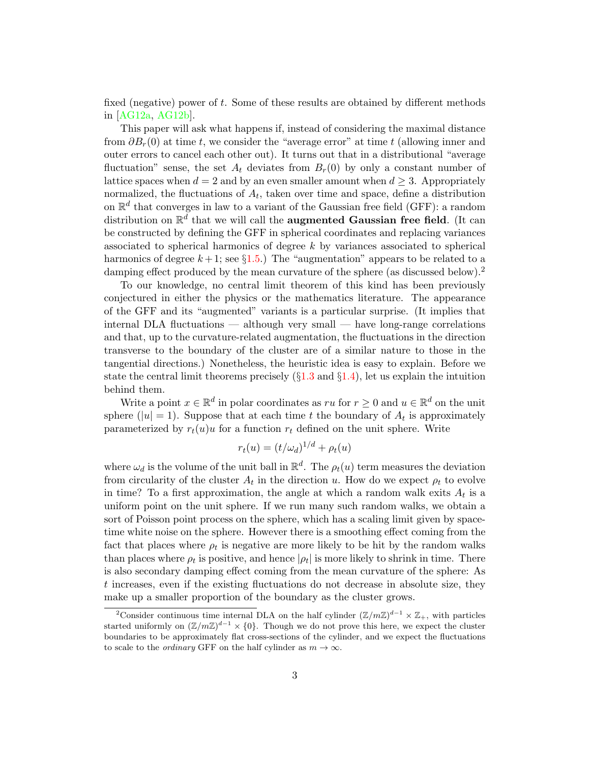fixed (negative) power of $t$. Some of these results are obtained by different methods in [AG12a, AG12b].

This paper will ask what happens if, instead of considering the maximal distance from $\partial B_r(0)$ at time $t$, we consider the "average error" at time $t$ (allowing inner and outer errors to cancel each other out). It turns out that in a distributional "average fluctuation" sense, the set $A_t$ deviates from $B_r(0)$ by only a constant number of lattice spaces when $d = 2$ and by an even smaller amount when $d \geq 3$. Appropriately normalized, the fluctuations of $A_t$, taken over time and space, define a distribution on $\mathbb{R}^d$ that converges in law to a variant of the Gaussian free field (GFF): a random distribution on $\mathbb{R}^d$ that we will call the **augmented Gaussian free field**. (It can be constructed by defining the GFF in spherical coordinates and replacing variances associated to spherical harmonics of degree $k$ by variances associated to spherical harmonics of degree $k+1$; see §1.5.) The "augmentation" appears to be related to a damping effect produced by the mean curvature of the sphere (as discussed below).[2]

To our knowledge, no central limit theorem of this kind has been previously conjectured in either the physics or the mathematics literature. The appearance of the GFF and its "augmented" variants is a particular surprise. (It implies that internal DLA fluctuations — although very small — have long-range correlations and that, up to the curvature-related augmentation, the fluctuations in the direction transverse to the boundary of the cluster are of a similar nature to those in the tangential directions.) Nonetheless, the heuristic idea is easy to explain. Before we state the central limit theorems precisely (§1.3 and §1.4), let us explain the intuition behind them.

Write a point $x \in \mathbb{R}^d$ in polar coordinates as $ru$ for $r \geq 0$ and $u \in \mathbb{R}^d$ on the unit sphere ($|u| = 1$). Suppose that at each time $t$ the boundary of $A_t$ is approximately parameterized by $r_t(u)u$ for a function $r_t$ defined on the unit sphere. Write

$$r_t(u) = (t/\omega_d)^{1/d} + \rho_t(u)$$

where $\omega_d$ is the volume of the unit ball in $\mathbb{R}^d$. The $\rho_t(u)$ term measures the deviation from circularity of the cluster $A_t$ in the direction $u$. How do we expect $\rho_t$ to evolve in time? To a first approximation, the angle at which a random walk exits $A_t$ is a uniform point on the unit sphere. If we run many such random walks, we obtain a sort of Poisson point process on the sphere, which has a scaling limit given by space-time white noise on the sphere. However there is a smoothing effect coming from the fact that places where $\rho_t$ is negative are more likely to be hit by the random walks than places where $\rho_t$ is positive, and hence $|\rho_t|$ is more likely to shrink in time. There is also secondary damping effect coming from the mean curvature of the sphere: As $t$ increases, even if the existing fluctuations do not decrease in absolute size, they make up a smaller proportion of the boundary as the cluster grows.

[2] Consider continuous time internal DLA on the half cylinder $(\mathbb{Z}/m\mathbb{Z})^{d-1} \times \mathbb{Z}_+$, with particles started uniformly on $(\mathbb{Z}/m\mathbb{Z})^{d-1} \times \{0\}$. Though we do not prove this here, we expect the cluster boundaries to be approximately flat cross-sections of the cylinder, and we expect the fluctuations to scale to the *ordinary* GFF on the half cylinder as $m \to \infty$.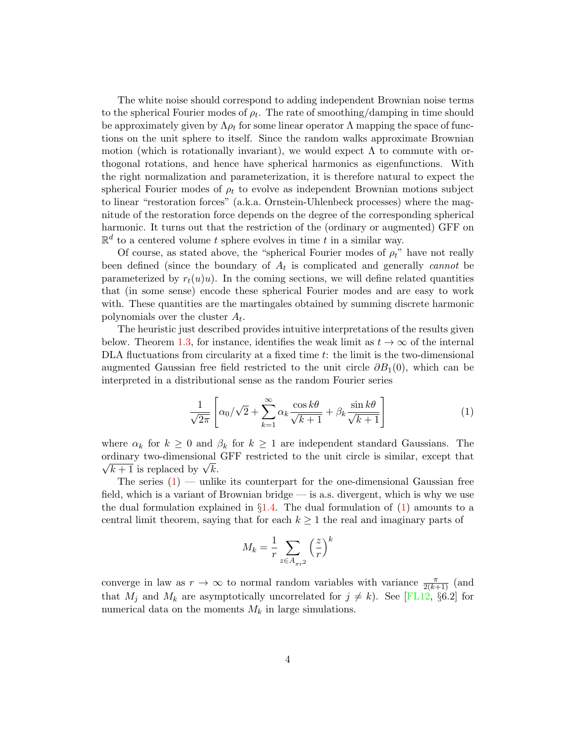The white noise should correspond to adding independent Brownian noise terms to the spherical Fourier modes of $\rho_t$. The rate of smoothing/damping in time should be approximately given by $\Lambda \rho_t$ for some linear operator $\Lambda$ mapping the space of functions on the unit sphere to itself. Since the random walks approximate Brownian motion (which is rotationally invariant), we would expect $\Lambda$ to commute with orthogonal rotations, and hence have spherical harmonics as eigenfunctions. With the right normalization and parameterization, it is therefore natural to expect the spherical Fourier modes of $\rho_t$ to evolve as independent Brownian motions subject to linear "restoration forces" (a.k.a. Ornstein-Uhlenbeck processes) where the magnitude of the restoration force depends on the degree of the corresponding spherical harmonic. It turns out that the restriction of the (ordinary or augmented) GFF on $\mathbb{R}^d$ to a centered volume $t$ sphere evolves in time $t$ in a similar way.

Of course, as stated above, the "spherical Fourier modes of $\rho_t$" have not really been defined (since the boundary of $A_t$ is complicated and generally *cannot* be parameterized by $r_t(u)u$). In the coming sections, we will define related quantities that (in some sense) encode these spherical Fourier modes and are easy to work with. These quantities are the martingales obtained by summing discrete harmonic polynomials over the cluster $A_t$.

The heuristic just described provides intuitive interpretations of the results given below. Theorem 1.3, for instance, identifies the weak limit as $t \to \infty$ of the internal DLA fluctuations from circularity at a fixed time $t$: the limit is the two-dimensional augmented Gaussian free field restricted to the unit circle $\partial B_1(0)$, which can be interpreted in a distributional sense as the random Fourier series

$$\frac{1}{\sqrt{2\pi}} \left[ \alpha_0/\sqrt{2} + \sum_{k=1}^{\infty} \alpha_k \frac{\cos k\theta}{\sqrt{k+1}} + \beta_k \frac{\sin k\theta}{\sqrt{k+1}} \right] \tag{1}$$

where $\alpha_k$ for $k \geq 0$ and $\beta_k$ for $k \geq 1$ are independent standard Gaussians. The ordinary two-dimensional GFF restricted to the unit circle is similar, except that $\sqrt{k+1}$ is replaced by $\sqrt{k}$.

The series (1) — unlike its counterpart for the one-dimensional Gaussian free field, which is a variant of Brownian bridge — is a.s. divergent, which is why we use the dual formulation explained in §1.4. The dual formulation of (1) amounts to a central limit theorem, saying that for each $k \geq 1$ the real and imaginary parts of

$$M_k = \frac{1}{r} \sum_{z \in A_{\pi r^2}} \left(\frac{z}{r}\right)^k$$

converge in law as $r \to \infty$ to normal random variables with variance $\frac{\pi}{2(k+1)}$ (and that $M_j$ and $M_k$ are asymptotically uncorrelated for $j \neq k$). See [FL12, §6.2] for numerical data on the moments $M_k$ in large simulations.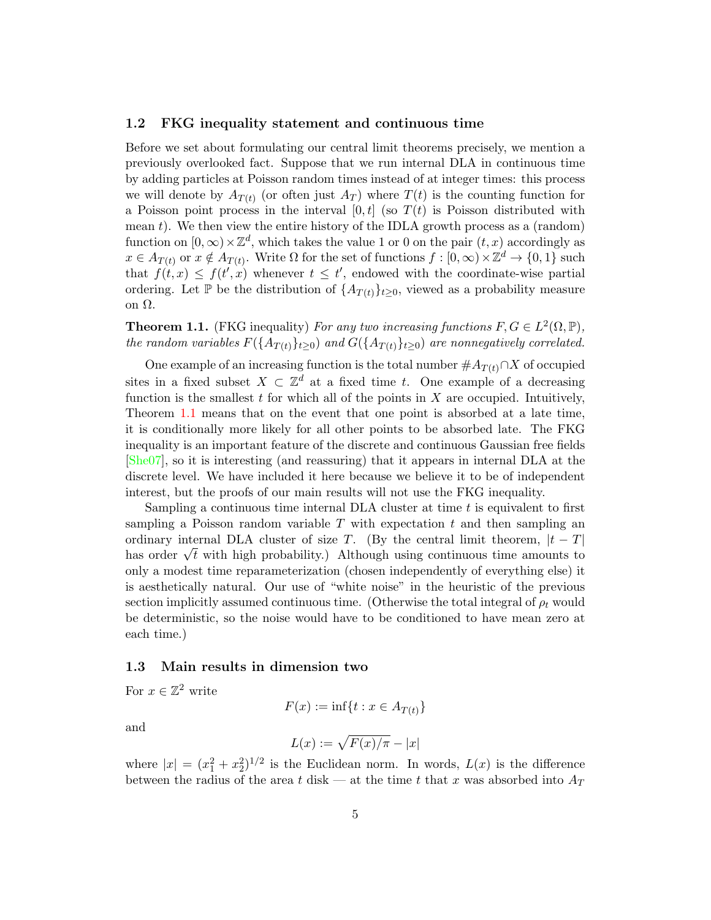### 1.2 FKG inequality statement and continuous time

Before we set about formulating our central limit theorems precisely, we mention a previously overlooked fact. Suppose that we run internal DLA in continuous time by adding particles at Poisson random times instead of at integer times: this process we will denote by $A_{T(t)}$ (or often just $A_T$) where $T(t)$ is the counting function for a Poisson point process in the interval $[0,t]$ (so $T(t)$ is Poisson distributed with mean $t$). We then view the entire history of the IDLA growth process as a (random) function on $[0,\infty)\times\mathbb{Z}^d$, which takes the value 1 or 0 on the pair $(t,x)$ accordingly as $x \in A_{T(t)}$ or $x \notin A_{T(t)}$. Write $\Omega$ for the set of functions $f : [0,\infty)\times\mathbb{Z}^d \to \{0,1\}$ such that $f(t,x) \le f(t',x)$ whenever $t \le t'$, endowed with the coordinate-wise partial ordering. Let $\mathbb{P}$ be the distribution of $\{A_{T(t)}\}_{t\ge 0}$, viewed as a probability measure on $\Omega$.

**Theorem 1.1.** (FKG inequality) *For any two increasing functions $F, G \in L^2(\Omega, \mathbb{P})$, the random variables $F(\{A_{T(t)}\}_{t\ge 0})$ and $G(\{A_{T(t)}\}_{t\ge 0})$ are nonnegatively correlated.*

One example of an increasing function is the total number $\#A_{T(t)}\cap X$ of occupied sites in a fixed subset $X \subset \mathbb{Z}^d$ at a fixed time $t$. One example of a decreasing function is the smallest $t$ for which all of the points in $X$ are occupied. Intuitively, Theorem 1.1 means that on the event that one point is absorbed at a late time, it is conditionally more likely for all other points to be absorbed late. The FKG inequality is an important feature of the discrete and continuous Gaussian free fields [She07], so it is interesting (and reassuring) that it appears in internal DLA at the discrete level. We have included it here because we believe it to be of independent interest, but the proofs of our main results will not use the FKG inequality.

Sampling a continuous time internal DLA cluster at time $t$ is equivalent to first sampling a Poisson random variable $T$ with expectation $t$ and then sampling an ordinary internal DLA cluster of size $T$. (By the central limit theorem, $|t-T|$ has order $\sqrt{t}$ with high probability.) Although using continuous time amounts to only a modest time reparameterization (chosen independently of everything else) it is aesthetically natural. Our use of "white noise" in the heuristic of the previous section implicitly assumed continuous time. (Otherwise the total integral of $\rho_t$ would be deterministic, so the noise would have to be conditioned to have mean zero at each time.)

### 1.3 Main results in dimension two

For $x \in \mathbb{Z}^2$ write

$$F(x) := \inf\{t : x \in A_{T(t)}\}$$

and

$$L(x) := \sqrt{F(x)/\pi} - |x|$$

where $|x| = (x_1^2 + x_2^2)^{1/2}$ is the Euclidean norm. In words, $L(x)$ is the difference between the radius of the area $t$ disk — at the time $t$ that $x$ was absorbed into $A_T$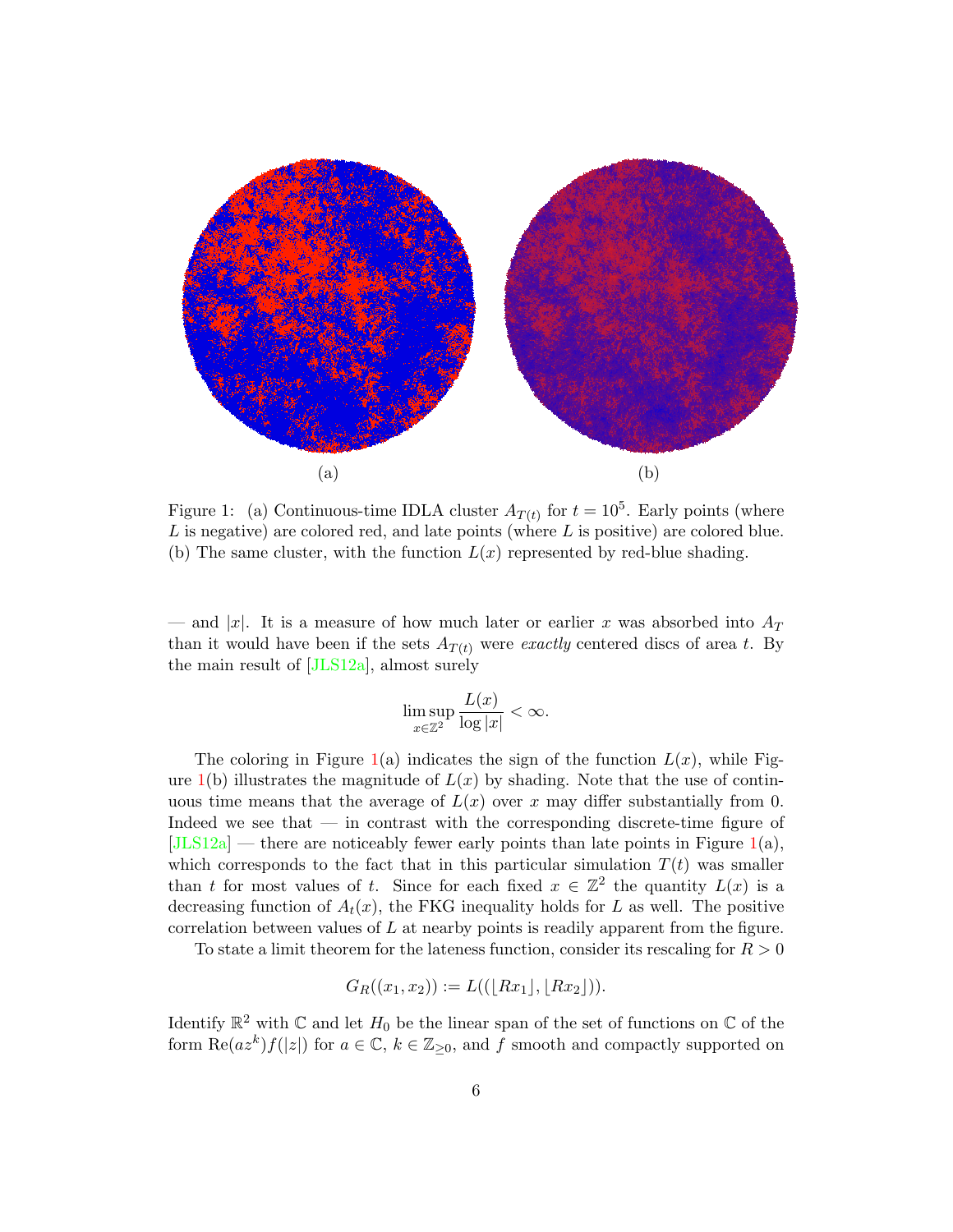(a)

(b)

Figure 1: (a) Continuous-time IDLA cluster $A_{T(t)}$ for $t = 10^5$. Early points (where $L$ is negative) are colored red, and late points (where $L$ is positive) are colored blue. (b) The same cluster, with the function $L(x)$ represented by red-blue shading.

— and $|x|$. It is a measure of how much later or earlier $x$ was absorbed into $A_T$ than it would have been if the sets $A_{T(t)}$ were *exactly* centered discs of area $t$. By the main result of [JLS12a], almost surely

$$\limsup_{x \in \mathbb{Z}^2} \frac{L(x)}{\log |x|} < \infty.$$

The coloring in Figure 1(a) indicates the sign of the function $L(x)$, while Figure 1(b) illustrates the magnitude of $L(x)$ by shading. Note that the use of continuous time means that the average of $L(x)$ over $x$ may differ substantially from 0. Indeed we see that — in contrast with the corresponding discrete-time figure of [JLS12a] — there are noticeably fewer early points than late points in Figure 1(a), which corresponds to the fact that in this particular simulation $T(t)$ was smaller than $t$ for most values of $t$. Since for each fixed $x \in \mathbb{Z}^2$ the quantity $L(x)$ is a decreasing function of $A_t(x)$, the FKG inequality holds for $L$ as well. The positive correlation between values of $L$ at nearby points is readily apparent from the figure.

To state a limit theorem for the lateness function, consider its rescaling for $R > 0$

$$G_R((x_1, x_2)) := L((\lfloor Rx_1 \rfloor, \lfloor Rx_2 \rfloor)).$$

Identify $\mathbb{R}^2$ with $\mathbb{C}$ and let $H_0$ be the linear span of the set of functions on $\mathbb{C}$ of the form $\mathrm{Re}(az^k)f(|z|)$ for $a \in \mathbb{C}$, $k \in \mathbb{Z}_{\geq 0}$, and $f$ smooth and compactly supported on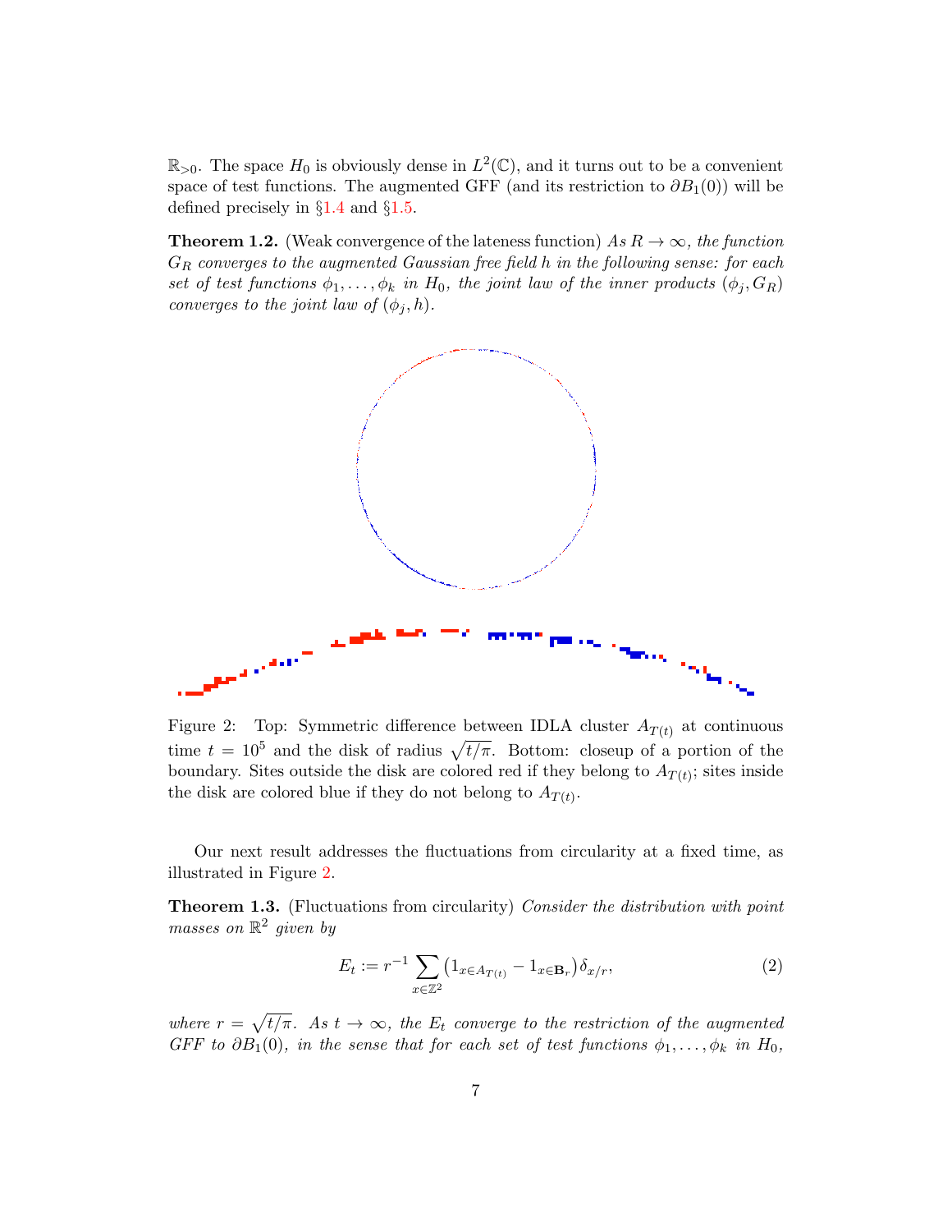$\mathbb{R}_{>0}$. The space $H_0$ is obviously dense in $L^2(\mathbb{C})$, and it turns out to be a convenient space of test functions. The augmented GFF (and its restriction to $\partial B_1(0)$) will be defined precisely in §1.4 and §1.5.

**Theorem 1.2.** (Weak convergence of the lateness function) *As $R \to \infty$, the function $G_R$ converges to the augmented Gaussian free field $h$ in the following sense: for each set of test functions $\phi_1, \ldots, \phi_k$ in $H_0$, the joint law of the inner products $(\phi_j, G_R)$ converges to the joint law of $(\phi_j, h)$.*

Figure 2: Top: Symmetric difference between IDLA cluster $A_{T(t)}$ at continuous time $t = 10^5$ and the disk of radius $\sqrt{t/\pi}$. Bottom: closeup of a portion of the boundary. Sites outside the disk are colored red if they belong to $A_{T(t)}$; sites inside the disk are colored blue if they do not belong to $A_{T(t)}$.

Our next result addresses the fluctuations from circularity at a fixed time, as illustrated in Figure 2.

**Theorem 1.3.** (Fluctuations from circularity) *Consider the distribution with point masses on $\mathbb{R}^2$ given by*

$$E_t := r^{-1} \sum_{x \in \mathbb{Z}^2} \left(1_{x \in A_{T(t)}} - 1_{x \in \mathbf{B}_r}\right) \delta_{x/r}, \tag{2}$$

*where $r = \sqrt{t/\pi}$. As $t \to \infty$, the $E_t$ converge to the restriction of the augmented GFF to $\partial B_1(0)$, in the sense that for each set of test functions $\phi_1, \ldots, \phi_k$ in $H_0$,*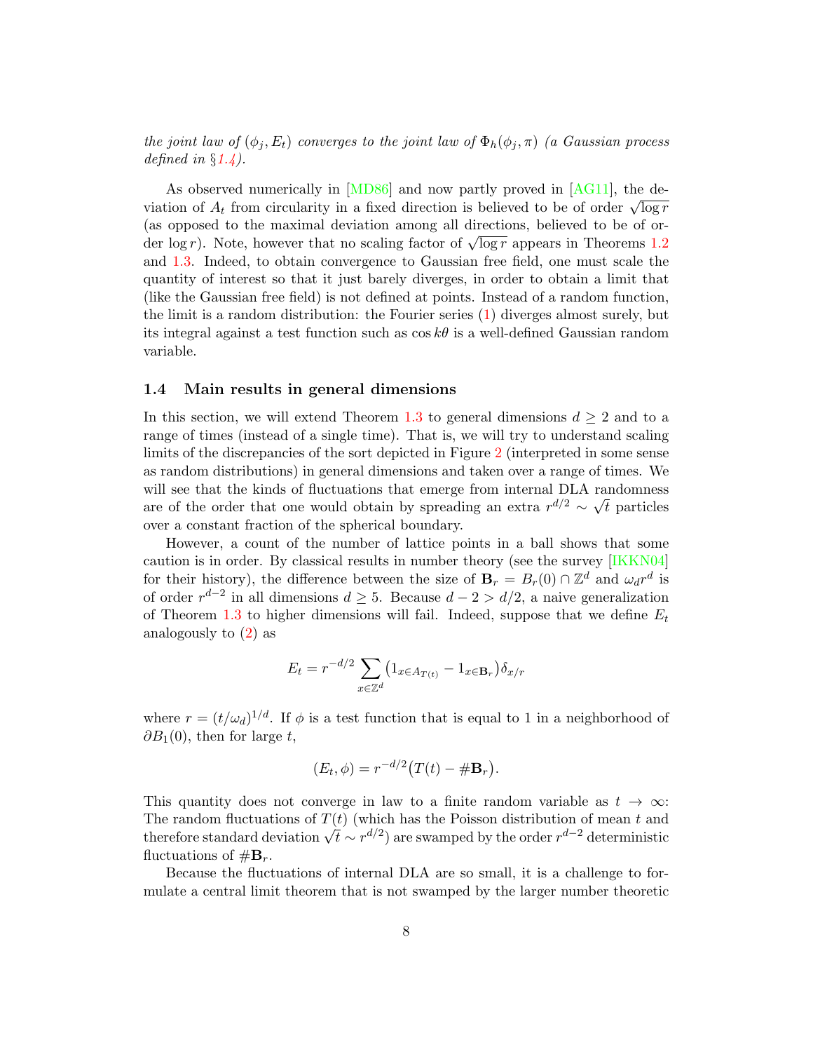*the joint law of* $(\phi_j, E_t)$ *converges to the joint law of* $\Phi_h(\phi_j, \pi)$ *(a Gaussian process defined in §1.4).*

As observed numerically in [MD86] and now partly proved in [AG11], the deviation of $A_t$ from circularity in a fixed direction is believed to be of order $\sqrt{\log r}$ (as opposed to the maximal deviation among all directions, believed to be of order $\log r$). Note, however that no scaling factor of $\sqrt{\log r}$ appears in Theorems 1.2 and 1.3. Indeed, to obtain convergence to Gaussian free field, one must scale the quantity of interest so that it just barely diverges, in order to obtain a limit that (like the Gaussian free field) is not defined at points. Instead of a random function, the limit is a random distribution: the Fourier series (1) diverges almost surely, but its integral against a test function such as $\cos k\theta$ is a well-defined Gaussian random variable.

### 1.4 Main results in general dimensions

In this section, we will extend Theorem 1.3 to general dimensions $d \geq 2$ and to a range of times (instead of a single time). That is, we will try to understand scaling limits of the discrepancies of the sort depicted in Figure 2 (interpreted in some sense as random distributions) in general dimensions and taken over a range of times. We will see that the kinds of fluctuations that emerge from internal DLA randomness are of the order that one would obtain by spreading an extra $r^{d/2} \sim \sqrt{t}$ particles over a constant fraction of the spherical boundary.

However, a count of the number of lattice points in a ball shows that some caution is in order. By classical results in number theory (see the survey [IKKN04] for their history), the difference between the size of $\mathbf{B}_r = B_r(0) \cap \mathbb{Z}^d$ and $\omega_d r^d$ is of order $r^{d-2}$ in all dimensions $d \geq 5$. Because $d - 2 > d/2$, a naive generalization of Theorem 1.3 to higher dimensions will fail. Indeed, suppose that we define $E_t$ analogously to (2) as

$$E_t = r^{-d/2} \sum_{x \in \mathbb{Z}^d} \big(1_{x \in A_{T(t)}} - 1_{x \in \mathbf{B}_r}\big)\delta_{x/r}$$

where $r = (t/\omega_d)^{1/d}$. If $\phi$ is a test function that is equal to 1 in a neighborhood of $\partial B_1(0)$, then for large $t$,

$$(E_t, \phi) = r^{-d/2}\big(T(t) - \#\mathbf{B}_r\big).$$

This quantity does not converge in law to a finite random variable as $t \to \infty$: The random fluctuations of $T(t)$ (which has the Poisson distribution of mean $t$ and therefore standard deviation $\sqrt{t} \sim r^{d/2}$) are swamped by the order $r^{d-2}$ deterministic fluctuations of $\#\mathbf{B}_r$.

Because the fluctuations of internal DLA are so small, it is a challenge to formulate a central limit theorem that is not swamped by the larger number theoretic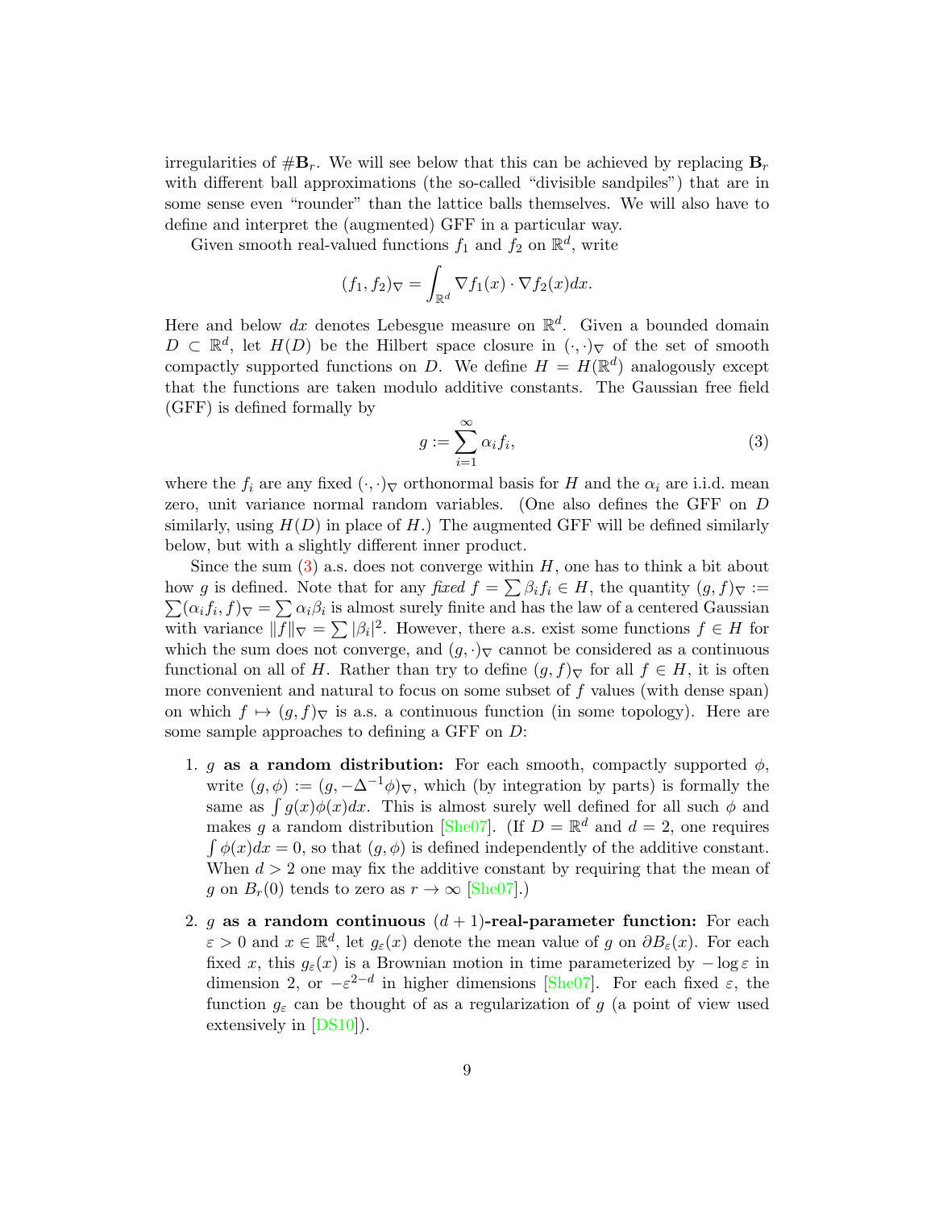irregularities of $\#\mathbf{B}_r$. We will see below that this can be achieved by replacing $\mathbf{B}_r$ with different ball approximations (the so-called "divisible sandpiles") that are in some sense even "rounder" than the lattice balls themselves. We will also have to define and interpret the (augmented) GFF in a particular way.

Given smooth real-valued functions $f_1$ and $f_2$ on $\mathbb{R}^d$, write

$$(f_1, f_2)_\nabla = \int_{\mathbb{R}^d} \nabla f_1(x) \cdot \nabla f_2(x) dx.$$

Here and below $dx$ denotes Lebesgue measure on $\mathbb{R}^d$. Given a bounded domain $D \subset \mathbb{R}^d$, let $H(D)$ be the Hilbert space closure in $(\cdot,\cdot)_\nabla$ of the set of smooth compactly supported functions on $D$. We define $H = H(\mathbb{R}^d)$ analogously except that the functions are taken modulo additive constants. The Gaussian free field (GFF) is defined formally by

$$g := \sum_{i=1}^{\infty} \alpha_i f_i, \tag{3}$$

where the $f_i$ are any fixed $(\cdot,\cdot)_\nabla$ orthonormal basis for $H$ and the $\alpha_i$ are i.i.d. mean zero, unit variance normal random variables. (One also defines the GFF on $D$ similarly, using $H(D)$ in place of $H$.) The augmented GFF will be defined similarly below, but with a slightly different inner product.

Since the sum (3) a.s. does not converge within $H$, one has to think a bit about how $g$ is defined. Note that for any *fixed* $f = \sum \beta_i f_i \in H$, the quantity $(g, f)_\nabla := \sum (\alpha_i f_i, f)_\nabla = \sum \alpha_i \beta_i$ is almost surely finite and has the law of a centered Gaussian with variance $\|f\|_\nabla = \sum |\beta_i|^2$. However, there a.s. exist some functions $f \in H$ for which the sum does not converge, and $(g, \cdot)_\nabla$ cannot be considered as a continuous functional on all of $H$. Rather than try to define $(g, f)_\nabla$ for all $f \in H$, it is often more convenient and natural to focus on some subset of $f$ values (with dense span) on which $f \mapsto (g, f)_\nabla$ is a.s. a continuous function (in some topology). Here are some sample approaches to defining a GFF on $D$:

1. **$g$ as a random distribution:** For each smooth, compactly supported $\phi$, write $(g, \phi) := (g, -\Delta^{-1}\phi)_\nabla$, which (by integration by parts) is formally the same as $\int g(x)\phi(x)dx$. This is almost surely well defined for all such $\phi$ and makes $g$ a random distribution [She07]. (If $D = \mathbb{R}^d$ and $d = 2$, one requires $\int \phi(x)dx = 0$, so that $(g, \phi)$ is defined independently of the additive constant. When $d > 2$ one may fix the additive constant by requiring that the mean of $g$ on $B_r(0)$ tends to zero as $r \to \infty$ [She07].)

2. **$g$ as a random continuous $(d+1)$-real-parameter function:** For each $\varepsilon > 0$ and $x \in \mathbb{R}^d$, let $g_\varepsilon(x)$ denote the mean value of $g$ on $\partial B_\varepsilon(x)$. For each fixed $x$, this $g_\varepsilon(x)$ is a Brownian motion in time parameterized by $-\log \varepsilon$ in dimension 2, or $-\varepsilon^{2-d}$ in higher dimensions [She07]. For each fixed $\varepsilon$, the function $g_\varepsilon$ can be thought of as a regularization of $g$ (a point of view used extensively in [DS10]).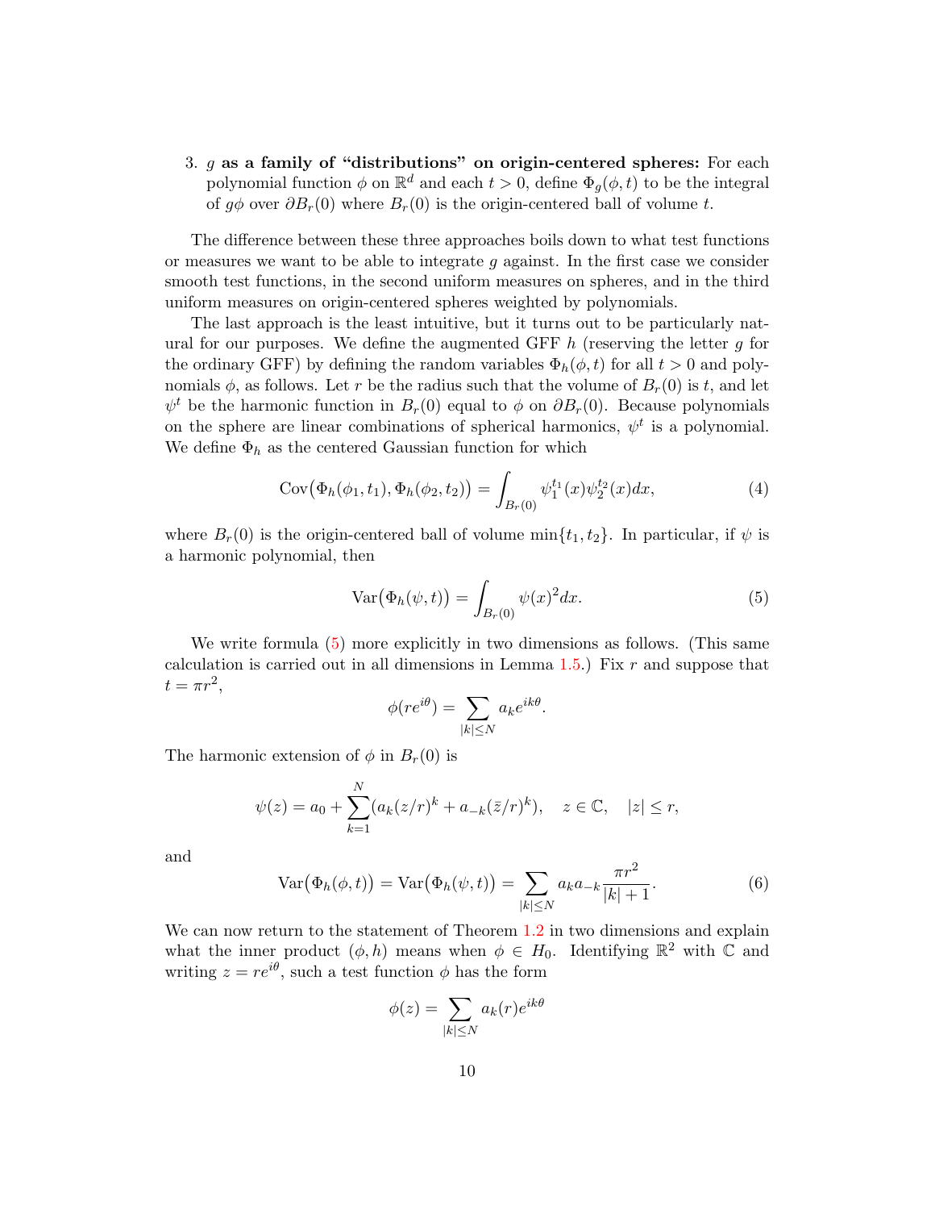3. **$g$ as a family of "distributions" on origin-centered spheres:** For each polynomial function $\phi$ on $\mathbb{R}^d$ and each $t > 0$, define $\Phi_g(\phi, t)$ to be the integral of $g\phi$ over $\partial B_r(0)$ where $B_r(0)$ is the origin-centered ball of volume $t$.

The difference between these three approaches boils down to what test functions or measures we want to be able to integrate $g$ against. In the first case we consider smooth test functions, in the second uniform measures on spheres, and in the third uniform measures on origin-centered spheres weighted by polynomials.

The last approach is the least intuitive, but it turns out to be particularly natural for our purposes. We define the augmented GFF $h$ (reserving the letter $g$ for the ordinary GFF) by defining the random variables $\Phi_h(\phi, t)$ for all $t > 0$ and polynomials $\phi$, as follows. Let $r$ be the radius such that the volume of $B_r(0)$ is $t$, and let $\psi^t$ be the harmonic function in $B_r(0)$ equal to $\phi$ on $\partial B_r(0)$. Because polynomials on the sphere are linear combinations of spherical harmonics, $\psi^t$ is a polynomial. We define $\Phi_h$ as the centered Gaussian function for which

$$\operatorname{Cov}\big(\Phi_h(\phi_1, t_1), \Phi_h(\phi_2, t_2)\big) = \int_{B_r(0)} \psi_1^{t_1}(x)\psi_2^{t_2}(x)dx, \tag{4}$$

where $B_r(0)$ is the origin-centered ball of volume $\min\{t_1, t_2\}$. In particular, if $\psi$ is a harmonic polynomial, then

$$\operatorname{Var}\big(\Phi_h(\psi, t)\big) = \int_{B_r(0)} \psi(x)^2 dx. \tag{5}$$

We write formula (5) more explicitly in two dimensions as follows. (This same calculation is carried out in all dimensions in Lemma 1.5.) Fix $r$ and suppose that $t = \pi r^2$,

$$\phi(re^{i\theta}) = \sum_{|k| \leq N} a_k e^{ik\theta}.$$

The harmonic extension of $\phi$ in $B_r(0)$ is

$$\psi(z) = a_0 + \sum_{k=1}^{N} (a_k (z/r)^k + a_{-k}(\bar{z}/r)^k), \quad z \in \mathbb{C}, \quad |z| \leq r,$$

and

$$\operatorname{Var}\big(\Phi_h(\phi, t)\big) = \operatorname{Var}\big(\Phi_h(\psi, t)\big) = \sum_{|k| \leq N} a_k a_{-k} \frac{\pi r^2}{|k| + 1}. \tag{6}$$

We can now return to the statement of Theorem 1.2 in two dimensions and explain what the inner product $(\phi, h)$ means when $\phi \in H_0$. Identifying $\mathbb{R}^2$ with $\mathbb{C}$ and writing $z = re^{i\theta}$, such a test function $\phi$ has the form

$$\phi(z) = \sum_{|k| \leq N} a_k(r) e^{ik\theta}$$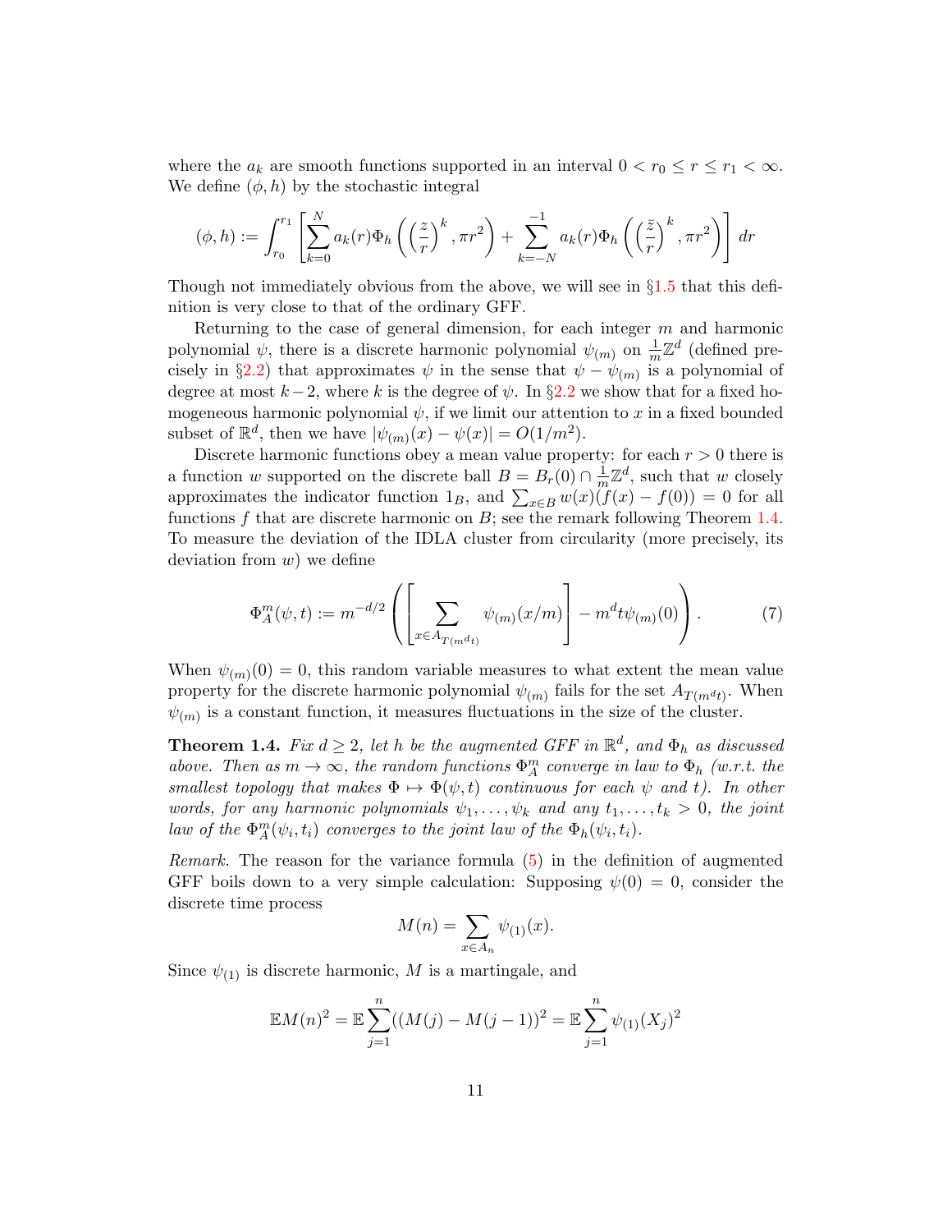where the $a_k$ are smooth functions supported in an interval $0 < r_0 \le r \le r_1 < \infty$. We define $(\phi, h)$ by the stochastic integral

$$(\phi, h) := \int_{r_0}^{r_1} \left[ \sum_{k=0}^{N} a_k(r) \Phi_h\left( \left(\frac{z}{r}\right)^k, \pi r^2 \right) + \sum_{k=-N}^{-1} a_k(r) \Phi_h\left( \left(\frac{\bar{z}}{r}\right)^k, \pi r^2 \right) \right] dr$$

Though not immediately obvious from the above, we will see in §1.5 that this definition is very close to that of the ordinary GFF.

Returning to the case of general dimension, for each integer $m$ and harmonic polynomial $\psi$, there is a discrete harmonic polynomial $\psi_{(m)}$ on $\frac{1}{m}\mathbb{Z}^d$ (defined precisely in §2.2) that approximates $\psi$ in the sense that $\psi - \psi_{(m)}$ is a polynomial of degree at most $k-2$, where $k$ is the degree of $\psi$. In §2.2 we show that for a fixed homogeneous harmonic polynomial $\psi$, if we limit our attention to $x$ in a fixed bounded subset of $\mathbb{R}^d$, then we have $|\psi_{(m)}(x) - \psi(x)| = O(1/m^2)$.

Discrete harmonic functions obey a mean value property: for each $r > 0$ there is a function $w$ supported on the discrete ball $B = B_r(0) \cap \frac{1}{m}\mathbb{Z}^d$, such that $w$ closely approximates the indicator function $1_B$, and $\sum_{x \in B} w(x)(f(x) - f(0)) = 0$ for all functions $f$ that are discrete harmonic on $B$; see the remark following Theorem 1.4. To measure the deviation of the IDLA cluster from circularity (more precisely, its deviation from $w$) we define

$$\Phi_A^m(\psi, t) := m^{-d/2} \left( \left[ \sum_{x \in A_{T(m^d t)}} \psi_{(m)}(x/m) \right] - m^d t \psi_{(m)}(0) \right). \tag{7}$$

When $\psi_{(m)}(0) = 0$, this random variable measures to what extent the mean value property for the discrete harmonic polynomial $\psi_{(m)}$ fails for the set $A_{T(m^d t)}$. When $\psi_{(m)}$ is a constant function, it measures fluctuations in the size of the cluster.

**Theorem 1.4.** *Fix $d \ge 2$, let $h$ be the augmented GFF in $\mathbb{R}^d$, and $\Phi_h$ as discussed above. Then as $m \to \infty$, the random functions $\Phi_A^m$ converge in law to $\Phi_h$ (w.r.t. the smallest topology that makes $\Phi \mapsto \Phi(\psi, t)$ continuous for each $\psi$ and $t$). In other words, for any harmonic polynomials $\psi_1, \ldots, \psi_k$ and any $t_1, \ldots, t_k > 0$, the joint law of the $\Phi_A^m(\psi_i, t_i)$ converges to the joint law of the $\Phi_h(\psi_i, t_i)$.*

*Remark.* The reason for the variance formula (5) in the definition of augmented GFF boils down to a very simple calculation: Supposing $\psi(0) = 0$, consider the discrete time process

$$M(n) = \sum_{x \in A_n} \psi_{(1)}(x).$$

Since $\psi_{(1)}$ is discrete harmonic, $M$ is a martingale, and

$$\mathbb{E}M(n)^2 = \mathbb{E}\sum_{j=1}^{n} ((M(j) - M(j-1))^2 = \mathbb{E}\sum_{j=1}^{n} \psi_{(1)}(X_j)^2$$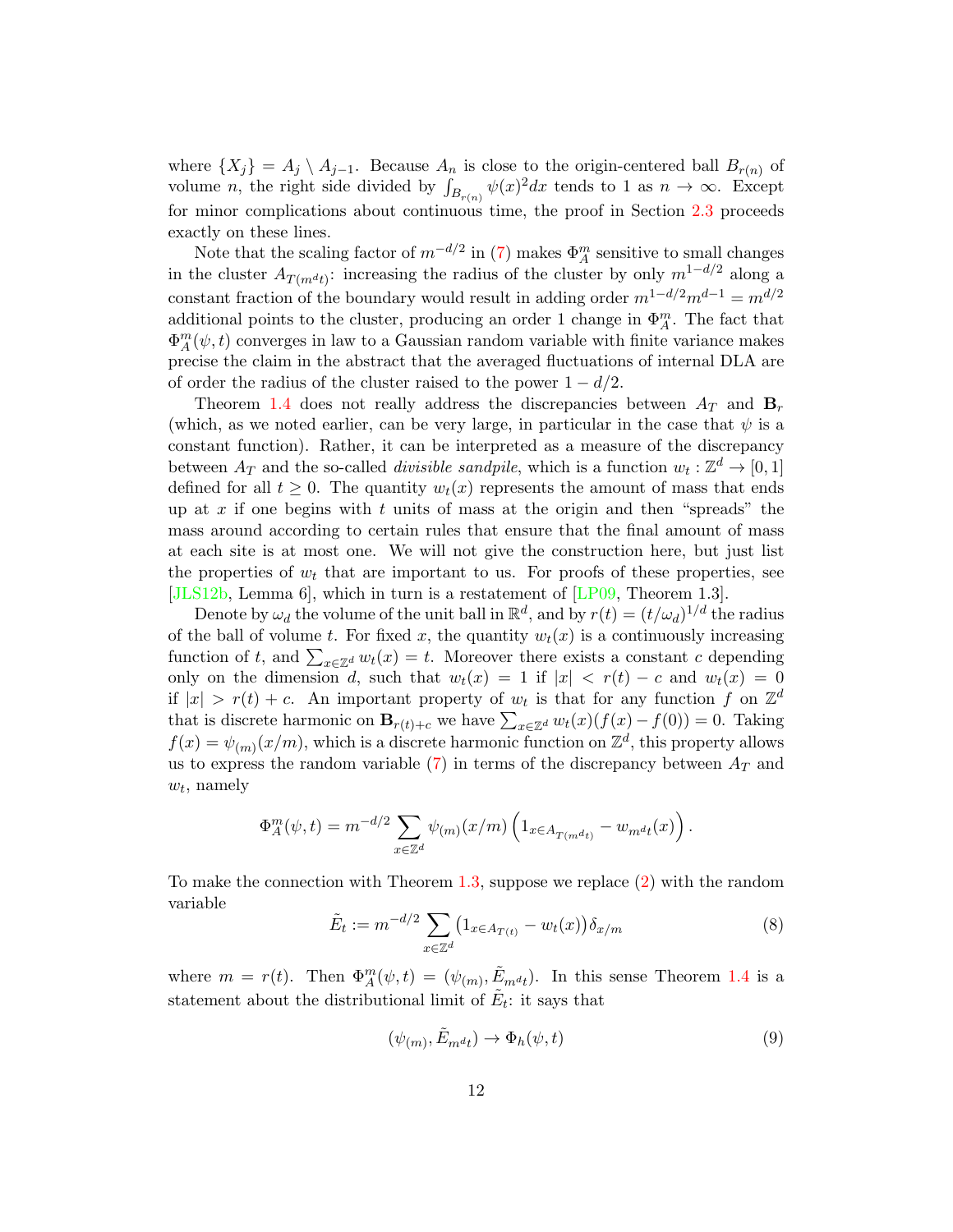where $\{X_j\} = A_j \setminus A_{j-1}$. Because $A_n$ is close to the origin-centered ball $B_{r(n)}$ of volume $n$, the right side divided by $\int_{B_{r(n)}} \psi(x)^2 dx$ tends to 1 as $n \to \infty$. Except for minor complications about continuous time, the proof in Section 2.3 proceeds exactly on these lines.

Note that the scaling factor of $m^{-d/2}$ in (7) makes $\Phi^m_A$ sensitive to small changes in the cluster $A_{T(m^d t)}$: increasing the radius of the cluster by only $m^{1-d/2}$ along a constant fraction of the boundary would result in adding order $m^{1-d/2}m^{d-1} = m^{d/2}$ additional points to the cluster, producing an order 1 change in $\Phi^m_A$. The fact that $\Phi^m_A(\psi, t)$ converges in law to a Gaussian random variable with finite variance makes precise the claim in the abstract that the averaged fluctuations of internal DLA are of order the radius of the cluster raised to the power $1 - d/2$.

Theorem 1.4 does not really address the discrepancies between $A_T$ and $\mathbf{B}_r$ (which, as we noted earlier, can be very large, in particular in the case that $\psi$ is a constant function). Rather, it can be interpreted as a measure of the discrepancy between $A_T$ and the so-called *divisible sandpile*, which is a function $w_t : \mathbb{Z}^d \to [0, 1]$ defined for all $t \geq 0$. The quantity $w_t(x)$ represents the amount of mass that ends up at $x$ if one begins with $t$ units of mass at the origin and then "spreads" the mass around according to certain rules that ensure that the final amount of mass at each site is at most one. We will not give the construction here, but just list the properties of $w_t$ that are important to us. For proofs of these properties, see [JLS12b, Lemma 6], which in turn is a restatement of [LP09, Theorem 1.3].

Denote by $\omega_d$ the volume of the unit ball in $\mathbb{R}^d$, and by $r(t) = (t/\omega_d)^{1/d}$ the radius of the ball of volume $t$. For fixed $x$, the quantity $w_t(x)$ is a continuously increasing function of $t$, and $\sum_{x \in \mathbb{Z}^d} w_t(x) = t$. Moreover there exists a constant $c$ depending only on the dimension $d$, such that $w_t(x) = 1$ if $|x| < r(t) - c$ and $w_t(x) = 0$ if $|x| > r(t) + c$. An important property of $w_t$ is that for any function $f$ on $\mathbb{Z}^d$ that is discrete harmonic on $\mathbf{B}_{r(t)+c}$ we have $\sum_{x \in \mathbb{Z}^d} w_t(x)(f(x) - f(0)) = 0$. Taking $f(x) = \psi_{(m)}(x/m)$, which is a discrete harmonic function on $\mathbb{Z}^d$, this property allows us to express the random variable (7) in terms of the discrepancy between $A_T$ and $w_t$, namely

$$\Phi^m_A(\psi, t) = m^{-d/2} \sum_{x \in \mathbb{Z}^d} \psi_{(m)}(x/m) \left(1_{x \in A_{T(m^d t)}} - w_{m^d t}(x)\right).$$

To make the connection with Theorem 1.3, suppose we replace (2) with the random variable

$$\tilde{E}_t := m^{-d/2} \sum_{x \in \mathbb{Z}^d} \left(1_{x \in A_{T(t)}} - w_t(x)\right) \delta_{x/m} \tag{8}$$

where $m = r(t)$. Then $\Phi^m_A(\psi, t) = (\psi_{(m)}, \tilde{E}_{m^d t})$. In this sense Theorem 1.4 is a statement about the distributional limit of $\tilde{E}_t$: it says that

$$(\psi_{(m)}, \tilde{E}_{m^d t}) \to \Phi_h(\psi, t) \tag{9}$$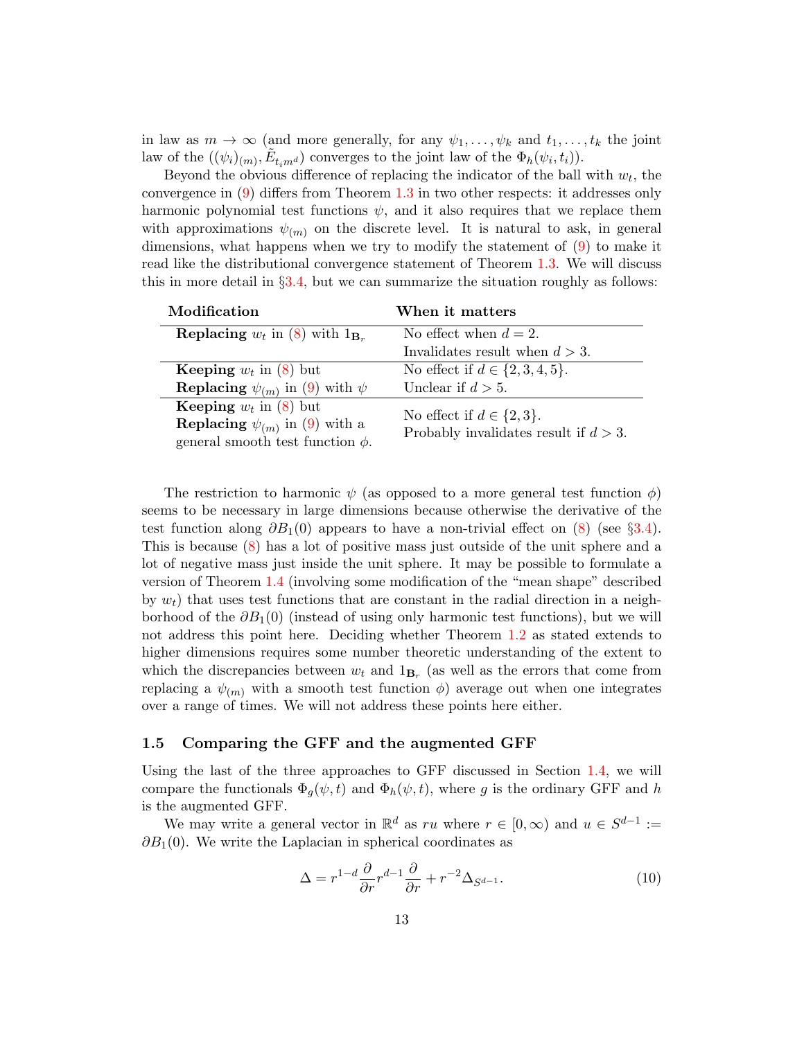in law as $m \to \infty$ (and more generally, for any $\psi_1, \ldots, \psi_k$ and $t_1, \ldots, t_k$ the joint law of the $((\psi_i)_{(m)}, \tilde{E}_{t_i m^d})$ converges to the joint law of the $\Phi_h(\psi_i, t_i)$).

Beyond the obvious difference of replacing the indicator of the ball with $w_t$, the convergence in (9) differs from Theorem 1.3 in two other respects: it addresses only harmonic polynomial test functions $\psi$, and it also requires that we replace them with approximations $\psi_{(m)}$ on the discrete level. It is natural to ask, in general dimensions, what happens when we try to modify the statement of (9) to make it read like the distributional convergence statement of Theorem 1.3. We will discuss this in more detail in §3.4, but we can summarize the situation roughly as follows:

| **Modification** | **When it matters** |
|---|---|
| **Replacing** $w_t$ in (8) with $1_{\mathbf{B}_r}$ | No effect when $d = 2$. Invalidates result when $d > 3$. |
| **Keeping** $w_t$ in (8) but **Replacing** $\psi_{(m)}$ in (9) with $\psi$ | No effect if $d \in \{2, 3, 4, 5\}$. Unclear if $d > 5$. |
| **Keeping** $w_t$ in (8) but **Replacing** $\psi_{(m)}$ in (9) with a general smooth test function $\phi$. | No effect if $d \in \{2, 3\}$. Probably invalidates result if $d > 3$. |

The restriction to harmonic $\psi$ (as opposed to a more general test function $\phi$) seems to be necessary in large dimensions because otherwise the derivative of the test function along $\partial B_1(0)$ appears to have a non-trivial effect on (8) (see §3.4). This is because (8) has a lot of positive mass just outside of the unit sphere and a lot of negative mass just inside the unit sphere. It may be possible to formulate a version of Theorem 1.4 (involving some modification of the "mean shape" described by $w_t$) that uses test functions that are constant in the radial direction in a neighborhood of the $\partial B_1(0)$ (instead of using only harmonic test functions), but we will not address this point here. Deciding whether Theorem 1.2 as stated extends to higher dimensions requires some number theoretic understanding of the extent to which the discrepancies between $w_t$ and $1_{\mathbf{B}_r}$ (as well as the errors that come from replacing a $\psi_{(m)}$ with a smooth test function $\phi$) average out when one integrates over a range of times. We will not address these points here either.

### 1.5 Comparing the GFF and the augmented GFF

Using the last of the three approaches to GFF discussed in Section 1.4, we will compare the functionals $\Phi_g(\psi, t)$ and $\Phi_h(\psi, t)$, where $g$ is the ordinary GFF and $h$ is the augmented GFF.

We may write a general vector in $\mathbb{R}^d$ as $ru$ where $r \in [0, \infty)$ and $u \in S^{d-1} := \partial B_1(0)$. We write the Laplacian in spherical coordinates as

$$\Delta = r^{1-d} \frac{\partial}{\partial r} r^{d-1} \frac{\partial}{\partial r} + r^{-2} \Delta_{S^{d-1}}. \tag{10}$$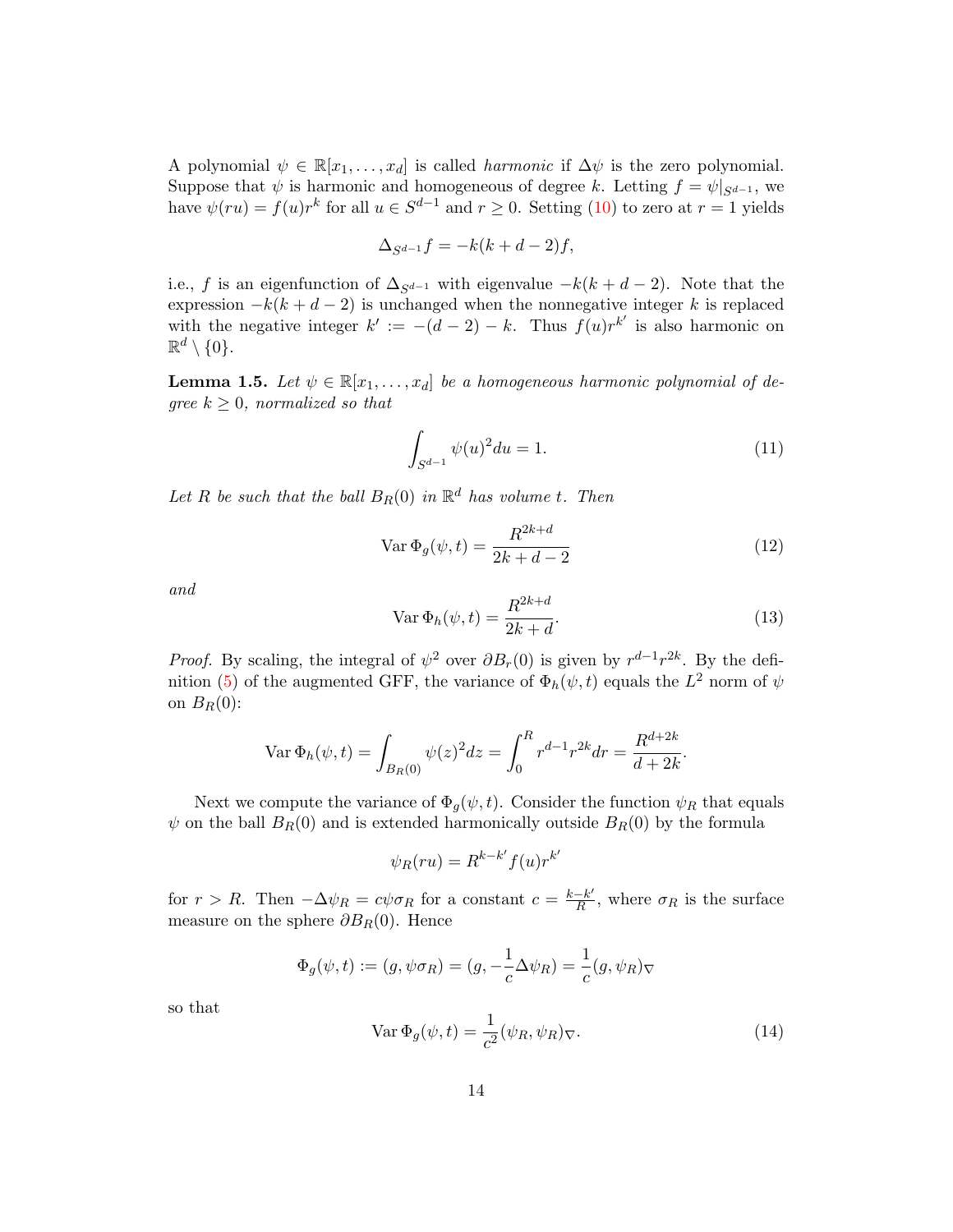A polynomial $\psi \in \mathbb{R}[x_1, \ldots, x_d]$ is called *harmonic* if $\Delta\psi$ is the zero polynomial. Suppose that $\psi$ is harmonic and homogeneous of degree $k$. Letting $f = \psi|_{S^{d-1}}$, we have $\psi(ru) = f(u)r^k$ for all $u \in S^{d-1}$ and $r \geq 0$. Setting (10) to zero at $r = 1$ yields

$$\Delta_{S^{d-1}} f = -k(k + d - 2)f,$$

i.e., $f$ is an eigenfunction of $\Delta_{S^{d-1}}$ with eigenvalue $-k(k + d - 2)$. Note that the expression $-k(k + d - 2)$ is unchanged when the nonnegative integer $k$ is replaced with the negative integer $k' := -(d - 2) - k$. Thus $f(u)r^{k'}$ is also harmonic on $\mathbb{R}^d \setminus \{0\}$.

**Lemma 1.5.** *Let $\psi \in \mathbb{R}[x_1, \ldots, x_d]$ be a homogeneous harmonic polynomial of degree $k \geq 0$, normalized so that*

$$\int_{S^{d-1}} \psi(u)^2 du = 1. \tag{11}$$

*Let $R$ be such that the ball $B_R(0)$ in $\mathbb{R}^d$ has volume $t$. Then*

$$\operatorname{Var} \Phi_g(\psi, t) = \frac{R^{2k+d}}{2k + d - 2} \tag{12}$$

*and*

$$\operatorname{Var} \Phi_h(\psi, t) = \frac{R^{2k+d}}{2k + d}. \tag{13}$$

*Proof.* By scaling, the integral of $\psi^2$ over $\partial B_r(0)$ is given by $r^{d-1}r^{2k}$. By the definition (5) of the augmented GFF, the variance of $\Phi_h(\psi, t)$ equals the $L^2$ norm of $\psi$ on $B_R(0)$:

$$\operatorname{Var} \Phi_h(\psi, t) = \int_{B_R(0)} \psi(z)^2 dz = \int_0^R r^{d-1} r^{2k} dr = \frac{R^{d+2k}}{d + 2k}.$$

Next we compute the variance of $\Phi_g(\psi, t)$. Consider the function $\psi_R$ that equals $\psi$ on the ball $B_R(0)$ and is extended harmonically outside $B_R(0)$ by the formula

$$\psi_R(ru) = R^{k-k'} f(u) r^{k'}$$

for $r > R$. Then $-\Delta\psi_R = c\psi\sigma_R$ for a constant $c = \frac{k-k'}{R}$, where $\sigma_R$ is the surface measure on the sphere $\partial B_R(0)$. Hence

$$\Phi_g(\psi, t) := (g, \psi\sigma_R) = (g, -\frac{1}{c}\Delta\psi_R) = \frac{1}{c}(g, \psi_R)_\nabla$$

so that

$$\operatorname{Var} \Phi_g(\psi, t) = \frac{1}{c^2}(\psi_R, \psi_R)_\nabla. \tag{14}$$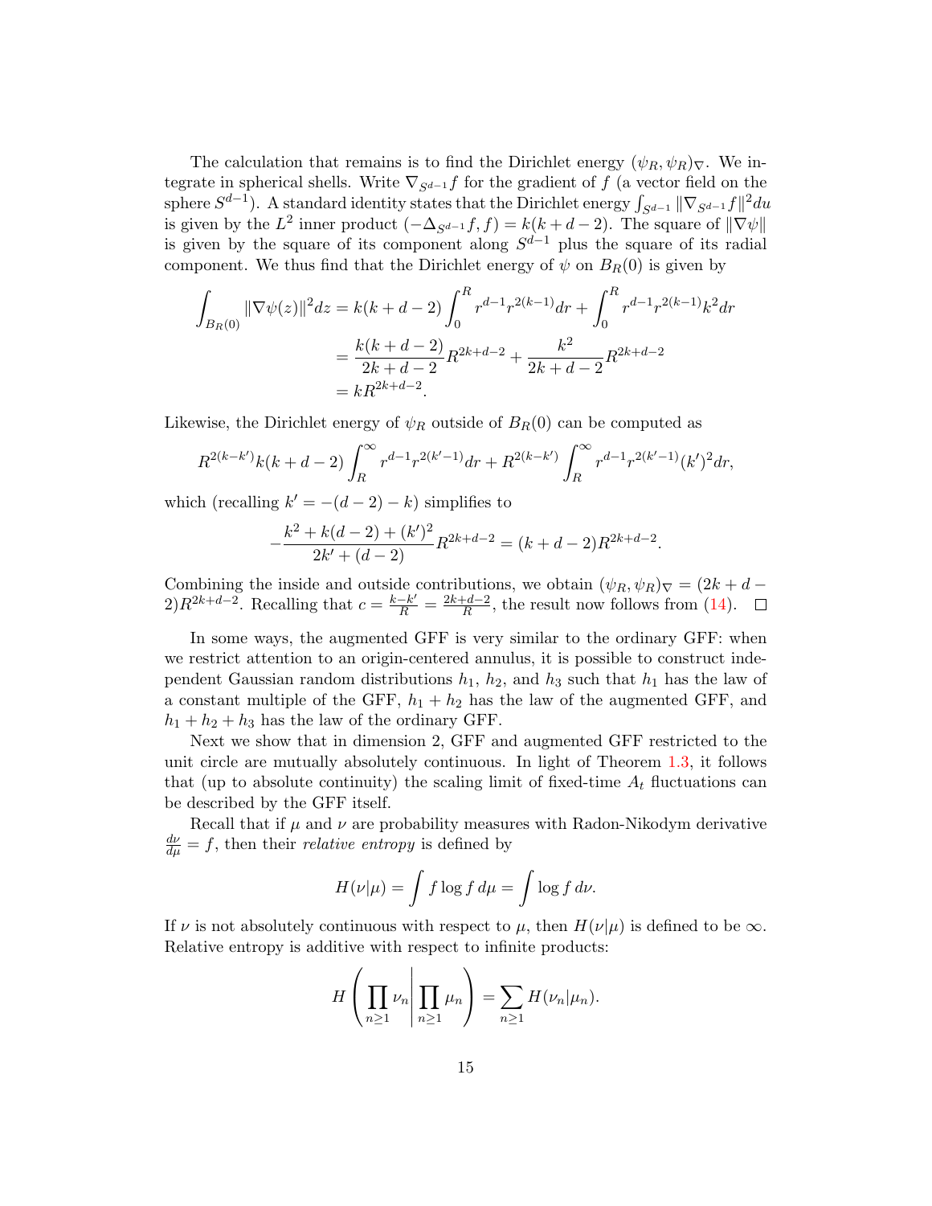The calculation that remains is to find the Dirichlet energy $(\psi_R, \psi_R)_\nabla$. We integrate in spherical shells. Write $\nabla_{S^{d-1}} f$ for the gradient of $f$ (a vector field on the sphere $S^{d-1}$). A standard identity states that the Dirichlet energy $\int_{S^{d-1}} \|\nabla_{S^{d-1}} f\|^2 du$ is given by the $L^2$ inner product $(-\Delta_{S^{d-1}} f, f) = k(k+d-2)$. The square of $\|\nabla \psi\|$ is given by the square of its component along $S^{d-1}$ plus the square of its radial component. We thus find that the Dirichlet energy of $\psi$ on $B_R(0)$ is given by

$$
\begin{aligned}
\int_{B_R(0)} \|\nabla \psi(z)\|^2 dz &= k(k+d-2) \int_0^R r^{d-1} r^{2(k-1)} dr + \int_0^R r^{d-1} r^{2(k-1)} k^2 dr \\
&= \frac{k(k+d-2)}{2k+d-2} R^{2k+d-2} + \frac{k^2}{2k+d-2} R^{2k+d-2} \\
&= k R^{2k+d-2}.
\end{aligned}
$$

Likewise, the Dirichlet energy of $\psi_R$ outside of $B_R(0)$ can be computed as

$$
R^{2(k-k')} k(k+d-2) \int_R^\infty r^{d-1} r^{2(k'-1)} dr + R^{2(k-k')} \int_R^\infty r^{d-1} r^{2(k'-1)} (k')^2 dr,
$$

which (recalling $k' = -(d-2) - k$) simplifies to

$$
-\frac{k^2 + k(d-2) + (k')^2}{2k' + (d-2)} R^{2k+d-2} = (k+d-2) R^{2k+d-2}.
$$

Combining the inside and outside contributions, we obtain $(\psi_R, \psi_R)_\nabla = (2k+d-2)R^{2k+d-2}$. Recalling that $c = \frac{k-k'}{R} = \frac{2k+d-2}{R}$, the result now follows from (14). $\square$

In some ways, the augmented GFF is very similar to the ordinary GFF: when we restrict attention to an origin-centered annulus, it is possible to construct independent Gaussian random distributions $h_1$, $h_2$, and $h_3$ such that $h_1$ has the law of a constant multiple of the GFF, $h_1 + h_2$ has the law of the augmented GFF, and $h_1 + h_2 + h_3$ has the law of the ordinary GFF.

Next we show that in dimension 2, GFF and augmented GFF restricted to the unit circle are mutually absolutely continuous. In light of Theorem 1.3, it follows that (up to absolute continuity) the scaling limit of fixed-time $A_t$ fluctuations can be described by the GFF itself.

Recall that if $\mu$ and $\nu$ are probability measures with Radon-Nikodym derivative $\frac{d\nu}{d\mu} = f$, then their *relative entropy* is defined by

$$
H(\nu|\mu) = \int f \log f \, d\mu = \int \log f \, d\nu.
$$

If $\nu$ is not absolutely continuous with respect to $\mu$, then $H(\nu|\mu)$ is defined to be $\infty$. Relative entropy is additive with respect to infinite products:

$$
H\left( \prod_{n \geq 1} \nu_n \middle| \prod_{n \geq 1} \mu_n \right) = \sum_{n \geq 1} H(\nu_n | \mu_n).
$$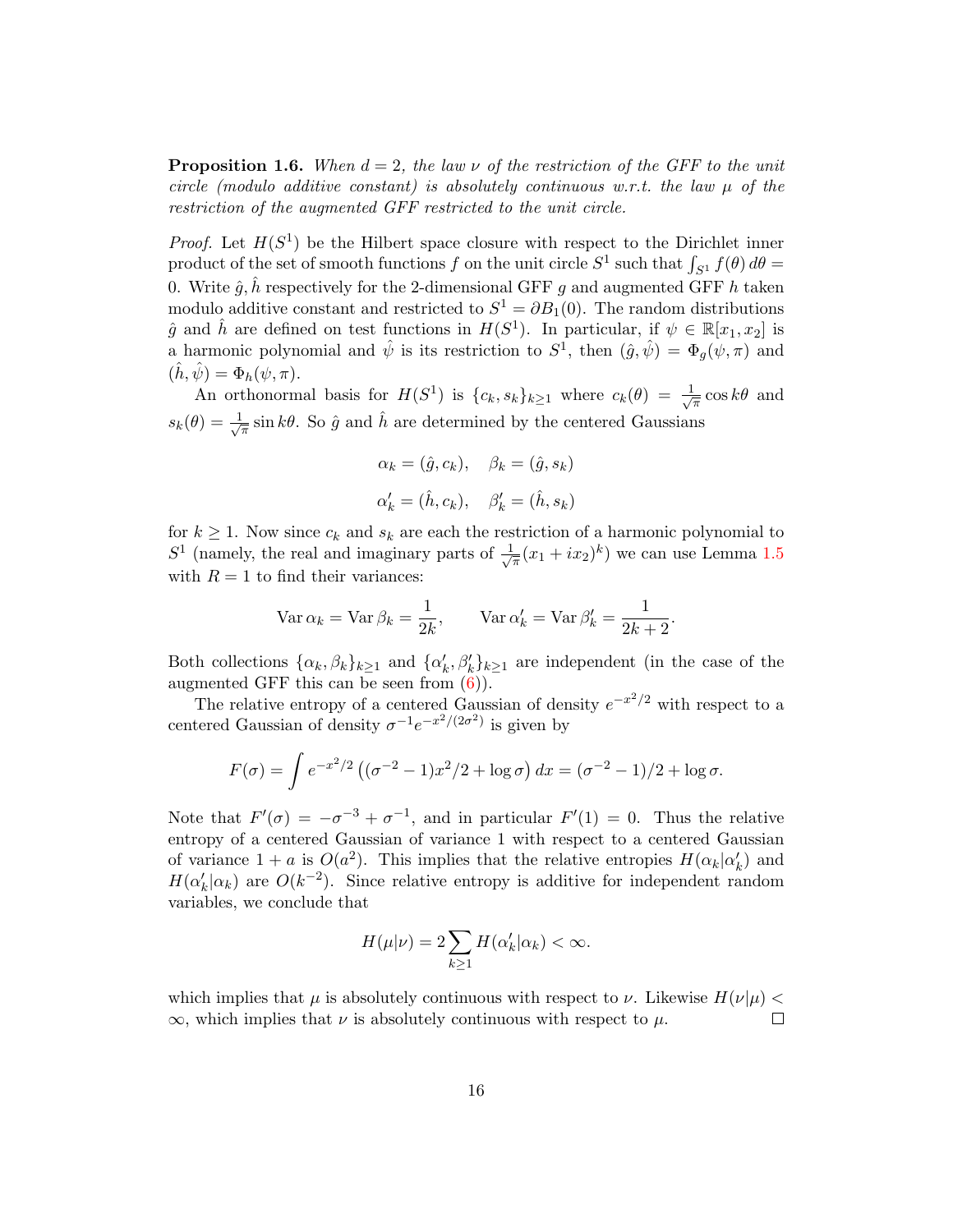**Proposition 1.6.** *When $d = 2$, the law $\nu$ of the restriction of the GFF to the unit circle (modulo additive constant) is absolutely continuous w.r.t. the law $\mu$ of the restriction of the augmented GFF restricted to the unit circle.*

*Proof.* Let $H(S^1)$ be the Hilbert space closure with respect to the Dirichlet inner product of the set of smooth functions $f$ on the unit circle $S^1$ such that $\int_{S^1} f(\theta)\, d\theta = 0$. Write $\hat{g}, \hat{h}$ respectively for the 2-dimensional GFF $g$ and augmented GFF $h$ taken modulo additive constant and restricted to $S^1 = \partial B_1(0)$. The random distributions $\hat{g}$ and $\hat{h}$ are defined on test functions in $H(S^1)$. In particular, if $\psi \in \mathbb{R}[x_1, x_2]$ is a harmonic polynomial and $\hat{\psi}$ is its restriction to $S^1$, then $(\hat{g}, \hat{\psi}) = \Phi_g(\psi, \pi)$ and $(\hat{h}, \hat{\psi}) = \Phi_h(\psi, \pi)$.

An orthonormal basis for $H(S^1)$ is $\{c_k, s_k\}_{k \geq 1}$ where $c_k(\theta) = \frac{1}{\sqrt{\pi}} \cos k\theta$ and $s_k(\theta) = \frac{1}{\sqrt{\pi}} \sin k\theta$. So $\hat{g}$ and $\hat{h}$ are determined by the centered Gaussians

$$\alpha_k = (\hat{g}, c_k), \quad \beta_k = (\hat{g}, s_k)$$

$$\alpha'_k = (\hat{h}, c_k), \quad \beta'_k = (\hat{h}, s_k)$$

for $k \geq 1$. Now since $c_k$ and $s_k$ are each the restriction of a harmonic polynomial to $S^1$ (namely, the real and imaginary parts of $\frac{1}{\sqrt{\pi}}(x_1 + ix_2)^k$) we can use Lemma 1.5 with $R = 1$ to find their variances:

$$\operatorname{Var} \alpha_k = \operatorname{Var} \beta_k = \frac{1}{2k}, \qquad \operatorname{Var} \alpha'_k = \operatorname{Var} \beta'_k = \frac{1}{2k+2}.$$

Both collections $\{\alpha_k, \beta_k\}_{k \geq 1}$ and $\{\alpha'_k, \beta'_k\}_{k \geq 1}$ are independent (in the case of the augmented GFF this can be seen from (6)).

The relative entropy of a centered Gaussian of density $e^{-x^2/2}$ with respect to a centered Gaussian of density $\sigma^{-1} e^{-x^2/(2\sigma^2)}$ is given by

$$F(\sigma) = \int e^{-x^2/2} \left( (\sigma^{-2} - 1)x^2/2 + \log \sigma \right) dx = (\sigma^{-2} - 1)/2 + \log \sigma.$$

Note that $F'(\sigma) = -\sigma^{-3} + \sigma^{-1}$, and in particular $F'(1) = 0$. Thus the relative entropy of a centered Gaussian of variance 1 with respect to a centered Gaussian of variance $1 + a$ is $O(a^2)$. This implies that the relative entropies $H(\alpha_k | \alpha'_k)$ and $H(\alpha'_k | \alpha_k)$ are $O(k^{-2})$. Since relative entropy is additive for independent random variables, we conclude that

$$H(\mu | \nu) = 2 \sum_{k \geq 1} H(\alpha'_k | \alpha_k) < \infty.$$

which implies that $\mu$ is absolutely continuous with respect to $\nu$. Likewise $H(\nu | \mu) < \infty$, which implies that $\nu$ is absolutely continuous with respect to $\mu$. $\square$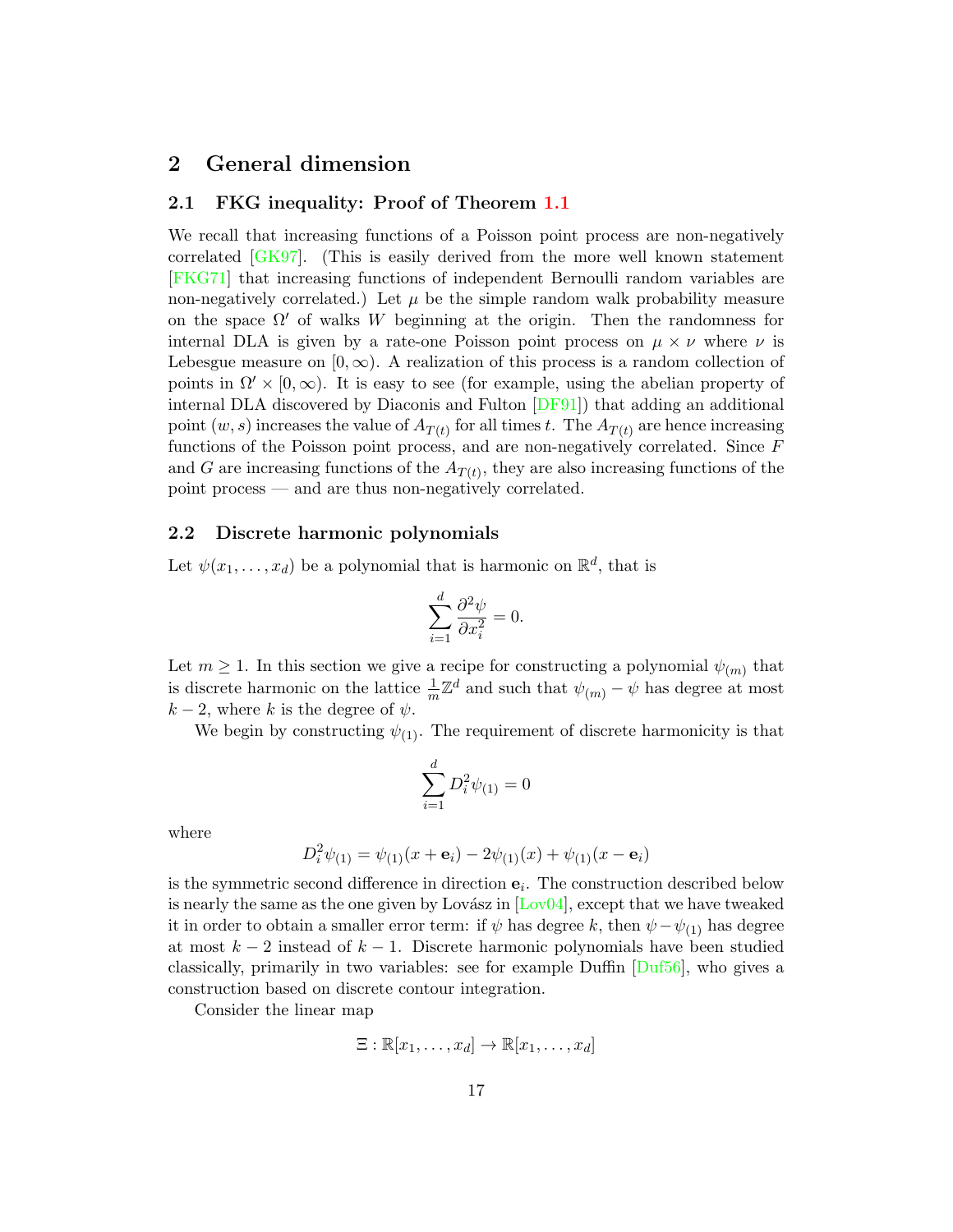# 2 General dimension

## 2.1 FKG inequality: Proof of Theorem 1.1

We recall that increasing functions of a Poisson point process are non-negatively correlated [GK97]. (This is easily derived from the more well known statement [FKG71] that increasing functions of independent Bernoulli random variables are non-negatively correlated.) Let $\mu$ be the simple random walk probability measure on the space $\Omega'$ of walks $W$ beginning at the origin. Then the randomness for internal DLA is given by a rate-one Poisson point process on $\mu \times \nu$ where $\nu$ is Lebesgue measure on $[0, \infty)$. A realization of this process is a random collection of points in $\Omega' \times [0, \infty)$. It is easy to see (for example, using the abelian property of internal DLA discovered by Diaconis and Fulton [DF91]) that adding an additional point $(w, s)$ increases the value of $A_{T(t)}$ for all times $t$. The $A_{T(t)}$ are hence increasing functions of the Poisson point process, and are non-negatively correlated. Since $F$ and $G$ are increasing functions of the $A_{T(t)}$, they are also increasing functions of the point process — and are thus non-negatively correlated.

## 2.2 Discrete harmonic polynomials

Let $\psi(x_1, \ldots, x_d)$ be a polynomial that is harmonic on $\mathbb{R}^d$, that is

$$\sum_{i=1}^{d} \frac{\partial^2 \psi}{\partial x_i^2} = 0.$$

Let $m \geq 1$. In this section we give a recipe for constructing a polynomial $\psi_{(m)}$ that is discrete harmonic on the lattice $\frac{1}{m}\mathbb{Z}^d$ and such that $\psi_{(m)} - \psi$ has degree at most $k - 2$, where $k$ is the degree of $\psi$.

We begin by constructing $\psi_{(1)}$. The requirement of discrete harmonicity is that

$$\sum_{i=1}^{d} D_i^2 \psi_{(1)} = 0$$

where

$$D_i^2 \psi_{(1)} = \psi_{(1)}(x + \mathbf{e}_i) - 2\psi_{(1)}(x) + \psi_{(1)}(x - \mathbf{e}_i)$$

is the symmetric second difference in direction $\mathbf{e}_i$. The construction described below is nearly the same as the one given by Lovász in [Lov04], except that we have tweaked it in order to obtain a smaller error term: if $\psi$ has degree $k$, then $\psi - \psi_{(1)}$ has degree at most $k - 2$ instead of $k - 1$. Discrete harmonic polynomials have been studied classically, primarily in two variables: see for example Duffin [Duf56], who gives a construction based on discrete contour integration.

Consider the linear map

$$\Xi : \mathbb{R}[x_1, \ldots, x_d] \to \mathbb{R}[x_1, \ldots, x_d]$$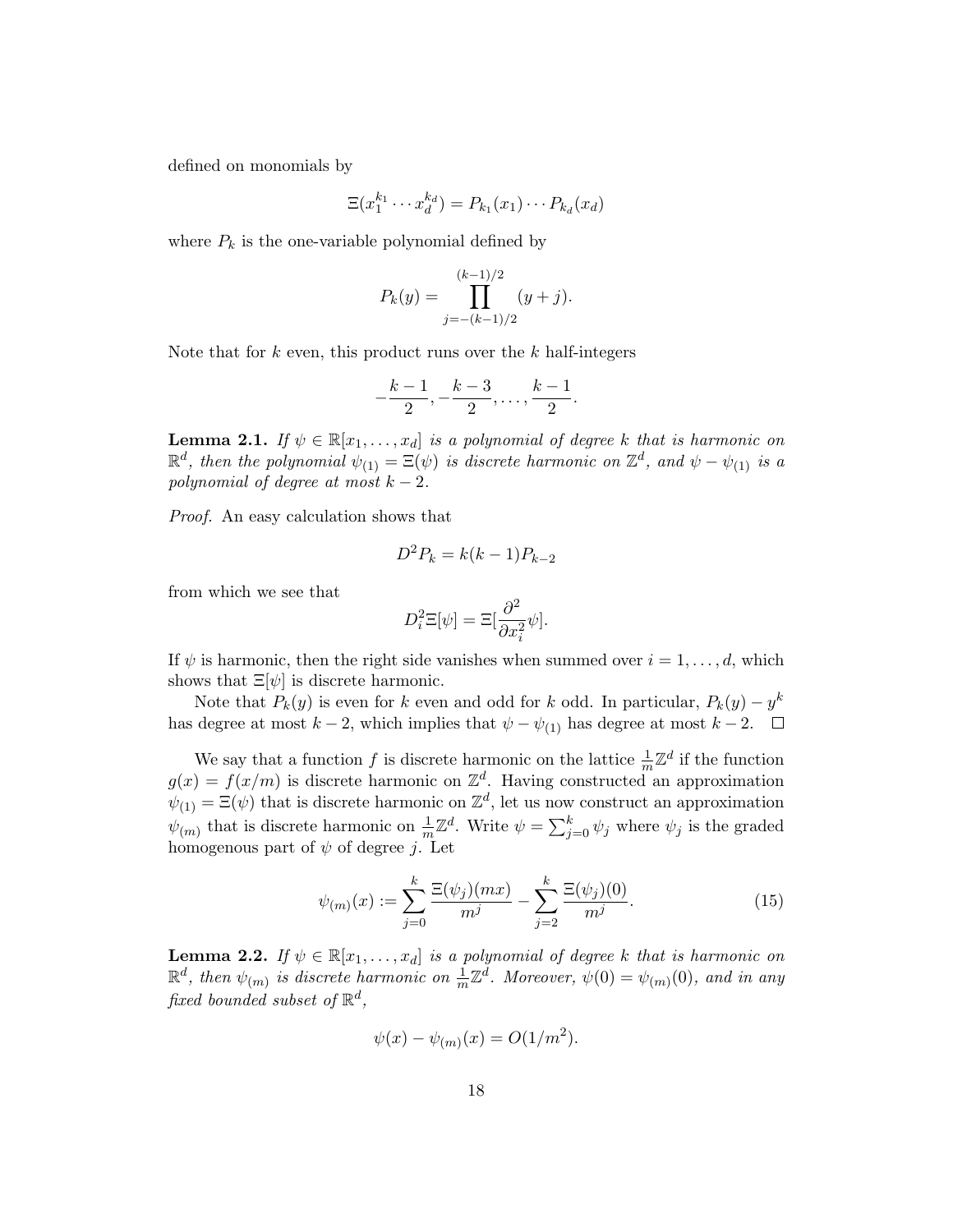defined on monomials by

$$\Xi(x_1^{k_1} \cdots x_d^{k_d}) = P_{k_1}(x_1) \cdots P_{k_d}(x_d)$$

where $P_k$ is the one-variable polynomial defined by

$$P_k(y) = \prod_{j=-(k-1)/2}^{(k-1)/2} (y+j).$$

Note that for $k$ even, this product runs over the $k$ half-integers

$$-\frac{k-1}{2}, -\frac{k-3}{2}, \ldots, \frac{k-1}{2}.$$

**Lemma 2.1.** *If $\psi \in \mathbb{R}[x_1, \ldots, x_d]$ is a polynomial of degree $k$ that is harmonic on $\mathbb{R}^d$, then the polynomial $\psi_{(1)} = \Xi(\psi)$ is discrete harmonic on $\mathbb{Z}^d$, and $\psi - \psi_{(1)}$ is a polynomial of degree at most $k-2$.*

*Proof.* An easy calculation shows that

$$D^2 P_k = k(k-1)P_{k-2}$$

from which we see that

$$D_i^2 \Xi[\psi] = \Xi[\frac{\partial^2}{\partial x_i^2}\psi].$$

If $\psi$ is harmonic, then the right side vanishes when summed over $i = 1, \ldots, d$, which shows that $\Xi[\psi]$ is discrete harmonic.

Note that $P_k(y)$ is even for $k$ even and odd for $k$ odd. In particular, $P_k(y) - y^k$ has degree at most $k-2$, which implies that $\psi - \psi_{(1)}$ has degree at most $k-2$. $\square$

We say that a function $f$ is discrete harmonic on the lattice $\frac{1}{m}\mathbb{Z}^d$ if the function $g(x) = f(x/m)$ is discrete harmonic on $\mathbb{Z}^d$. Having constructed an approximation $\psi_{(1)} = \Xi(\psi)$ that is discrete harmonic on $\mathbb{Z}^d$, let us now construct an approximation $\psi_{(m)}$ that is discrete harmonic on $\frac{1}{m}\mathbb{Z}^d$. Write $\psi = \sum_{j=0}^k \psi_j$ where $\psi_j$ is the graded homogenous part of $\psi$ of degree $j$. Let

$$\psi_{(m)}(x) := \sum_{j=0}^k \frac{\Xi(\psi_j)(mx)}{m^j} - \sum_{j=2}^k \frac{\Xi(\psi_j)(0)}{m^j}. \tag{15}$$

**Lemma 2.2.** *If $\psi \in \mathbb{R}[x_1, \ldots, x_d]$ is a polynomial of degree $k$ that is harmonic on $\mathbb{R}^d$, then $\psi_{(m)}$ is discrete harmonic on $\frac{1}{m}\mathbb{Z}^d$. Moreover, $\psi(0) = \psi_{(m)}(0)$, and in any fixed bounded subset of $\mathbb{R}^d$,*

$$\psi(x) - \psi_{(m)}(x) = O(1/m^2).$$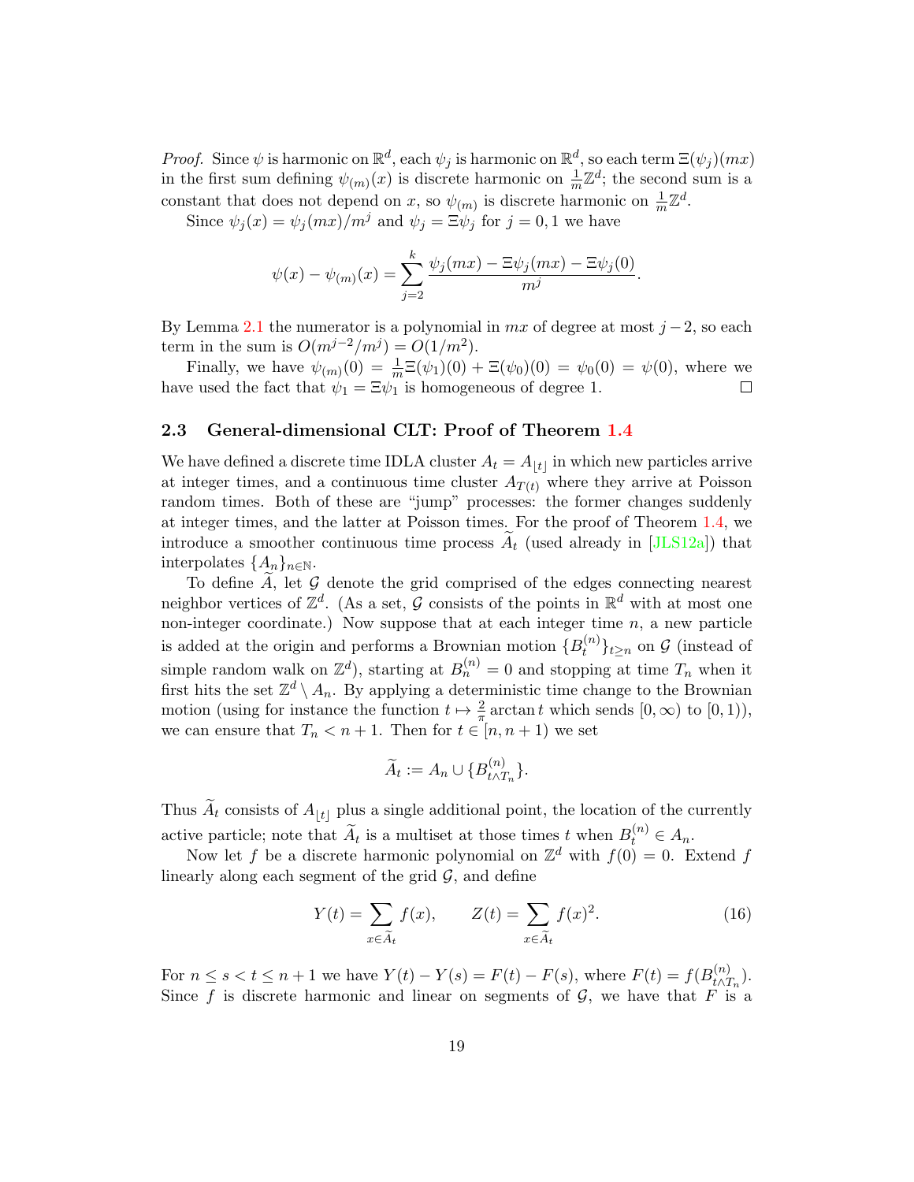*Proof.* Since $\psi$ is harmonic on $\mathbb{R}^d$, each $\psi_j$ is harmonic on $\mathbb{R}^d$, so each term $\Xi(\psi_j)(mx)$ in the first sum defining $\psi_{(m)}(x)$ is discrete harmonic on $\frac{1}{m}\mathbb{Z}^d$; the second sum is a constant that does not depend on $x$, so $\psi_{(m)}$ is discrete harmonic on $\frac{1}{m}\mathbb{Z}^d$.

Since $\psi_j(x) = \psi_j(mx)/m^j$ and $\psi_j = \Xi\psi_j$ for $j = 0, 1$ we have

$$\psi(x) - \psi_{(m)}(x) = \sum_{j=2}^{k} \frac{\psi_j(mx) - \Xi\psi_j(mx) - \Xi\psi_j(0)}{m^j}.$$

By Lemma 2.1 the numerator is a polynomial in $mx$ of degree at most $j-2$, so each term in the sum is $O(m^{j-2}/m^j) = O(1/m^2)$.

Finally, we have $\psi_{(m)}(0) = \frac{1}{m}\Xi(\psi_1)(0) + \Xi(\psi_0)(0) = \psi_0(0) = \psi(0)$, where we have used the fact that $\psi_1 = \Xi\psi_1$ is homogeneous of degree 1. $\square$

### 2.3 General-dimensional CLT: Proof of Theorem 1.4

We have defined a discrete time IDLA cluster $A_t = A_{\lfloor t \rfloor}$ in which new particles arrive at integer times, and a continuous time cluster $A_{T(t)}$ where they arrive at Poisson random times. Both of these are "jump" processes: the former changes suddenly at integer times, and the latter at Poisson times. For the proof of Theorem 1.4, we introduce a smoother continuous time process $\widetilde{A}_t$ (used already in [JLS12a]) that interpolates $\{A_n\}_{n\in\mathbb{N}}$.

To define $\widetilde{A}$, let $\mathcal{G}$ denote the grid comprised of the edges connecting nearest neighbor vertices of $\mathbb{Z}^d$. (As a set, $\mathcal{G}$ consists of the points in $\mathbb{R}^d$ with at most one non-integer coordinate.) Now suppose that at each integer time $n$, a new particle is added at the origin and performs a Brownian motion $\{B_t^{(n)}\}_{t\geq n}$ on $\mathcal{G}$ (instead of simple random walk on $\mathbb{Z}^d$), starting at $B_n^{(n)} = 0$ and stopping at time $T_n$ when it first hits the set $\mathbb{Z}^d \setminus A_n$. By applying a deterministic time change to the Brownian motion (using for instance the function $t \mapsto \frac{2}{\pi}\arctan t$ which sends $[0,\infty)$ to $[0,1)$), we can ensure that $T_n < n+1$. Then for $t \in [n, n+1)$ we set

$$\widetilde{A}_t := A_n \cup \{B_{t\wedge T_n}^{(n)}\}.$$

Thus $\widetilde{A}_t$ consists of $A_{\lfloor t \rfloor}$ plus a single additional point, the location of the currently active particle; note that $\widetilde{A}_t$ is a multiset at those times $t$ when $B_t^{(n)} \in A_n$.

Now let $f$ be a discrete harmonic polynomial on $\mathbb{Z}^d$ with $f(0) = 0$. Extend $f$ linearly along each segment of the grid $\mathcal{G}$, and define

$$Y(t) = \sum_{x\in\widetilde{A}_t} f(x), \qquad Z(t) = \sum_{x\in\widetilde{A}_t} f(x)^2. \tag{16}$$

For $n \leq s < t \leq n+1$ we have $Y(t) - Y(s) = F(t) - F(s)$, where $F(t) = f(B_{t\wedge T_n}^{(n)})$. Since $f$ is discrete harmonic and linear on segments of $\mathcal{G}$, we have that $F$ is a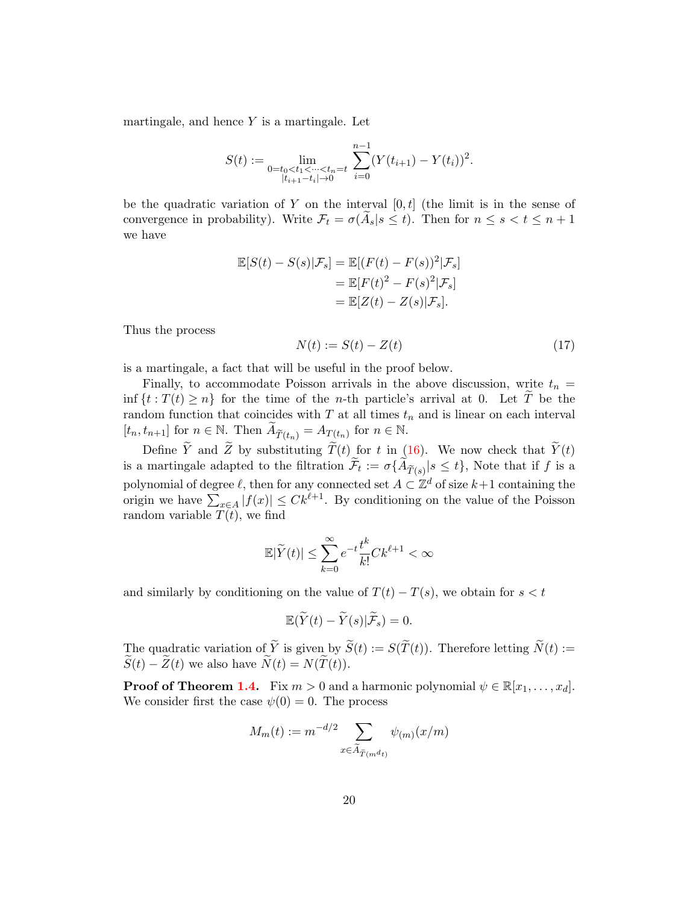martingale, and hence $Y$ is a martingale. Let

$$S(t) := \lim_{\substack{0=t_0<t_1<\cdots<t_n=t \\ |t_{i+1}-t_i|\to 0}} \sum_{i=0}^{n-1} (Y(t_{i+1}) - Y(t_i))^2.$$

be the quadratic variation of $Y$ on the interval $[0,t]$ (the limit is in the sense of convergence in probability). Write $\mathcal{F}_t = \sigma(\widetilde{A}_s | s \le t)$. Then for $n \le s < t \le n+1$ we have

$$\begin{aligned}
\mathbb{E}[S(t) - S(s)|\mathcal{F}_s] &= \mathbb{E}[(F(t) - F(s))^2|\mathcal{F}_s] \\
&= \mathbb{E}[F(t)^2 - F(s)^2|\mathcal{F}_s] \\
&= \mathbb{E}[Z(t) - Z(s)|\mathcal{F}_s].
\end{aligned}$$

Thus the process

$$N(t) := S(t) - Z(t) \tag{17}$$

is a martingale, a fact that will be useful in the proof below.

Finally, to accommodate Poisson arrivals in the above discussion, write $t_n = \inf\{t : T(t) \ge n\}$ for the time of the $n$-th particle's arrival at 0. Let $\widetilde{T}$ be the random function that coincides with $T$ at all times $t_n$ and is linear on each interval $[t_n, t_{n+1}]$ for $n \in \mathbb{N}$. Then $\widetilde{A}_{\widetilde{T}(t_n)} = A_{T(t_n)}$ for $n \in \mathbb{N}$.

Define $\widetilde{Y}$ and $\widetilde{Z}$ by substituting $\widetilde{T}(t)$ for $t$ in (16). We now check that $\widetilde{Y}(t)$ is a martingale adapted to the filtration $\widetilde{\mathcal{F}}_t := \sigma\{\widetilde{A}_{\widetilde{T}(s)} | s \le t\}$, Note that if $f$ is a polynomial of degree $\ell$, then for any connected set $A \subset \mathbb{Z}^d$ of size $k+1$ containing the origin we have $\sum_{x\in A} |f(x)| \le Ck^{\ell+1}$. By conditioning on the value of the Poisson random variable $T(t)$, we find

$$\mathbb{E}|\widetilde{Y}(t)| \le \sum_{k=0}^{\infty} e^{-t} \frac{t^k}{k!} Ck^{\ell+1} < \infty$$

and similarly by conditioning on the value of $T(t) - T(s)$, we obtain for $s < t$

$$\mathbb{E}(\widetilde{Y}(t) - \widetilde{Y}(s)|\widetilde{\mathcal{F}}_s) = 0.$$

The quadratic variation of $\widetilde{Y}$ is given by $\widetilde{S}(t) := S(\widetilde{T}(t))$. Therefore letting $\widetilde{N}(t) := \widetilde{S}(t) - \widetilde{Z}(t)$ we also have $\widetilde{N}(t) = N(\widetilde{T}(t))$.

**Proof of Theorem 1.4.** Fix $m > 0$ and a harmonic polynomial $\psi \in \mathbb{R}[x_1, \ldots, x_d]$. We consider first the case $\psi(0) = 0$. The process

$$M_m(t) := m^{-d/2} \sum_{x \in \widetilde{A}_{\widetilde{T}(m^d t)}} \psi_{(m)}(x/m)$$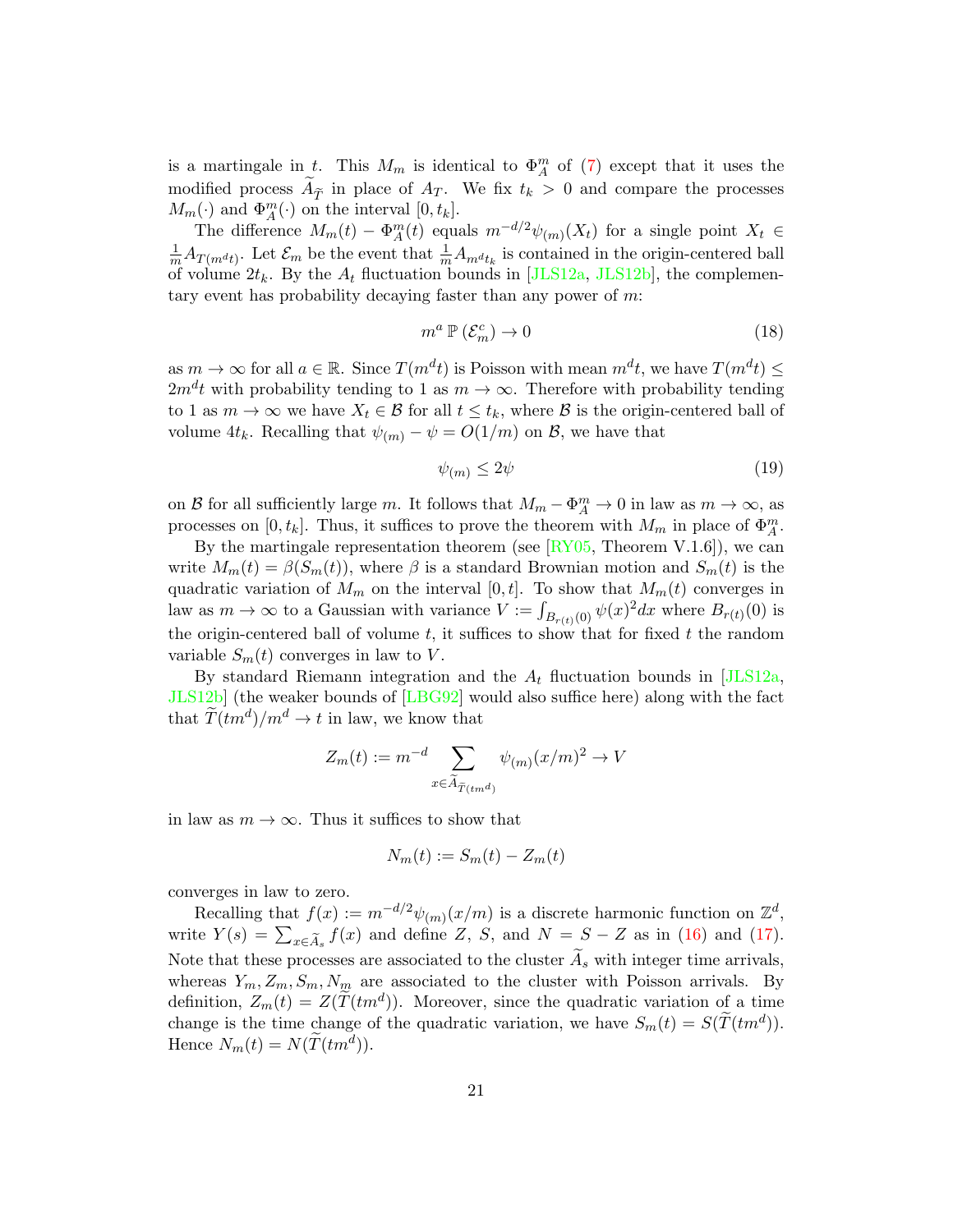is a martingale in $t$. This $M_m$ is identical to $\Phi_A^m$ of (7) except that it uses the modified process $\widetilde{A}_{\widetilde{T}}$ in place of $A_T$. We fix $t_k > 0$ and compare the processes $M_m(\cdot)$ and $\Phi_A^m(\cdot)$ on the interval $[0, t_k]$.

The difference $M_m(t) - \Phi_A^m(t)$ equals $m^{-d/2}\psi_{(m)}(X_t)$ for a single point $X_t \in \frac{1}{m}A_{T(m^d t)}$. Let $\mathcal{E}_m$ be the event that $\frac{1}{m}A_{m^d t_k}$ is contained in the origin-centered ball of volume $2t_k$. By the $A_t$ fluctuation bounds in [JLS12a, JLS12b], the complementary event has probability decaying faster than any power of $m$:

$$m^a \, \mathbb{P}\left(\mathcal{E}_m^c\right) \to 0 \tag{18}$$

as $m \to \infty$ for all $a \in \mathbb{R}$. Since $T(m^d t)$ is Poisson with mean $m^d t$, we have $T(m^d t) \leq 2m^d t$ with probability tending to 1 as $m \to \infty$. Therefore with probability tending to 1 as $m \to \infty$ we have $X_t \in \mathcal{B}$ for all $t \leq t_k$, where $\mathcal{B}$ is the origin-centered ball of volume $4t_k$. Recalling that $\psi_{(m)} - \psi = O(1/m)$ on $\mathcal{B}$, we have that

$$\psi_{(m)} \leq 2\psi \tag{19}$$

on $\mathcal{B}$ for all sufficiently large $m$. It follows that $M_m - \Phi_A^m \to 0$ in law as $m \to \infty$, as processes on $[0, t_k]$. Thus, it suffices to prove the theorem with $M_m$ in place of $\Phi_A^m$.

By the martingale representation theorem (see [RY05, Theorem V.1.6]), we can write $M_m(t) = \beta(S_m(t))$, where $\beta$ is a standard Brownian motion and $S_m(t)$ is the quadratic variation of $M_m$ on the interval $[0, t]$. To show that $M_m(t)$ converges in law as $m \to \infty$ to a Gaussian with variance $V := \int_{B_{r(t)}(0)} \psi(x)^2 dx$ where $B_{r(t)}(0)$ is the origin-centered ball of volume $t$, it suffices to show that for fixed $t$ the random variable $S_m(t)$ converges in law to $V$.

By standard Riemann integration and the $A_t$ fluctuation bounds in [JLS12a, JLS12b] (the weaker bounds of [LBG92] would also suffice here) along with the fact that $\widetilde{T}(tm^d)/m^d \to t$ in law, we know that

$$Z_m(t) := m^{-d} \sum_{x \in \widetilde{A}_{\widetilde{T}(tm^d)}} \psi_{(m)}(x/m)^2 \to V$$

in law as $m \to \infty$. Thus it suffices to show that

$$N_m(t) := S_m(t) - Z_m(t)$$

converges in law to zero.

Recalling that $f(x) := m^{-d/2}\psi_{(m)}(x/m)$ is a discrete harmonic function on $\mathbb{Z}^d$, write $Y(s) = \sum_{x \in \widetilde{A}_s} f(x)$ and define $Z$, $S$, and $N = S - Z$ as in (16) and (17). Note that these processes are associated to the cluster $\widetilde{A}_s$ with integer time arrivals, whereas $Y_m, Z_m, S_m, N_m$ are associated to the cluster with Poisson arrivals. By definition, $Z_m(t) = Z(\widetilde{T}(tm^d))$. Moreover, since the quadratic variation of a time change is the time change of the quadratic variation, we have $S_m(t) = S(\widetilde{T}(tm^d))$. Hence $N_m(t) = N(\widetilde{T}(tm^d))$.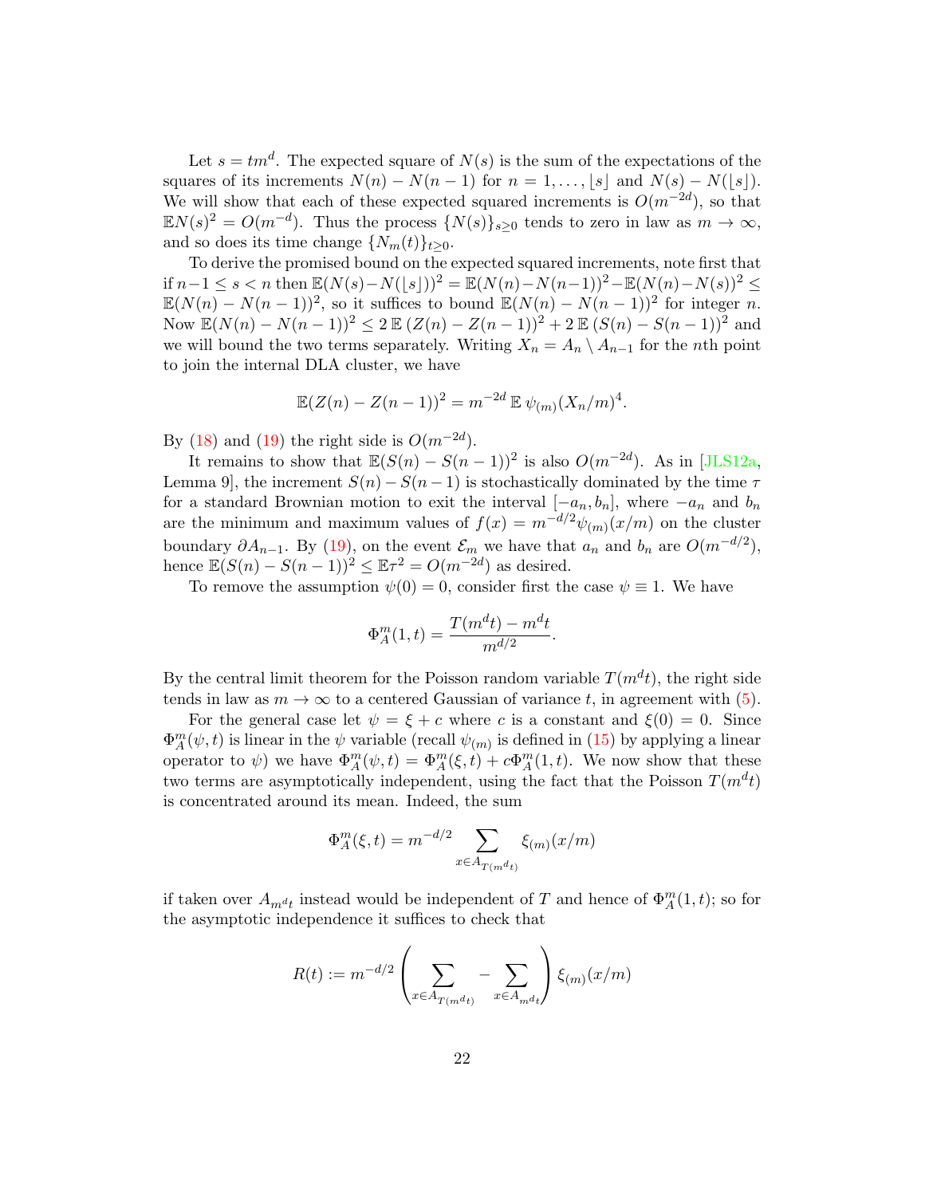Let $s = tm^d$. The expected square of $N(s)$ is the sum of the expectations of the squares of its increments $N(n) - N(n-1)$ for $n = 1, \dots, \lfloor s \rfloor$ and $N(s) - N(\lfloor s \rfloor)$. We will show that each of these expected squared increments is $O(m^{-2d})$, so that $\mathbb{E}N(s)^2 = O(m^{-d})$. Thus the process $\{N(s)\}_{s \geq 0}$ tends to zero in law as $m \to \infty$, and so does its time change $\{N_m(t)\}_{t \geq 0}$.

To derive the promised bound on the expected squared increments, note first that if $n-1 \leq s < n$ then $\mathbb{E}(N(s) - N(\lfloor s \rfloor))^2 = \mathbb{E}(N(n) - N(n-1))^2 - \mathbb{E}(N(n) - N(s))^2 \leq \mathbb{E}(N(n) - N(n-1))^2$, so it suffices to bound $\mathbb{E}(N(n) - N(n-1))^2$ for integer $n$. Now $\mathbb{E}(N(n) - N(n-1))^2 \leq 2\,\mathbb{E}\,(Z(n) - Z(n-1))^2 + 2\,\mathbb{E}\,(S(n) - S(n-1))^2$ and we will bound the two terms separately. Writing $X_n = A_n \setminus A_{n-1}$ for the $n$th point to join the internal DLA cluster, we have

$$\mathbb{E}(Z(n) - Z(n-1))^2 = m^{-2d}\,\mathbb{E}\,\psi_{(m)}(X_n/m)^4.$$

By (18) and (19) the right side is $O(m^{-2d})$.

It remains to show that $\mathbb{E}(S(n) - S(n-1))^2$ is also $O(m^{-2d})$. As in [JLS12a, Lemma 9], the increment $S(n) - S(n-1)$ is stochastically dominated by the time $\tau$ for a standard Brownian motion to exit the interval $[-a_n, b_n]$, where $-a_n$ and $b_n$ are the minimum and maximum values of $f(x) = m^{-d/2}\psi_{(m)}(x/m)$ on the cluster boundary $\partial A_{n-1}$. By (19), on the event $\mathcal{E}_m$ we have that $a_n$ and $b_n$ are $O(m^{-d/2})$, hence $\mathbb{E}(S(n) - S(n-1))^2 \leq \mathbb{E}\tau^2 = O(m^{-2d})$ as desired.

To remove the assumption $\psi(0) = 0$, consider first the case $\psi \equiv 1$. We have

$$\Phi_A^m(1, t) = \frac{T(m^d t) - m^d t}{m^{d/2}}.$$

By the central limit theorem for the Poisson random variable $T(m^d t)$, the right side tends in law as $m \to \infty$ to a centered Gaussian of variance $t$, in agreement with (5).

For the general case let $\psi = \xi + c$ where $c$ is a constant and $\xi(0) = 0$. Since $\Phi_A^m(\psi, t)$ is linear in the $\psi$ variable (recall $\psi_{(m)}$ is defined in (15) by applying a linear operator to $\psi$) we have $\Phi_A^m(\psi, t) = \Phi_A^m(\xi, t) + c\Phi_A^m(1, t)$. We now show that these two terms are asymptotically independent, using the fact that the Poisson $T(m^d t)$ is concentrated around its mean. Indeed, the sum

$$\Phi_A^m(\xi, t) = m^{-d/2} \sum_{x \in A_{T(m^d t)}} \xi_{(m)}(x/m)$$

if taken over $A_{m^d t}$ instead would be independent of $T$ and hence of $\Phi_A^m(1, t)$; so for the asymptotic independence it suffices to check that

$$R(t) := m^{-d/2} \left( \sum_{x \in A_{T(m^d t)}} - \sum_{x \in A_{m^d t}} \right) \xi_{(m)}(x/m)$$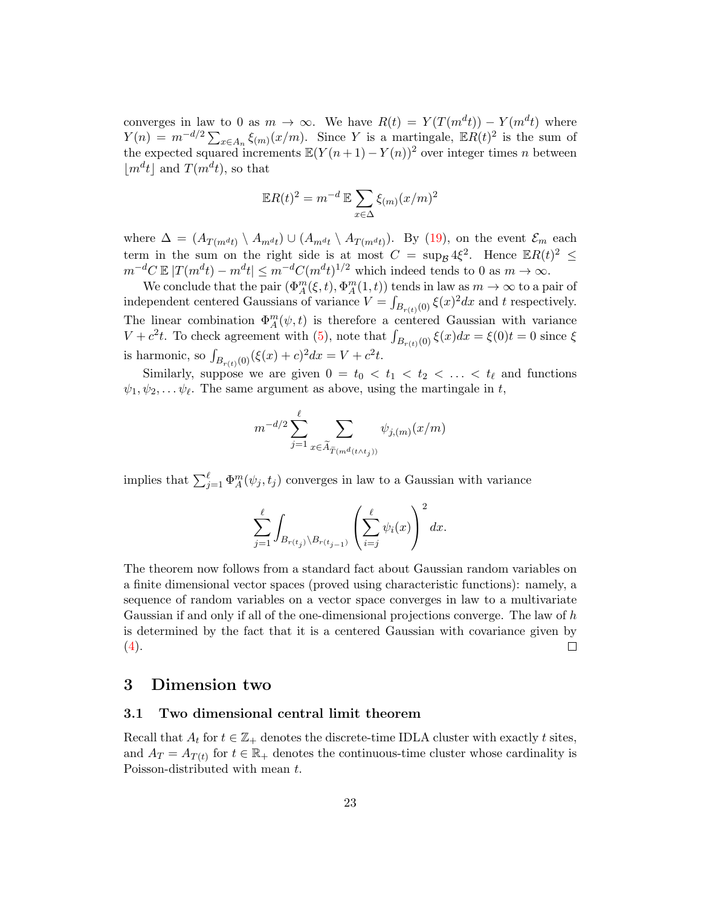converges in law to 0 as $m \to \infty$. We have $R(t) = Y(T(m^d t)) - Y(m^d t)$ where $Y(n) = m^{-d/2} \sum_{x \in A_n} \xi_{(m)}(x/m)$. Since $Y$ is a martingale, $\mathbb{E}R(t)^2$ is the sum of the expected squared increments $\mathbb{E}(Y(n+1) - Y(n))^2$ over integer times $n$ between $\lfloor m^d t \rfloor$ and $T(m^d t)$, so that

$$\mathbb{E}R(t)^2 = m^{-d}\, \mathbb{E} \sum_{x \in \Delta} \xi_{(m)}(x/m)^2$$

where $\Delta = (A_{T(m^d t)} \setminus A_{m^d t}) \cup (A_{m^d t} \setminus A_{T(m^d t)})$. By (19), on the event $\mathcal{E}_m$ each term in the sum on the right side is at most $C = \sup_{\mathcal{B}} 4\xi^2$. Hence $\mathbb{E}R(t)^2 \leq m^{-d} C\, \mathbb{E}\, |T(m^d t) - m^d t| \leq m^{-d} C (m^d t)^{1/2}$ which indeed tends to 0 as $m \to \infty$.

We conclude that the pair $(\Phi_A^m(\xi, t), \Phi_A^m(1,t))$ tends in law as $m \to \infty$ to a pair of independent centered Gaussians of variance $V = \int_{B_{r(t)}(0)} \xi(x)^2 dx$ and $t$ respectively. The linear combination $\Phi_A^m(\psi, t)$ is therefore a centered Gaussian with variance $V + c^2 t$. To check agreement with (5), note that $\int_{B_{r(t)}(0)} \xi(x) dx = \xi(0) t = 0$ since $\xi$ is harmonic, so $\int_{B_{r(t)}(0)} (\xi(x) + c)^2 dx = V + c^2 t$.

Similarly, suppose we are given $0 = t_0 < t_1 < t_2 < \ldots < t_\ell$ and functions $\psi_1, \psi_2, \ldots \psi_\ell$. The same argument as above, using the martingale in $t$,

$$m^{-d/2} \sum_{j=1}^{\ell} \sum_{x \in \widetilde{A}_{\widetilde{T}(m^d(t \wedge t_j))}} \psi_{j,(m)}(x/m)$$

implies that $\sum_{j=1}^{\ell} \Phi_A^m(\psi_j, t_j)$ converges in law to a Gaussian with variance

$$\sum_{j=1}^{\ell} \int_{B_{r(t_j)} \setminus B_{r(t_{j-1})}} \left( \sum_{i=j}^{\ell} \psi_i(x) \right)^2 dx.$$

The theorem now follows from a standard fact about Gaussian random variables on a finite dimensional vector spaces (proved using characteristic functions): namely, a sequence of random variables on a vector space converges in law to a multivariate Gaussian if and only if all of the one-dimensional projections converge. The law of $h$ is determined by the fact that it is a centered Gaussian with covariance given by (4). ☐

# 3 Dimension two

## 3.1 Two dimensional central limit theorem

Recall that $A_t$ for $t \in \mathbb{Z}_+$ denotes the discrete-time IDLA cluster with exactly $t$ sites, and $A_T = A_{T(t)}$ for $t \in \mathbb{R}_+$ denotes the continuous-time cluster whose cardinality is Poisson-distributed with mean $t$.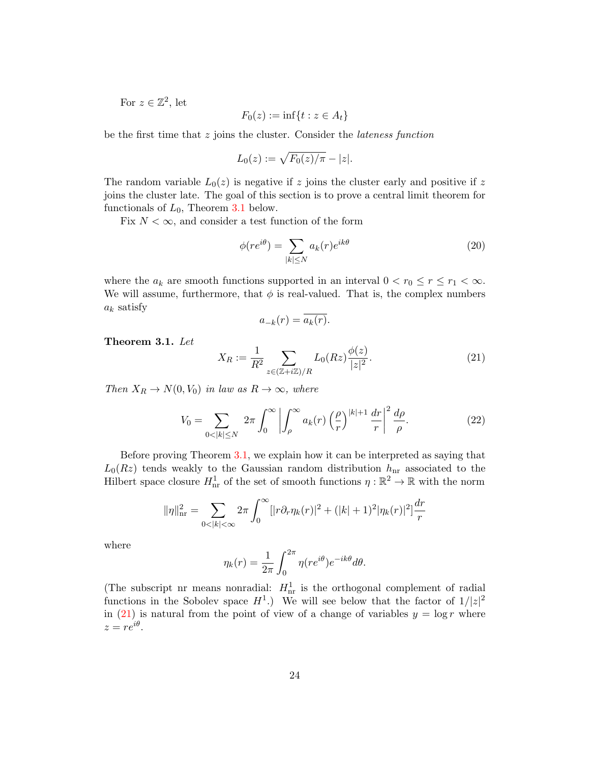For $z \in \mathbb{Z}^2$, let

$$F_0(z) := \inf\{t : z \in A_t\}$$

be the first time that $z$ joins the cluster. Consider the *lateness function*

$$L_0(z) := \sqrt{F_0(z)/\pi} - |z|.$$

The random variable $L_0(z)$ is negative if $z$ joins the cluster early and positive if $z$ joins the cluster late. The goal of this section is to prove a central limit theorem for functionals of $L_0$, Theorem 3.1 below.

Fix $N < \infty$, and consider a test function of the form

$$\phi(re^{i\theta}) = \sum_{|k| \le N} a_k(r) e^{ik\theta} \tag{20}$$

where the $a_k$ are smooth functions supported in an interval $0 < r_0 \le r \le r_1 < \infty$. We will assume, furthermore, that $\phi$ is real-valued. That is, the complex numbers $a_k$ satisfy

$$a_{-k}(r) = \overline{a_k(r)}.$$

**Theorem 3.1.** *Let*

$$X_R := \frac{1}{R^2} \sum_{z \in (\mathbb{Z}+i\mathbb{Z})/R} L_0(Rz) \frac{\phi(z)}{|z|^2}. \tag{21}$$

*Then $X_R \to N(0, V_0)$ in law as $R \to \infty$, where*

$$V_0 = \sum_{0<|k|\le N} 2\pi \int_0^\infty \left| \int_\rho^\infty a_k(r) \left(\frac{\rho}{r}\right)^{|k|+1} \frac{dr}{r} \right|^2 \frac{d\rho}{\rho}. \tag{22}$$

Before proving Theorem 3.1, we explain how it can be interpreted as saying that $L_0(Rz)$ tends weakly to the Gaussian random distribution $h_{\mathrm{nr}}$ associated to the Hilbert space closure $H^1_{\mathrm{nr}}$ of the set of smooth functions $\eta : \mathbb{R}^2 \to \mathbb{R}$ with the norm

$$\|\eta\|^2_{\mathrm{nr}} = \sum_{0<|k|<\infty} 2\pi \int_0^\infty [|r\partial_r \eta_k(r)|^2 + (|k|+1)^2 |\eta_k(r)|^2] \frac{dr}{r}$$

where

$$\eta_k(r) = \frac{1}{2\pi} \int_0^{2\pi} \eta(re^{i\theta}) e^{-ik\theta} d\theta.$$

(The subscript nr means nonradial: $H^1_{\mathrm{nr}}$ is the orthogonal complement of radial functions in the Sobolev space $H^1$.) We will see below that the factor of $1/|z|^2$ in (21) is natural from the point of view of a change of variables $y = \log r$ where $z = re^{i\theta}$.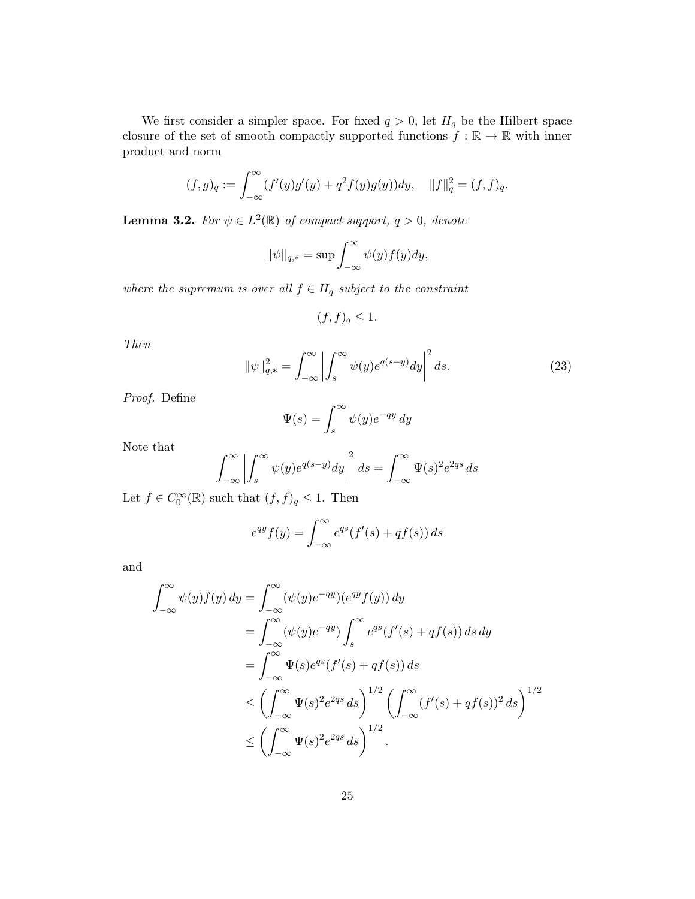We first consider a simpler space. For fixed $q > 0$, let $H_q$ be the Hilbert space closure of the set of smooth compactly supported functions $f : \mathbb{R} \to \mathbb{R}$ with inner product and norm

$$(f, g)_q := \int_{-\infty}^{\infty} (f'(y)g'(y) + q^2 f(y)g(y))dy, \quad \|f\|_q^2 = (f, f)_q.$$

**Lemma 3.2.** *For $\psi \in L^2(\mathbb{R})$ of compact support, $q > 0$, denote*

$$\|\psi\|_{q,*} = \sup \int_{-\infty}^{\infty} \psi(y) f(y) dy,$$

*where the supremum is over all $f \in H_q$ subject to the constraint*

$$(f, f)_q \leq 1.$$

*Then*

$$\|\psi\|_{q,*}^2 = \int_{-\infty}^{\infty} \left| \int_s^{\infty} \psi(y) e^{q(s-y)} dy \right|^2 ds. \tag{23}$$

*Proof.* Define

$$\Psi(s) = \int_s^{\infty} \psi(y) e^{-qy}\, dy$$

Note that

$$\int_{-\infty}^{\infty} \left| \int_s^{\infty} \psi(y) e^{q(s-y)} dy \right|^2 ds = \int_{-\infty}^{\infty} \Psi(s)^2 e^{2qs}\, ds$$

Let $f \in C_0^{\infty}(\mathbb{R})$ such that $(f, f)_q \leq 1$. Then

$$e^{qy} f(y) = \int_{-\infty}^{\infty} e^{qs}(f'(s) + qf(s))\, ds$$

and

$$\begin{aligned}
\int_{-\infty}^{\infty} \psi(y) f(y)\, dy &= \int_{-\infty}^{\infty} (\psi(y) e^{-qy})(e^{qy} f(y))\, dy \\
&= \int_{-\infty}^{\infty} (\psi(y) e^{-qy}) \int_s^{\infty} e^{qs}(f'(s) + qf(s))\, ds\, dy \\
&= \int_{-\infty}^{\infty} \Psi(s) e^{qs}(f'(s) + qf(s))\, ds \\
&\leq \left( \int_{-\infty}^{\infty} \Psi(s)^2 e^{2qs}\, ds \right)^{1/2} \left( \int_{-\infty}^{\infty} (f'(s) + qf(s))^2\, ds \right)^{1/2} \\
&\leq \left( \int_{-\infty}^{\infty} \Psi(s)^2 e^{2qs}\, ds \right)^{1/2}.
\end{aligned}$$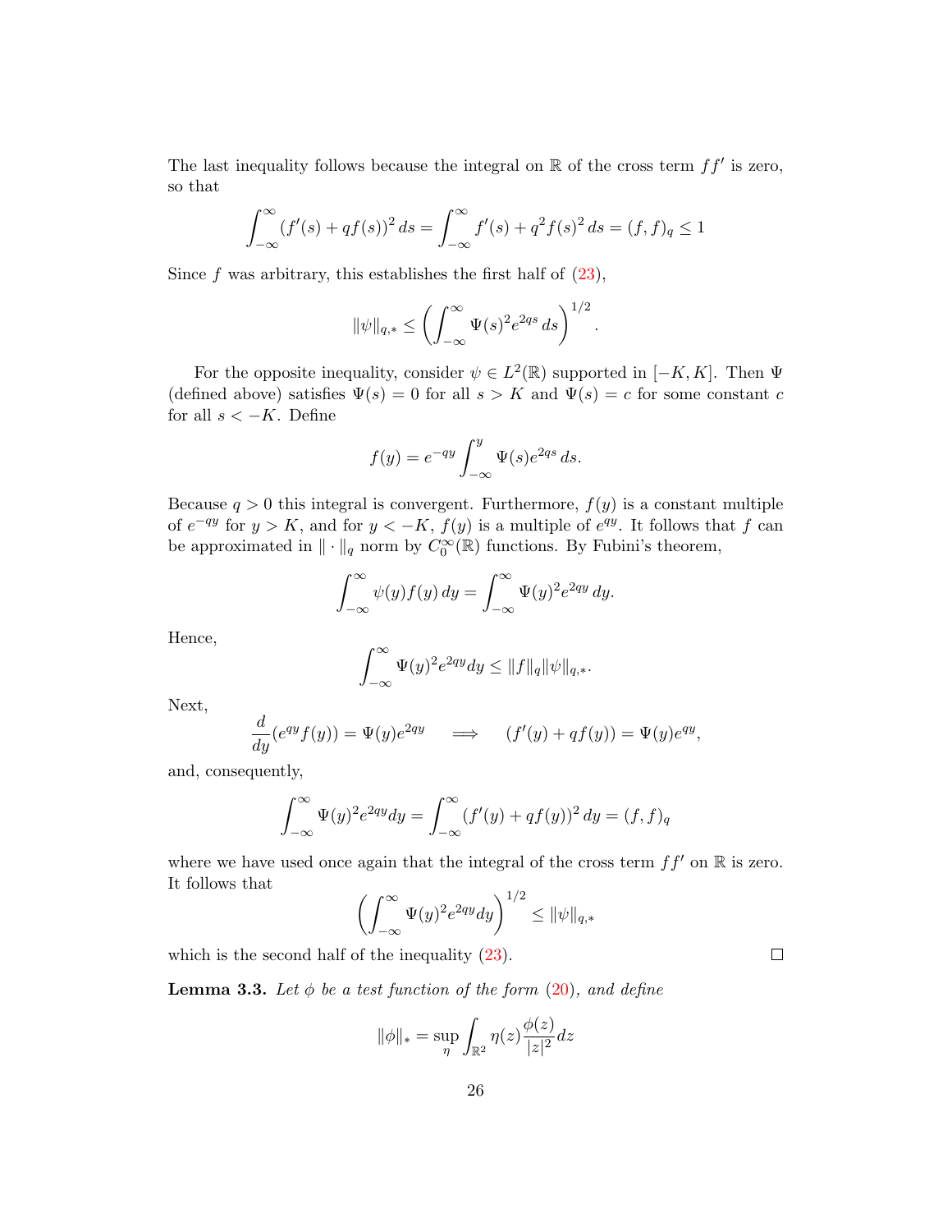The last inequality follows because the integral on $\mathbb{R}$ of the cross term $ff'$ is zero, so that

$$\int_{-\infty}^{\infty} (f'(s) + qf(s))^2 \, ds = \int_{-\infty}^{\infty} f'(s) + q^2 f(s)^2 \, ds = (f,f)_q \leq 1$$

Since $f$ was arbitrary, this establishes the first half of (23),

$$\|\psi\|_{q,*} \leq \left( \int_{-\infty}^{\infty} \Psi(s)^2 e^{2qs} \, ds \right)^{1/2}.$$

For the opposite inequality, consider $\psi \in L^2(\mathbb{R})$ supported in $[-K, K]$. Then $\Psi$ (defined above) satisfies $\Psi(s) = 0$ for all $s > K$ and $\Psi(s) = c$ for some constant $c$ for all $s < -K$. Define

$$f(y) = e^{-qy} \int_{-\infty}^{y} \Psi(s) e^{2qs} \, ds.$$

Because $q > 0$ this integral is convergent. Furthermore, $f(y)$ is a constant multiple of $e^{-qy}$ for $y > K$, and for $y < -K$, $f(y)$ is a multiple of $e^{qy}$. It follows that $f$ can be approximated in $\| \cdot \|_q$ norm by $C_0^\infty(\mathbb{R})$ functions. By Fubini's theorem,

$$\int_{-\infty}^{\infty} \psi(y) f(y) \, dy = \int_{-\infty}^{\infty} \Psi(y)^2 e^{2qy} \, dy.$$

Hence,

$$\int_{-\infty}^{\infty} \Psi(y)^2 e^{2qy} dy \leq \|f\|_q \|\psi\|_{q,*}.$$

Next,

$$\frac{d}{dy}(e^{qy} f(y)) = \Psi(y) e^{2qy} \quad \Longrightarrow \quad (f'(y) + qf(y)) = \Psi(y) e^{qy},$$

and, consequently,

$$\int_{-\infty}^{\infty} \Psi(y)^2 e^{2qy} dy = \int_{-\infty}^{\infty} (f'(y) + qf(y))^2 \, dy = (f,f)_q$$

where we have used once again that the integral of the cross term $ff'$ on $\mathbb{R}$ is zero. It follows that

$$\left( \int_{-\infty}^{\infty} \Psi(y)^2 e^{2qy} dy \right)^{1/2} \leq \|\psi\|_{q,*}$$

which is the second half of the inequality (23). $\square$

**Lemma 3.3.** *Let $\phi$ be a test function of the form (20), and define*

$$\|\phi\|_* = \sup_{\eta} \int_{\mathbb{R}^2} \eta(z) \frac{\phi(z)}{|z|^2} dz$$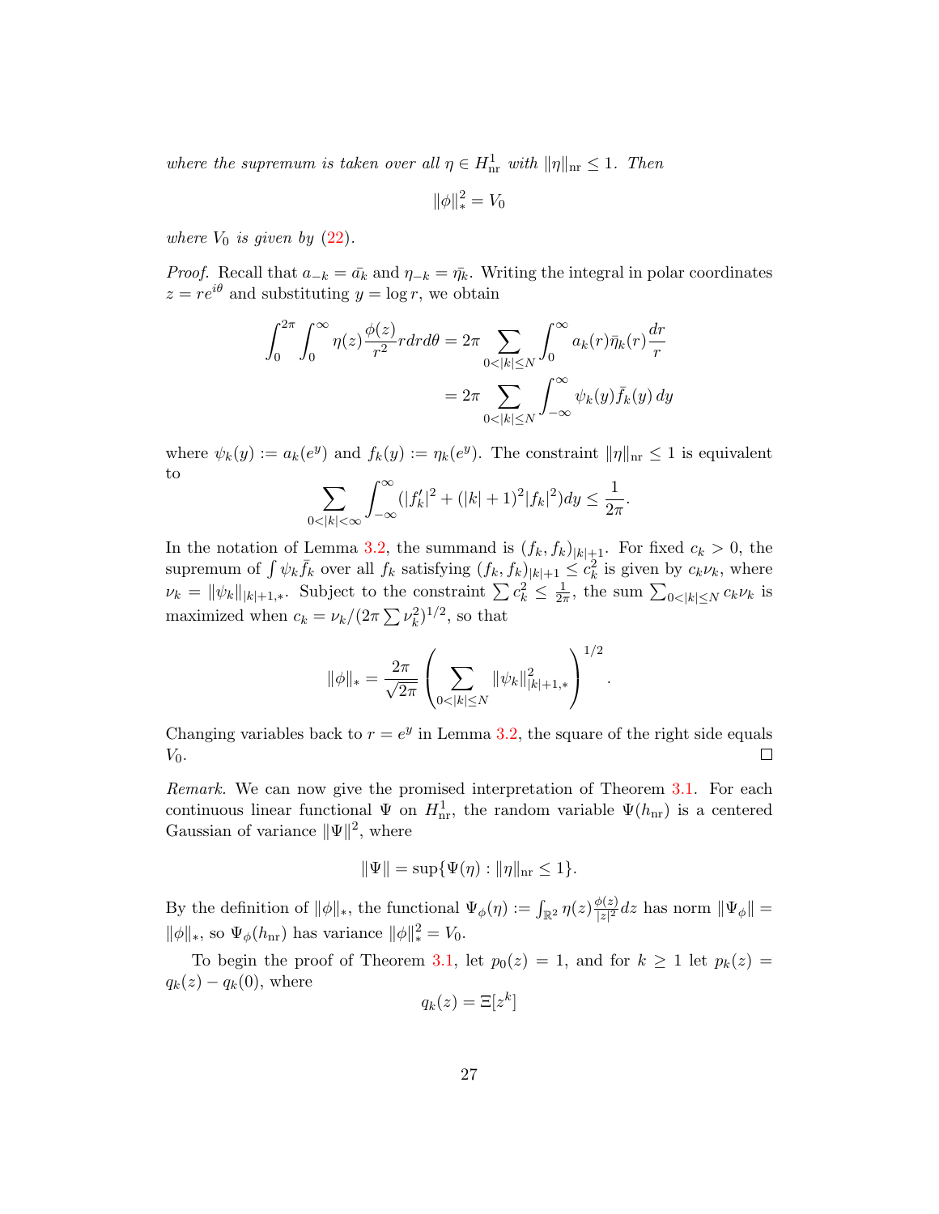*where the supremum is taken over all $\eta \in H^1_{\mathrm{nr}}$ with $\|\eta\|_{\mathrm{nr}} \leq 1$. Then*

$$\|\phi\|_*^2 = V_0$$

*where $V_0$ is given by (22).*

*Proof.* Recall that $a_{-k} = \bar{a_k}$ and $\eta_{-k} = \bar{\eta_k}$. Writing the integral in polar coordinates $z = re^{i\theta}$ and substituting $y = \log r$, we obtain

$$\begin{aligned}
\int_0^{2\pi} \int_0^\infty \eta(z) \frac{\phi(z)}{r^2} r dr d\theta &= 2\pi \sum_{0<|k|\leq N} \int_0^\infty a_k(r) \bar{\eta}_k(r) \frac{dr}{r} \\
&= 2\pi \sum_{0<|k|\leq N} \int_{-\infty}^\infty \psi_k(y) \bar{f}_k(y)\, dy
\end{aligned}$$

where $\psi_k(y) := a_k(e^y)$ and $f_k(y) := \eta_k(e^y)$. The constraint $\|\eta\|_{\mathrm{nr}} \leq 1$ is equivalent to

$$\sum_{0<|k|<\infty} \int_{-\infty}^\infty (|f_k'|^2 + (|k|+1)^2 |f_k|^2) dy \leq \frac{1}{2\pi}.$$

In the notation of Lemma 3.2, the summand is $(f_k, f_k)_{|k|+1}$. For fixed $c_k > 0$, the supremum of $\int \psi_k \bar{f}_k$ over all $f_k$ satisfying $(f_k, f_k)_{|k|+1} \leq c_k^2$ is given by $c_k \nu_k$, where $\nu_k = \|\psi_k\|_{|k|+1,*}$. Subject to the constraint $\sum c_k^2 \leq \frac{1}{2\pi}$, the sum $\sum_{0<|k|\leq N} c_k \nu_k$ is maximized when $c_k = \nu_k / (2\pi \sum \nu_k^2)^{1/2}$, so that

$$\|\phi\|_* = \frac{2\pi}{\sqrt{2\pi}} \left( \sum_{0<|k|\leq N} \|\psi_k\|^2_{|k|+1,*} \right)^{1/2}.$$

Changing variables back to $r = e^y$ in Lemma 3.2, the square of the right side equals $V_0$. $\square$

*Remark.* We can now give the promised interpretation of Theorem 3.1. For each continuous linear functional $\Psi$ on $H^1_{\mathrm{nr}}$, the random variable $\Psi(h_{\mathrm{nr}})$ is a centered Gaussian of variance $\|\Psi\|^2$, where

$$\|\Psi\| = \sup\{\Psi(\eta) : \|\eta\|_{\mathrm{nr}} \leq 1\}.$$

By the definition of $\|\phi\|_*$, the functional $\Psi_\phi(\eta) := \int_{\mathbb{R}^2} \eta(z) \frac{\phi(z)}{|z|^2} dz$ has norm $\|\Psi_\phi\| = \|\phi\|_*$, so $\Psi_\phi(h_{\mathrm{nr}})$ has variance $\|\phi\|_*^2 = V_0$.

To begin the proof of Theorem 3.1, let $p_0(z) = 1$, and for $k \geq 1$ let $p_k(z) = q_k(z) - q_k(0)$, where

$$q_k(z) = \Xi[z^k]$$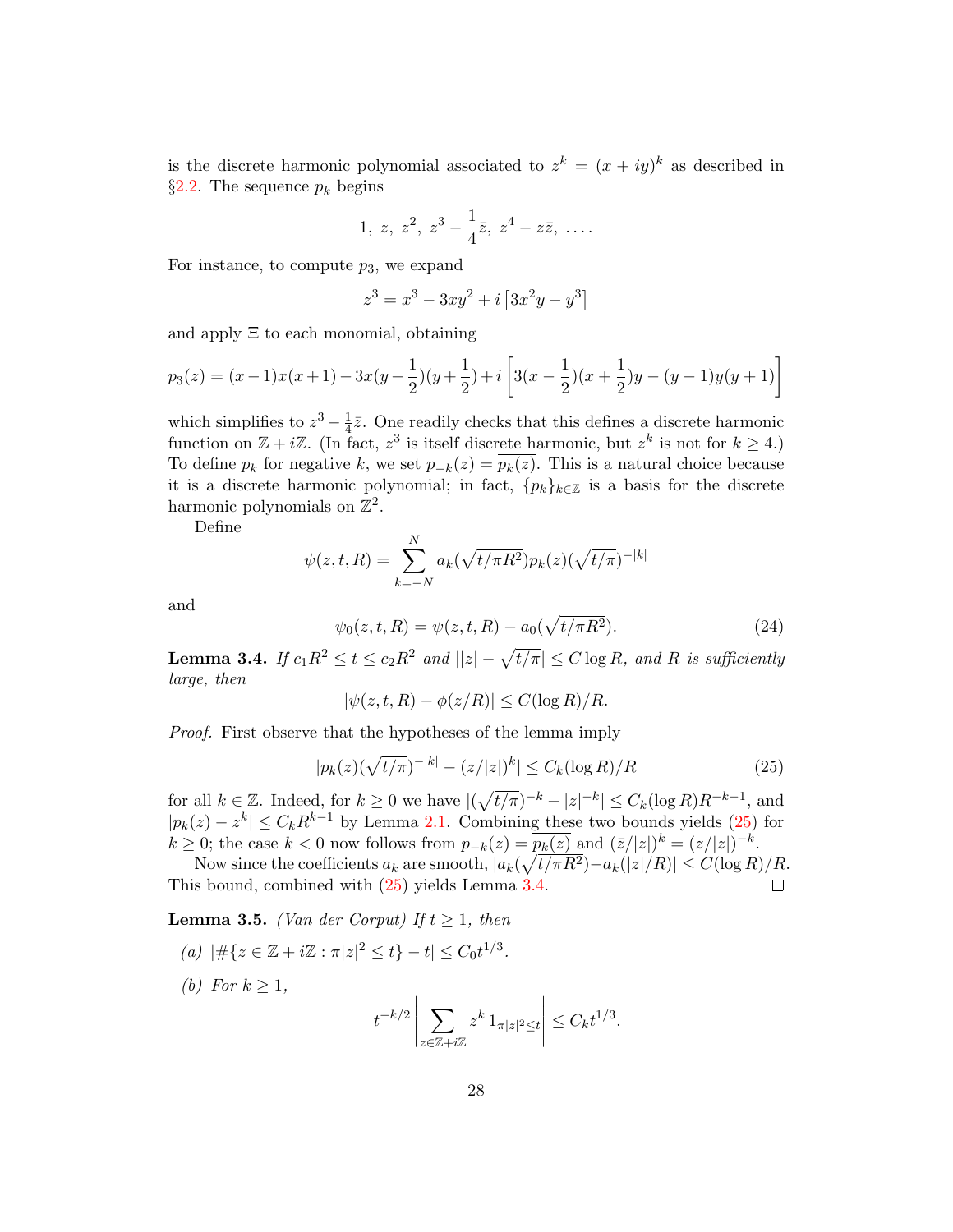is the discrete harmonic polynomial associated to $z^k = (x+iy)^k$ as described in §2.2. The sequence $p_k$ begins

$$1,\ z,\ z^2,\ z^3 - \frac{1}{4}\bar{z},\ z^4 - z\bar{z},\ \dots .$$

For instance, to compute $p_3$, we expand

$$z^3 = x^3 - 3xy^2 + i\left[3x^2y - y^3\right]$$

and apply $\Xi$ to each monomial, obtaining

$$p_3(z) = (x-1)x(x+1) - 3x(y-\frac{1}{2})(y+\frac{1}{2}) + i\left[3(x-\frac{1}{2})(x+\frac{1}{2})y - (y-1)y(y+1)\right]$$

which simplifies to $z^3 - \frac{1}{4}\bar{z}$. One readily checks that this defines a discrete harmonic function on $\mathbb{Z} + i\mathbb{Z}$. (In fact, $z^3$ is itself discrete harmonic, but $z^k$ is not for $k \geq 4$.) To define $p_k$ for negative $k$, we set $p_{-k}(z) = \overline{p_k(z)}$. This is a natural choice because it is a discrete harmonic polynomial; in fact, $\{p_k\}_{k\in\mathbb{Z}}$ is a basis for the discrete harmonic polynomials on $\mathbb{Z}^2$.

Define

$$\psi(z,t,R) = \sum_{k=-N}^{N} a_k(\sqrt{t/\pi R^2})p_k(z)(\sqrt{t/\pi})^{-|k|}$$

and

$$\psi_0(z,t,R) = \psi(z,t,R) - a_0(\sqrt{t/\pi R^2}). \tag{24}$$

**Lemma 3.4.** *If $c_1 R^2 \leq t \leq c_2 R^2$ and $||z| - \sqrt{t/\pi}| \leq C \log R$, and $R$ is sufficiently large, then*

$$|\psi(z,t,R) - \phi(z/R)| \leq C(\log R)/R.$$

*Proof.* First observe that the hypotheses of the lemma imply

$$|p_k(z)(\sqrt{t/\pi})^{-|k|} - (z/|z|)^k| \leq C_k(\log R)/R \tag{25}$$

for all $k \in \mathbb{Z}$. Indeed, for $k \geq 0$ we have $|(\sqrt{t/\pi})^{-k} - |z|^{-k}| \leq C_k(\log R)R^{-k-1}$, and $|p_k(z) - z^k| \leq C_k R^{k-1}$ by Lemma 2.1. Combining these two bounds yields (25) for $k \geq 0$; the case $k < 0$ now follows from $p_{-k}(z) = \overline{p_k(z)}$ and $(\bar{z}/|z|)^k = (z/|z|)^{-k}$.

Now since the coefficients $a_k$ are smooth, $|a_k(\sqrt{t/\pi R^2}) - a_k(|z|/R)| \leq C(\log R)/R$. This bound, combined with (25) yields Lemma 3.4. ☐

**Lemma 3.5.** *(Van der Corput) If $t \geq 1$, then*

*(a)* $|\#\{z \in \mathbb{Z} + i\mathbb{Z} : \pi|z|^2 \leq t\} - t| \leq C_0 t^{1/3}$.

*(b) For $k \geq 1$,*

$$t^{-k/2}\left|\sum_{z\in\mathbb{Z}+i\mathbb{Z}} z^k\, 1_{\pi|z|^2 \leq t}\right| \leq C_k t^{1/3}.$$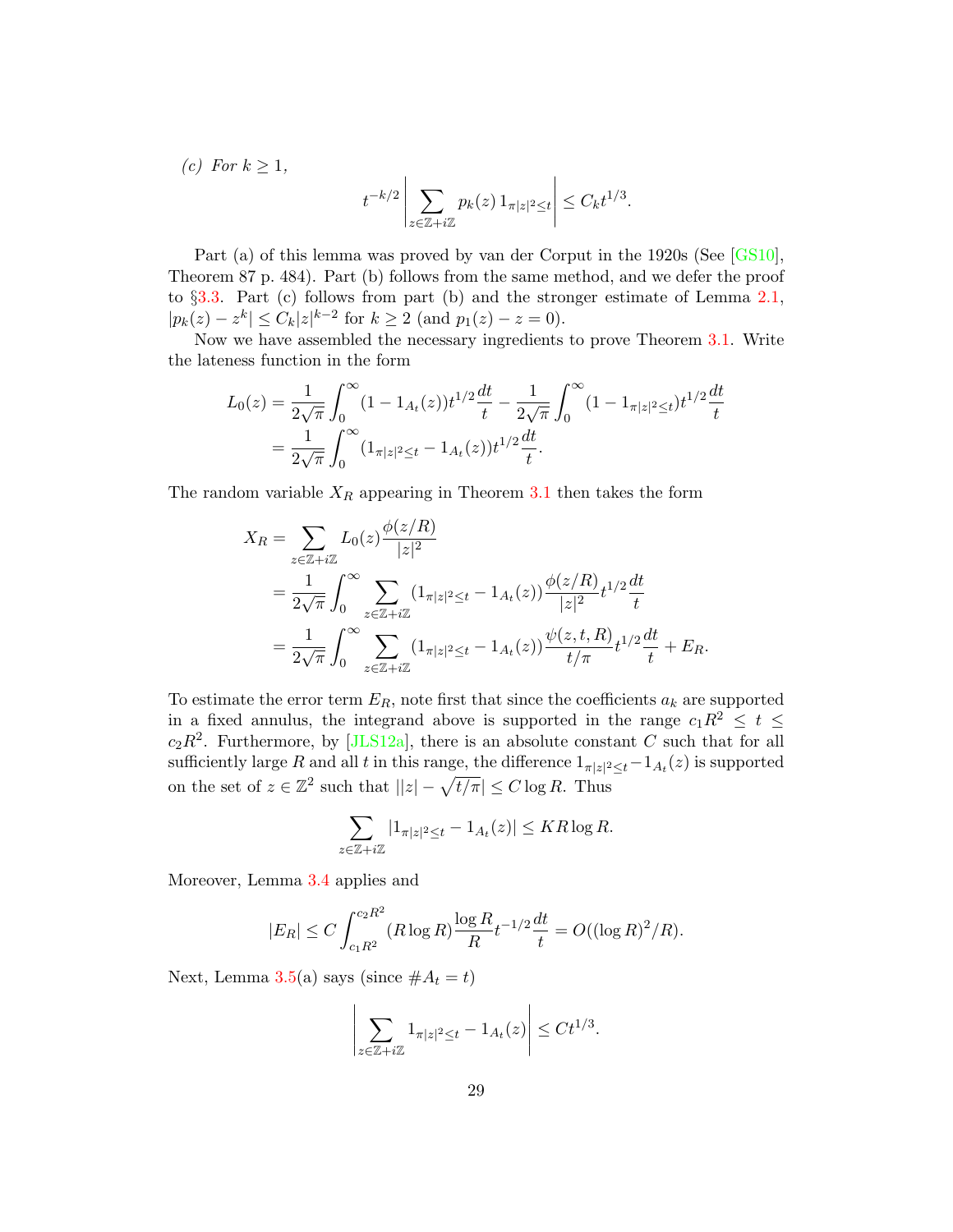*(c) For $k \geq 1$,*

$$t^{-k/2} \left| \sum_{z \in \mathbb{Z}+i\mathbb{Z}} p_k(z)\, 1_{\pi|z|^2 \leq t} \right| \leq C_k t^{1/3}.$$

Part (a) of this lemma was proved by van der Corput in the 1920s (See [GS10], Theorem 87 p. 484). Part (b) follows from the same method, and we defer the proof to §3.3. Part (c) follows from part (b) and the stronger estimate of Lemma 2.1, $|p_k(z) - z^k| \leq C_k |z|^{k-2}$ for $k \geq 2$ (and $p_1(z) - z = 0$).

Now we have assembled the necessary ingredients to prove Theorem 3.1. Write the lateness function in the form

$$\begin{aligned}
L_0(z) &= \frac{1}{2\sqrt{\pi}} \int_0^\infty (1 - 1_{A_t}(z)) t^{1/2} \frac{dt}{t} - \frac{1}{2\sqrt{\pi}} \int_0^\infty (1 - 1_{\pi|z|^2 \leq t}) t^{1/2} \frac{dt}{t} \\
&= \frac{1}{2\sqrt{\pi}} \int_0^\infty (1_{\pi|z|^2 \leq t} - 1_{A_t}(z)) t^{1/2} \frac{dt}{t}.
\end{aligned}$$

The random variable $X_R$ appearing in Theorem 3.1 then takes the form

$$\begin{aligned}
X_R &= \sum_{z \in \mathbb{Z}+i\mathbb{Z}} L_0(z) \frac{\phi(z/R)}{|z|^2} \\
&= \frac{1}{2\sqrt{\pi}} \int_0^\infty \sum_{z \in \mathbb{Z}+i\mathbb{Z}} (1_{\pi|z|^2 \leq t} - 1_{A_t}(z)) \frac{\phi(z/R)}{|z|^2} t^{1/2} \frac{dt}{t} \\
&= \frac{1}{2\sqrt{\pi}} \int_0^\infty \sum_{z \in \mathbb{Z}+i\mathbb{Z}} (1_{\pi|z|^2 \leq t} - 1_{A_t}(z)) \frac{\psi(z,t,R)}{t/\pi} t^{1/2} \frac{dt}{t} + E_R.
\end{aligned}$$

To estimate the error term $E_R$, note first that since the coefficients $a_k$ are supported in a fixed annulus, the integrand above is supported in the range $c_1 R^2 \leq t \leq c_2 R^2$. Furthermore, by [JLS12a], there is an absolute constant $C$ such that for all sufficiently large $R$ and all $t$ in this range, the difference $1_{\pi|z|^2 \leq t} - 1_{A_t}(z)$ is supported on the set of $z \in \mathbb{Z}^2$ such that $||z| - \sqrt{t/\pi}| \leq C \log R$. Thus

$$\sum_{z \in \mathbb{Z}+i\mathbb{Z}} |1_{\pi|z|^2 \leq t} - 1_{A_t}(z)| \leq K R \log R.$$

Moreover, Lemma 3.4 applies and

$$|E_R| \leq C \int_{c_1 R^2}^{c_2 R^2} (R \log R) \frac{\log R}{R} t^{-1/2} \frac{dt}{t} = O((\log R)^2 / R).$$

Next, Lemma 3.5(a) says (since $\# A_t = t$)

$$\left| \sum_{z \in \mathbb{Z}+i\mathbb{Z}} 1_{\pi|z|^2 \leq t} - 1_{A_t}(z) \right| \leq C t^{1/3}.$$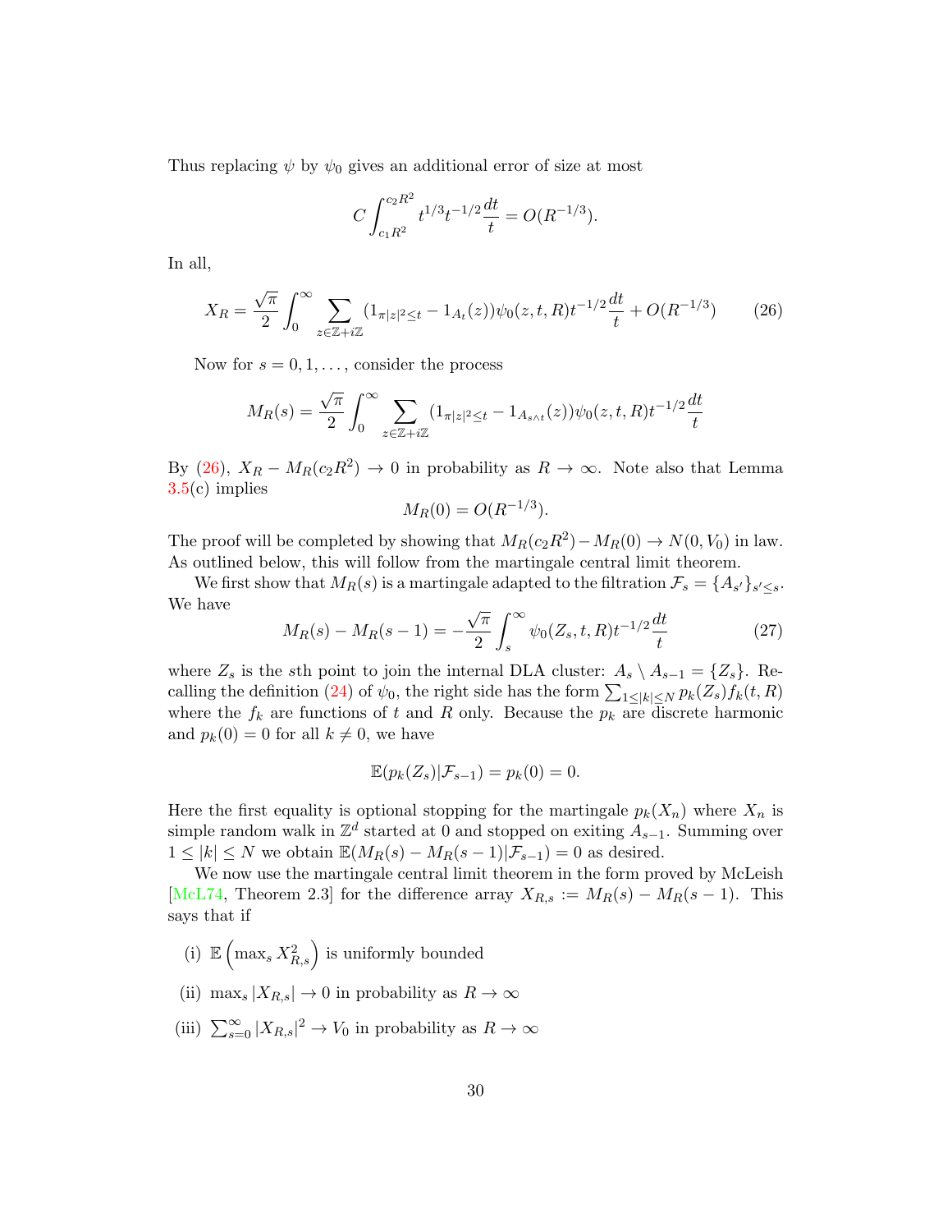Thus replacing $\psi$ by $\psi_0$ gives an additional error of size at most

$$C \int_{c_1 R^2}^{c_2 R^2} t^{1/3} t^{-1/2} \frac{dt}{t} = O(R^{-1/3}).$$

In all,

$$X_R = \frac{\sqrt{\pi}}{2} \int_0^\infty \sum_{z \in \mathbb{Z}+i\mathbb{Z}} (1_{\pi|z|^2 \le t} - 1_{A_t}(z)) \psi_0(z,t,R) t^{-1/2} \frac{dt}{t} + O(R^{-1/3}) \tag{26}$$

Now for $s = 0, 1, \ldots,$ consider the process

$$M_R(s) = \frac{\sqrt{\pi}}{2} \int_0^\infty \sum_{z \in \mathbb{Z}+i\mathbb{Z}} (1_{\pi|z|^2 \le t} - 1_{A_{s \wedge t}}(z)) \psi_0(z,t,R) t^{-1/2} \frac{dt}{t}$$

By (26), $X_R - M_R(c_2 R^2) \to 0$ in probability as $R \to \infty$. Note also that Lemma 3.5(c) implies

$$M_R(0) = O(R^{-1/3}).$$

The proof will be completed by showing that $M_R(c_2 R^2) - M_R(0) \to N(0, V_0)$ in law. As outlined below, this will follow from the martingale central limit theorem.

We first show that $M_R(s)$ is a martingale adapted to the filtration $\mathcal{F}_s = \{A_{s'}\}_{s' \le s}$. We have

$$M_R(s) - M_R(s-1) = -\frac{\sqrt{\pi}}{2} \int_s^\infty \psi_0(Z_s, t, R) t^{-1/2} \frac{dt}{t} \tag{27}$$

where $Z_s$ is the $s$th point to join the internal DLA cluster: $A_s \setminus A_{s-1} = \{Z_s\}$. Recalling the definition (24) of $\psi_0$, the right side has the form $\sum_{1 \le |k| \le N} p_k(Z_s) f_k(t,R)$ where the $f_k$ are functions of $t$ and $R$ only. Because the $p_k$ are discrete harmonic and $p_k(0) = 0$ for all $k \neq 0$, we have

$$\mathbb{E}(p_k(Z_s) | \mathcal{F}_{s-1}) = p_k(0) = 0.$$

Here the first equality is optional stopping for the martingale $p_k(X_n)$ where $X_n$ is simple random walk in $\mathbb{Z}^d$ started at 0 and stopped on exiting $A_{s-1}$. Summing over $1 \le |k| \le N$ we obtain $\mathbb{E}(M_R(s) - M_R(s-1) | \mathcal{F}_{s-1}) = 0$ as desired.

We now use the martingale central limit theorem in the form proved by McLeish [McL74, Theorem 2.3] for the difference array $X_{R,s} := M_R(s) - M_R(s-1)$. This says that if

(i) $\mathbb{E}\left(\max_s X_{R,s}^2\right)$ is uniformly bounded

(ii) $\max_s |X_{R,s}| \to 0$ in probability as $R \to \infty$

(iii) $\sum_{s=0}^\infty |X_{R,s}|^2 \to V_0$ in probability as $R \to \infty$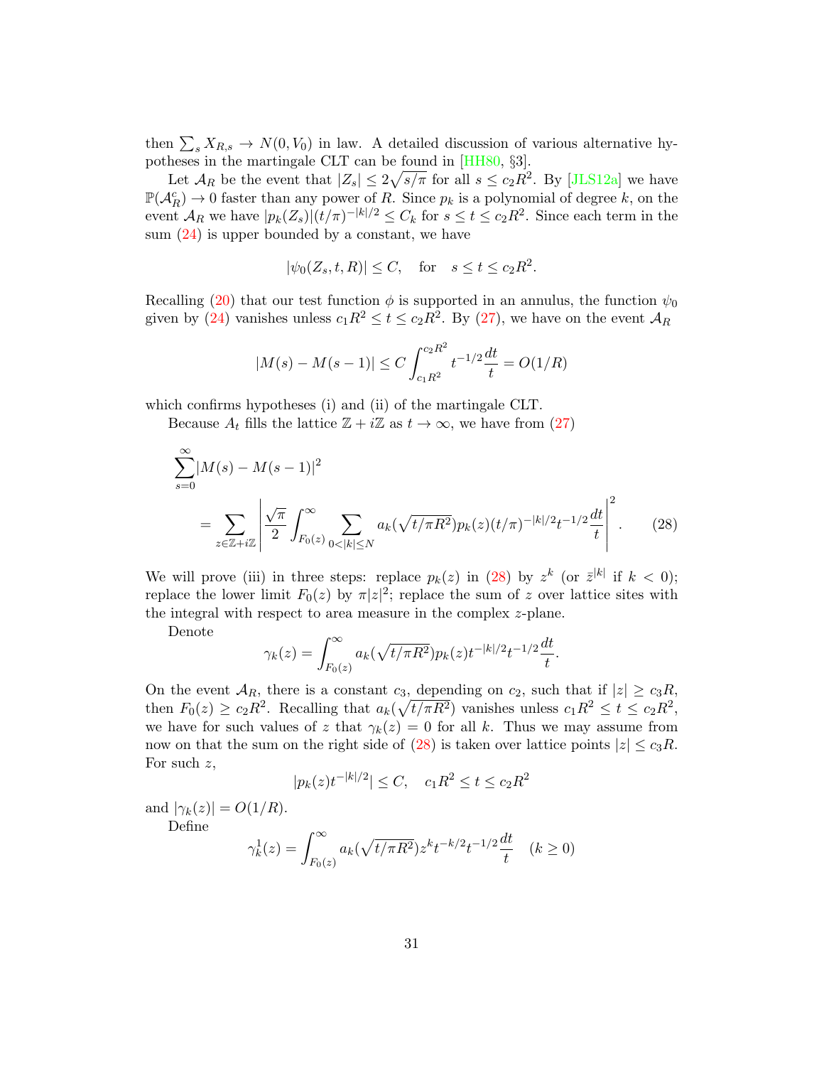then $\sum_s X_{R,s} \to N(0, V_0)$ in law. A detailed discussion of various alternative hypotheses in the martingale CLT can be found in [HH80, §3].

Let $\mathcal{A}_R$ be the event that $|Z_s| \le 2\sqrt{s/\pi}$ for all $s \le c_2 R^2$. By [JLS12a] we have $\mathbb{P}(\mathcal{A}_R^c) \to 0$ faster than any power of $R$. Since $p_k$ is a polynomial of degree $k$, on the event $\mathcal{A}_R$ we have $|p_k(Z_s)|(t/\pi)^{-|k|/2} \le C_k$ for $s \le t \le c_2 R^2$. Since each term in the sum (24) is upper bounded by a constant, we have

$$|\psi_0(Z_s, t, R)| \le C, \quad \text{for} \quad s \le t \le c_2 R^2.$$

Recalling (20) that our test function $\phi$ is supported in an annulus, the function $\psi_0$ given by (24) vanishes unless $c_1 R^2 \le t \le c_2 R^2$. By (27), we have on the event $\mathcal{A}_R$

$$|M(s) - M(s-1)| \le C \int_{c_1 R^2}^{c_2 R^2} t^{-1/2} \frac{dt}{t} = O(1/R)$$

which confirms hypotheses (i) and (ii) of the martingale CLT.

Because $A_t$ fills the lattice $\mathbb{Z} + i\mathbb{Z}$ as $t \to \infty$, we have from (27)

$$\begin{aligned}
&\sum_{s=0}^{\infty} |M(s) - M(s-1)|^2 \\
&\quad = \sum_{z \in \mathbb{Z}+i\mathbb{Z}} \left| \frac{\sqrt{\pi}}{2} \int_{F_0(z)}^{\infty} \sum_{0<|k|\le N} a_k(\sqrt{t/\pi R^2}) p_k(z) (t/\pi)^{-|k|/2} t^{-1/2} \frac{dt}{t} \right|^2. \qquad (28)
\end{aligned}$$

We will prove (iii) in three steps: replace $p_k(z)$ in (28) by $z^k$ (or $\bar{z}^{|k|}$ if $k < 0$); replace the lower limit $F_0(z)$ by $\pi|z|^2$; replace the sum of $z$ over lattice sites with the integral with respect to area measure in the complex $z$-plane.

Denote

$$\gamma_k(z) = \int_{F_0(z)}^{\infty} a_k(\sqrt{t/\pi R^2}) p_k(z) t^{-|k|/2} t^{-1/2} \frac{dt}{t}.$$

On the event $\mathcal{A}_R$, there is a constant $c_3$, depending on $c_2$, such that if $|z| \ge c_3 R$, then $F_0(z) \ge c_2 R^2$. Recalling that $a_k(\sqrt{t/\pi R^2})$ vanishes unless $c_1 R^2 \le t \le c_2 R^2$, we have for such values of $z$ that $\gamma_k(z) = 0$ for all $k$. Thus we may assume from now on that the sum on the right side of (28) is taken over lattice points $|z| \le c_3 R$. For such $z$,

$$|p_k(z) t^{-|k|/2}| \le C, \quad c_1 R^2 \le t \le c_2 R^2$$

and $|\gamma_k(z)| = O(1/R)$.

Define

$$\gamma_k^1(z) = \int_{F_0(z)}^{\infty} a_k(\sqrt{t/\pi R^2}) z^k t^{-k/2} t^{-1/2} \frac{dt}{t} \quad (k \ge 0)$$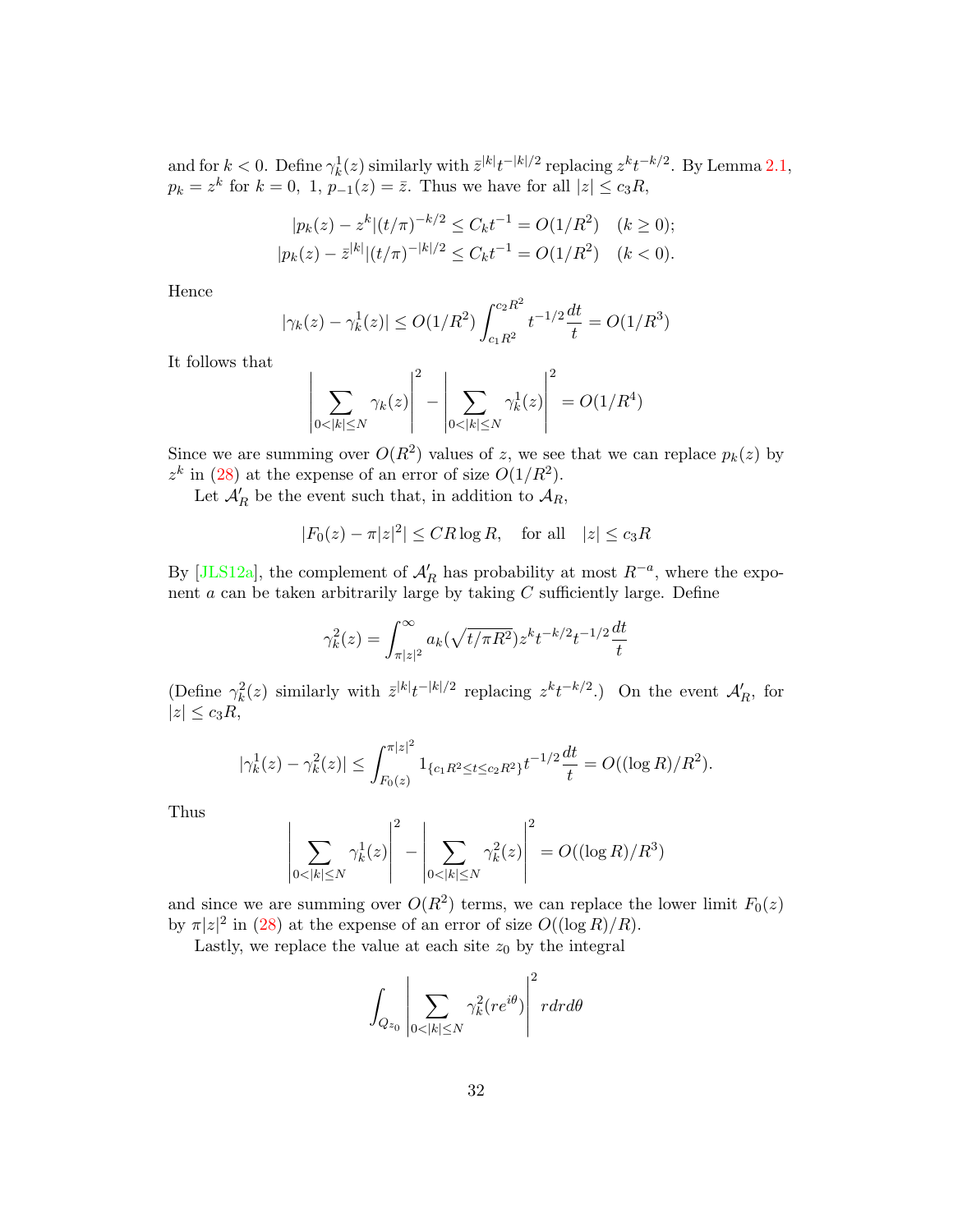and for $k < 0$. Define $\gamma_k^1(z)$ similarly with $\bar{z}^{|k|}t^{-|k|/2}$ replacing $z^k t^{-k/2}$. By Lemma 2.1, $p_k = z^k$ for $k = 0,\ 1,\ p_{-1}(z) = \bar{z}$. Thus we have for all $|z| \leq c_3 R$,

$$
\begin{aligned}
|p_k(z) - z^k|(t/\pi)^{-k/2} &\leq C_k t^{-1} = O(1/R^2) \quad (k \geq 0); \\
|p_k(z) - \bar{z}^{|k|}|(t/\pi)^{-|k|/2} &\leq C_k t^{-1} = O(1/R^2) \quad (k < 0).
\end{aligned}
$$

Hence

$$
|\gamma_k(z) - \gamma_k^1(z)| \leq O(1/R^2) \int_{c_1 R^2}^{c_2 R^2} t^{-1/2} \frac{dt}{t} = O(1/R^3)
$$

It follows that

$$
\left| \sum_{0<|k|\leq N} \gamma_k(z) \right|^2 - \left| \sum_{0<|k|\leq N} \gamma_k^1(z) \right|^2 = O(1/R^4)
$$

Since we are summing over $O(R^2)$ values of $z$, we see that we can replace $p_k(z)$ by $z^k$ in (28) at the expense of an error of size $O(1/R^2)$.

Let $\mathcal{A}_R'$ be the event such that, in addition to $\mathcal{A}_R$,

$$
|F_0(z) - \pi|z|^2| \leq CR\log R, \quad \text{for all} \quad |z| \leq c_3 R
$$

By [JLS12a], the complement of $\mathcal{A}_R'$ has probability at most $R^{-a}$, where the exponent $a$ can be taken arbitrarily large by taking $C$ sufficiently large. Define

$$
\gamma_k^2(z) = \int_{\pi|z|^2}^{\infty} a_k(\sqrt{t/\pi R^2}) z^k t^{-k/2} t^{-1/2} \frac{dt}{t}
$$

(Define $\gamma_k^2(z)$ similarly with $\bar{z}^{|k|}t^{-|k|/2}$ replacing $z^k t^{-k/2}$.) On the event $\mathcal{A}_R'$, for $|z| \leq c_3 R$,

$$
|\gamma_k^1(z) - \gamma_k^2(z)| \leq \int_{F_0(z)}^{\pi|z|^2} 1_{\{c_1 R^2 \leq t \leq c_2 R^2\}} t^{-1/2} \frac{dt}{t} = O((\log R)/R^2).
$$

Thus

$$
\left| \sum_{0<|k|\leq N} \gamma_k^1(z) \right|^2 - \left| \sum_{0<|k|\leq N} \gamma_k^2(z) \right|^2 = O((\log R)/R^3)
$$

and since we are summing over $O(R^2)$ terms, we can replace the lower limit $F_0(z)$ by $\pi|z|^2$ in (28) at the expense of an error of size $O((\log R)/R)$.

Lastly, we replace the value at each site $z_0$ by the integral

$$
\int_{Q_{z_0}} \left| \sum_{0<|k|\leq N} \gamma_k^2(re^{i\theta}) \right|^2 r dr d\theta
$$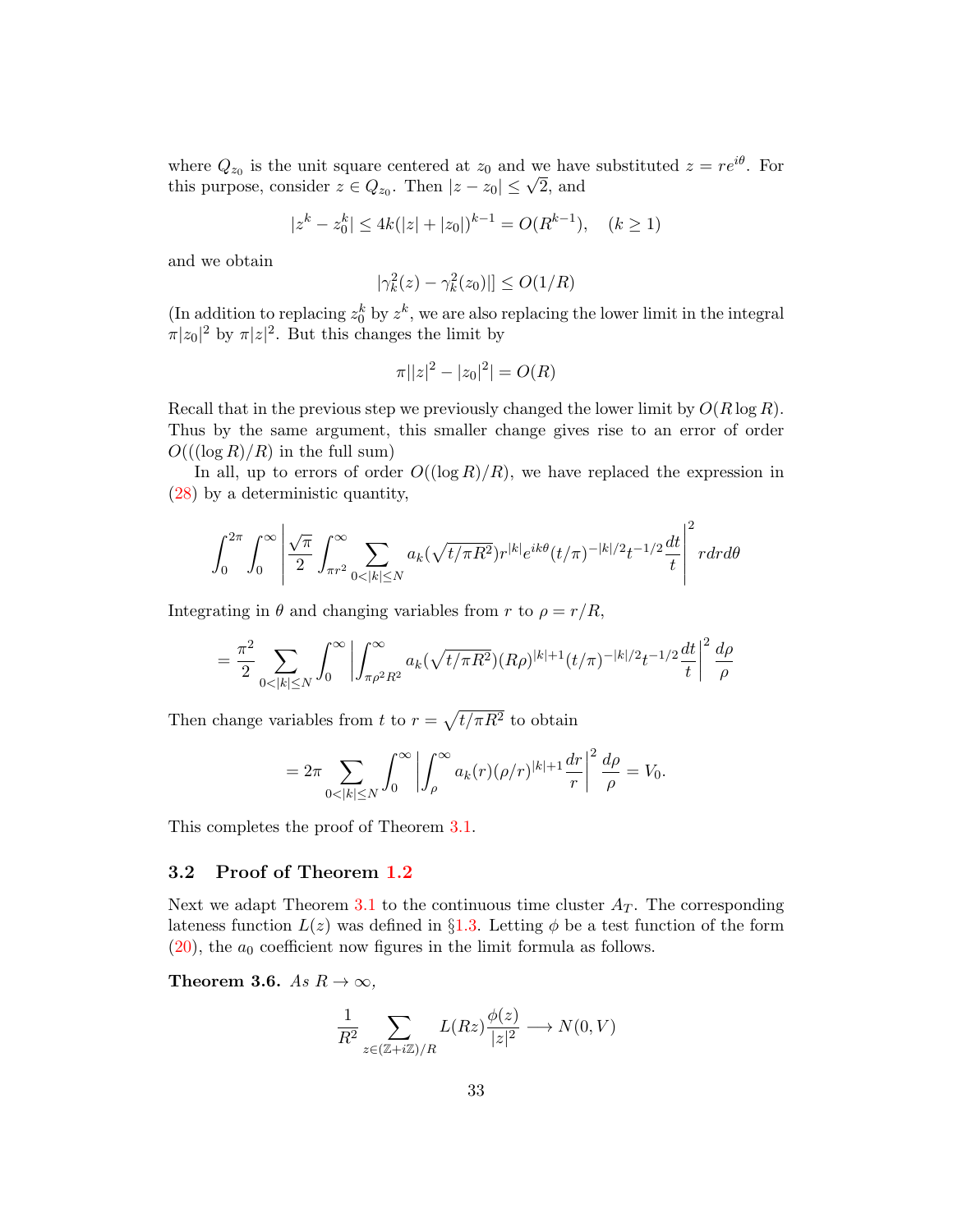where $Q_{z_0}$ is the unit square centered at $z_0$ and we have substituted $z = re^{i\theta}$. For this purpose, consider $z \in Q_{z_0}$. Then $|z - z_0| \leq \sqrt{2}$, and

$$|z^k - z_0^k| \leq 4k(|z| + |z_0|)^{k-1} = O(R^{k-1}), \quad (k \geq 1)$$

and we obtain

$$|\gamma_k^2(z) - \gamma_k^2(z_0)|] \leq O(1/R)$$

(In addition to replacing $z_0^k$ by $z^k$, we are also replacing the lower limit in the integral $\pi|z_0|^2$ by $\pi|z|^2$. But this changes the limit by

$$\pi||z|^2 - |z_0|^2| = O(R)$$

Recall that in the previous step we previously changed the lower limit by $O(R \log R)$. Thus by the same argument, this smaller change gives rise to an error of order $O(((\log R)/R)$ in the full sum)

In all, up to errors of order $O((\log R)/R)$, we have replaced the expression in (28) by a deterministic quantity,

$$\int_0^{2\pi} \int_0^\infty \left| \frac{\sqrt{\pi}}{2} \int_{\pi r^2}^\infty \sum_{0<|k|\leq N} a_k(\sqrt{t/\pi R^2}) r^{|k|} e^{ik\theta} (t/\pi)^{-|k|/2} t^{-1/2} \frac{dt}{t} \right|^2 r dr d\theta$$

Integrating in $\theta$ and changing variables from $r$ to $\rho = r/R$,

$$= \frac{\pi^2}{2} \sum_{0<|k|\leq N} \int_0^\infty \left| \int_{\pi\rho^2 R^2}^\infty a_k(\sqrt{t/\pi R^2})(R\rho)^{|k|+1}(t/\pi)^{-|k|/2} t^{-1/2} \frac{dt}{t} \right|^2 \frac{d\rho}{\rho}$$

Then change variables from $t$ to $r = \sqrt{t/\pi R^2}$ to obtain

$$= 2\pi \sum_{0<|k|\leq N} \int_0^\infty \left| \int_\rho^\infty a_k(r)(\rho/r)^{|k|+1} \frac{dr}{r} \right|^2 \frac{d\rho}{\rho} = V_0.$$

This completes the proof of Theorem 3.1.

### 3.2 Proof of Theorem 1.2

Next we adapt Theorem 3.1 to the continuous time cluster $A_T$. The corresponding lateness function $L(z)$ was defined in §1.3. Letting $\phi$ be a test function of the form (20), the $a_0$ coefficient now figures in the limit formula as follows.

**Theorem 3.6.** *As $R \to \infty$,*

$$\frac{1}{R^2} \sum_{z \in (\mathbb{Z}+i\mathbb{Z})/R} L(Rz) \frac{\phi(z)}{|z|^2} \longrightarrow N(0, V)$$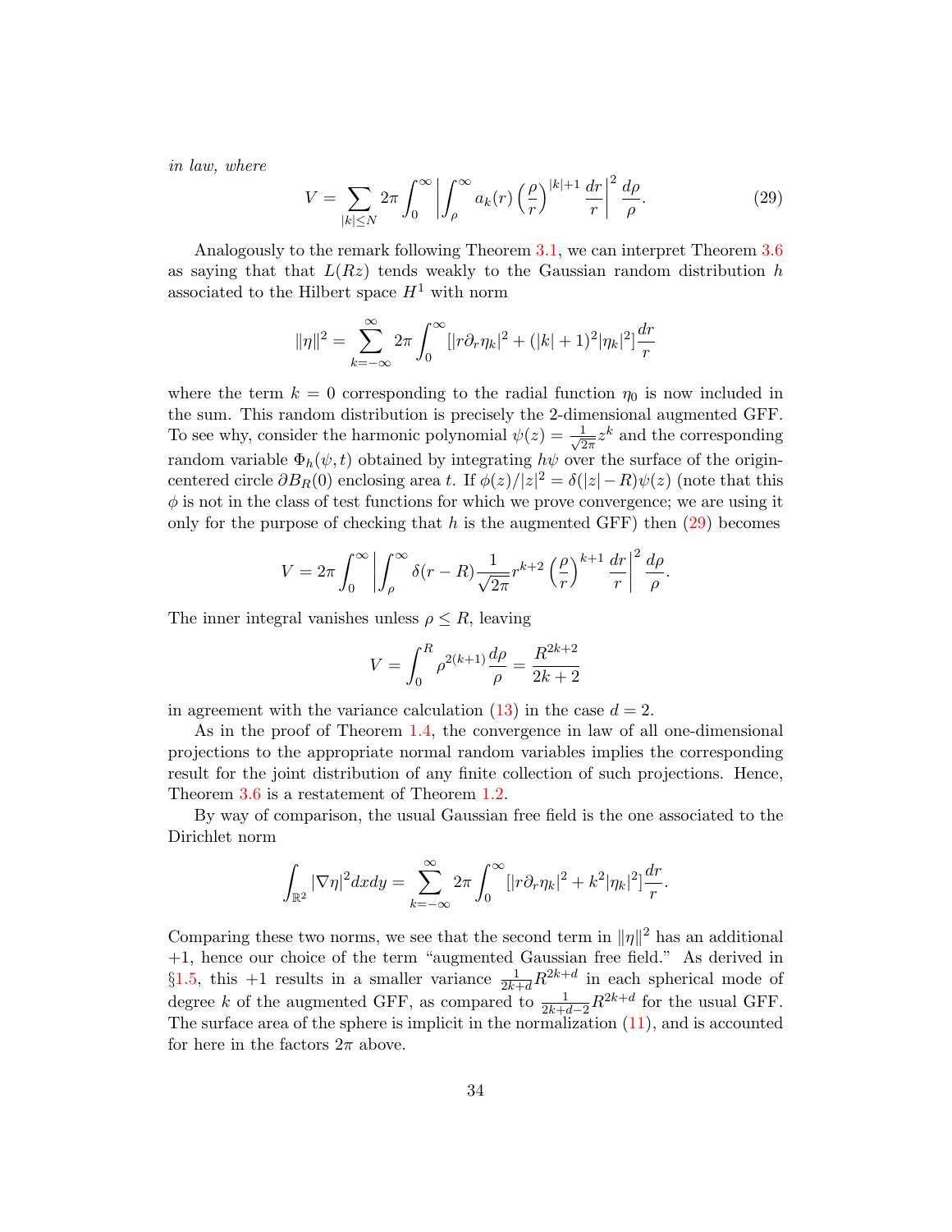*in law, where*

$$V = \sum_{|k| \le N} 2\pi \int_0^\infty \left| \int_\rho^\infty a_k(r) \left(\frac{\rho}{r}\right)^{|k|+1} \frac{dr}{r} \right|^2 \frac{d\rho}{\rho}. \tag{29}$$

Analogously to the remark following Theorem 3.1, we can interpret Theorem 3.6 as saying that that $L(Rz)$ tends weakly to the Gaussian random distribution $h$ associated to the Hilbert space $H^1$ with norm

$$\|\eta\|^2 = \sum_{k=-\infty}^{\infty} 2\pi \int_0^\infty [|r\partial_r \eta_k|^2 + (|k|+1)^2 |\eta_k|^2] \frac{dr}{r}$$

where the term $k = 0$ corresponding to the radial function $\eta_0$ is now included in the sum. This random distribution is precisely the 2-dimensional augmented GFF. To see why, consider the harmonic polynomial $\psi(z) = \frac{1}{\sqrt{2\pi}} z^k$ and the corresponding random variable $\Phi_h(\psi, t)$ obtained by integrating $h\psi$ over the surface of the origin-centered circle $\partial B_R(0)$ enclosing area $t$. If $\phi(z)/|z|^2 = \delta(|z| - R)\psi(z)$ (note that this $\phi$ is not in the class of test functions for which we prove convergence; we are using it only for the purpose of checking that $h$ is the augmented GFF) then (29) becomes

$$V = 2\pi \int_0^\infty \left| \int_\rho^\infty \delta(r - R) \frac{1}{\sqrt{2\pi}} r^{k+2} \left(\frac{\rho}{r}\right)^{k+1} \frac{dr}{r} \right|^2 \frac{d\rho}{\rho}.$$

The inner integral vanishes unless $\rho \le R$, leaving

$$V = \int_0^R \rho^{2(k+1)} \frac{d\rho}{\rho} = \frac{R^{2k+2}}{2k+2}$$

in agreement with the variance calculation (13) in the case $d = 2$.

As in the proof of Theorem 1.4, the convergence in law of all one-dimensional projections to the appropriate normal random variables implies the corresponding result for the joint distribution of any finite collection of such projections. Hence, Theorem 3.6 is a restatement of Theorem 1.2.

By way of comparison, the usual Gaussian free field is the one associated to the Dirichlet norm

$$\int_{\mathbb{R}^2} |\nabla \eta|^2 dx dy = \sum_{k=-\infty}^{\infty} 2\pi \int_0^\infty [|r\partial_r \eta_k|^2 + k^2 |\eta_k|^2] \frac{dr}{r}.$$

Comparing these two norms, we see that the second term in $\|\eta\|^2$ has an additional $+1$, hence our choice of the term "augmented Gaussian free field." As derived in §1.5, this $+1$ results in a smaller variance $\frac{1}{2k+d} R^{2k+d}$ in each spherical mode of degree $k$ of the augmented GFF, as compared to $\frac{1}{2k+d-2} R^{2k+d}$ for the usual GFF. The surface area of the sphere is implicit in the normalization (11), and is accounted for here in the factors $2\pi$ above.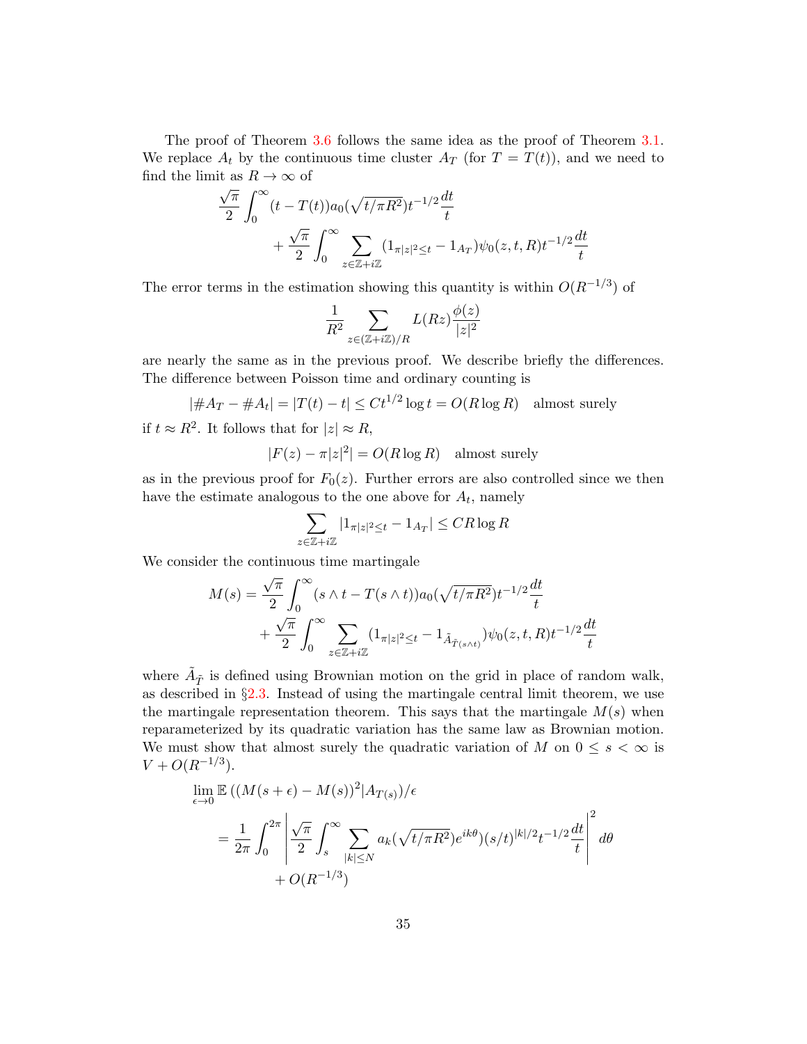The proof of Theorem 3.6 follows the same idea as the proof of Theorem 3.1. We replace $A_t$ by the continuous time cluster $A_T$ (for $T = T(t)$), and we need to find the limit as $R \to \infty$ of

$$\frac{\sqrt{\pi}}{2}\int_0^\infty (t - T(t)) a_0(\sqrt{t/\pi R^2}) t^{-1/2}\frac{dt}{t} + \frac{\sqrt{\pi}}{2}\int_0^\infty \sum_{z\in\mathbb{Z}+i\mathbb{Z}} (1_{\pi|z|^2\le t} - 1_{A_T})\psi_0(z,t,R) t^{-1/2}\frac{dt}{t}$$

The error terms in the estimation showing this quantity is within $O(R^{-1/3})$ of

$$\frac{1}{R^2}\sum_{z\in(\mathbb{Z}+i\mathbb{Z})/R} L(Rz)\frac{\phi(z)}{|z|^2}$$

are nearly the same as in the previous proof. We describe briefly the differences. The difference between Poisson time and ordinary counting is

$$|\#A_T - \#A_t| = |T(t) - t| \le Ct^{1/2}\log t = O(R\log R) \quad \text{almost surely}$$

if $t \approx R^2$. It follows that for $|z| \approx R$,

$$|F(z) - \pi|z|^2| = O(R\log R) \quad \text{almost surely}$$

as in the previous proof for $F_0(z)$. Further errors are also controlled since we then have the estimate analogous to the one above for $A_t$, namely

$$\sum_{z\in\mathbb{Z}+i\mathbb{Z}} |1_{\pi|z|^2\le t} - 1_{A_T}| \le CR\log R$$

We consider the continuous time martingale

$$M(s) = \frac{\sqrt{\pi}}{2}\int_0^\infty (s\wedge t - T(s\wedge t)) a_0(\sqrt{t/\pi R^2}) t^{-1/2}\frac{dt}{t} + \frac{\sqrt{\pi}}{2}\int_0^\infty \sum_{z\in\mathbb{Z}+i\mathbb{Z}} (1_{\pi|z|^2\le t} - 1_{\tilde{A}_{\tilde{T}(s\wedge t)}})\psi_0(z,t,R) t^{-1/2}\frac{dt}{t}$$

where $\tilde{A}_{\tilde{T}}$ is defined using Brownian motion on the grid in place of random walk, as described in §2.3. Instead of using the martingale central limit theorem, we use the martingale representation theorem. This says that the martingale $M(s)$ when reparameterized by its quadratic variation has the same law as Brownian motion. We must show that almost surely the quadratic variation of $M$ on $0 \le s < \infty$ is $V + O(R^{-1/3})$.

$$\lim_{\epsilon\to 0}\mathbb{E}\left((M(s+\epsilon) - M(s))^2 | A_{T(s)}\right)/\epsilon$$

$$= \frac{1}{2\pi}\int_0^{2\pi}\left|\frac{\sqrt{\pi}}{2}\int_s^\infty \sum_{|k|\le N} a_k(\sqrt{t/\pi R^2})e^{ik\theta})(s/t)^{|k|/2} t^{-1/2}\frac{dt}{t}\right|^2 d\theta + O(R^{-1/3})$$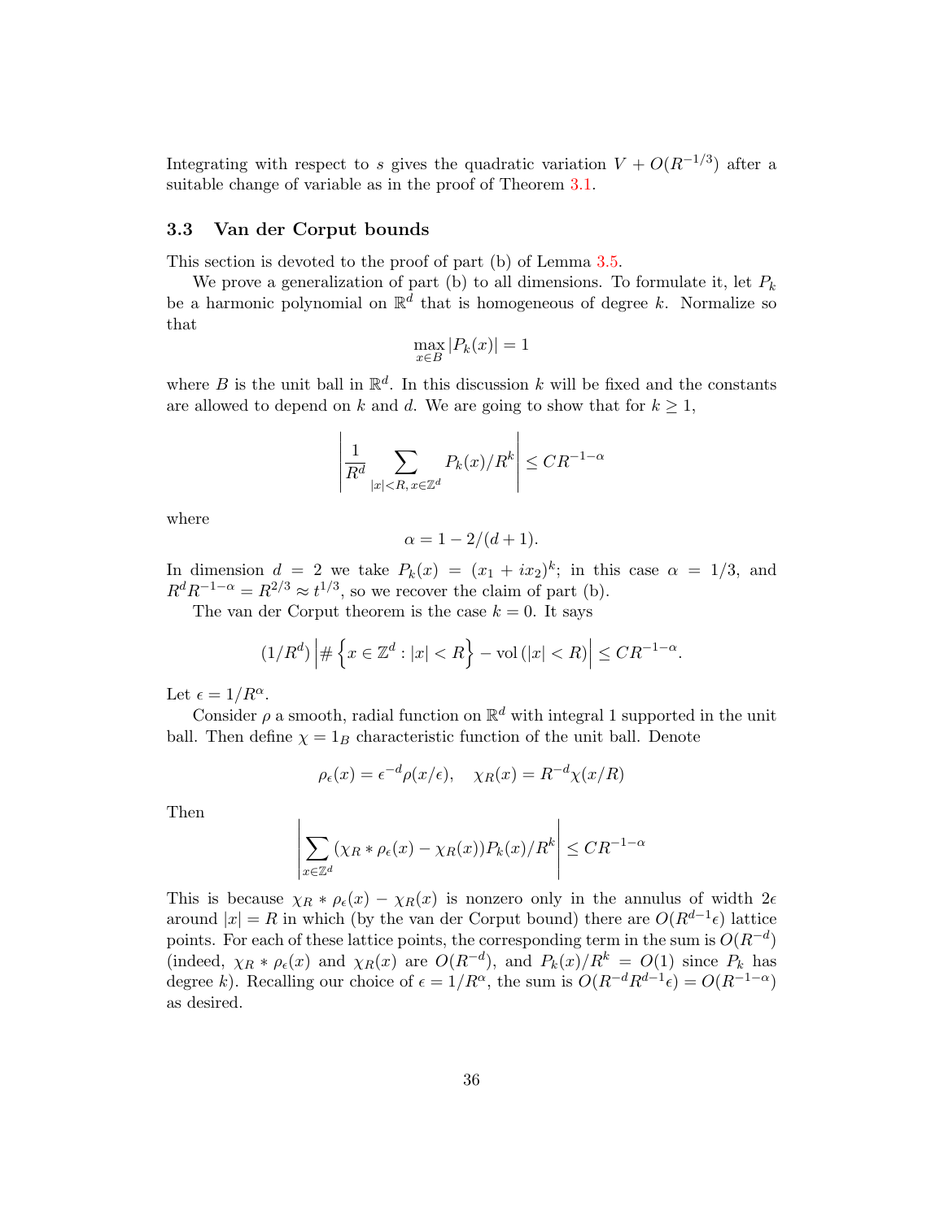Integrating with respect to $s$ gives the quadratic variation $V + O(R^{-1/3})$ after a suitable change of variable as in the proof of Theorem 3.1.

### 3.3 Van der Corput bounds

This section is devoted to the proof of part (b) of Lemma 3.5.

We prove a generalization of part (b) to all dimensions. To formulate it, let $P_k$ be a harmonic polynomial on $\mathbb{R}^d$ that is homogeneous of degree $k$. Normalize so that

$$\max_{x \in B} |P_k(x)| = 1$$

where $B$ is the unit ball in $\mathbb{R}^d$. In this discussion $k$ will be fixed and the constants are allowed to depend on $k$ and $d$. We are going to show that for $k \geq 1$,

$$\left| \frac{1}{R^d} \sum_{|x|<R,\, x \in \mathbb{Z}^d} P_k(x)/R^k \right| \leq C R^{-1-\alpha}$$

where

$$\alpha = 1 - 2/(d+1).$$

In dimension $d = 2$ we take $P_k(x) = (x_1 + ix_2)^k$; in this case $\alpha = 1/3$, and $R^d R^{-1-\alpha} = R^{2/3} \approx t^{1/3}$, so we recover the claim of part (b).

The van der Corput theorem is the case $k = 0$. It says

$$(1/R^d) \left| \# \left\{ x \in \mathbb{Z}^d : |x| < R \right\} - \mathrm{vol}\,(|x| < R) \right| \leq C R^{-1-\alpha}.$$

Let $\epsilon = 1/R^\alpha$.

Consider $\rho$ a smooth, radial function on $\mathbb{R}^d$ with integral 1 supported in the unit ball. Then define $\chi = 1_B$ characteristic function of the unit ball. Denote

$$\rho_\epsilon(x) = \epsilon^{-d} \rho(x/\epsilon), \quad \chi_R(x) = R^{-d} \chi(x/R)$$

Then

$$\left| \sum_{x \in \mathbb{Z}^d} (\chi_R * \rho_\epsilon(x) - \chi_R(x)) P_k(x)/R^k \right| \leq C R^{-1-\alpha}$$

This is because $\chi_R * \rho_\epsilon(x) - \chi_R(x)$ is nonzero only in the annulus of width $2\epsilon$ around $|x| = R$ in which (by the van der Corput bound) there are $O(R^{d-1}\epsilon)$ lattice points. For each of these lattice points, the corresponding term in the sum is $O(R^{-d})$ (indeed, $\chi_R * \rho_\epsilon(x)$ and $\chi_R(x)$ are $O(R^{-d})$, and $P_k(x)/R^k = O(1)$ since $P_k$ has degree $k$). Recalling our choice of $\epsilon = 1/R^\alpha$, the sum is $O(R^{-d} R^{d-1} \epsilon) = O(R^{-1-\alpha})$ as desired.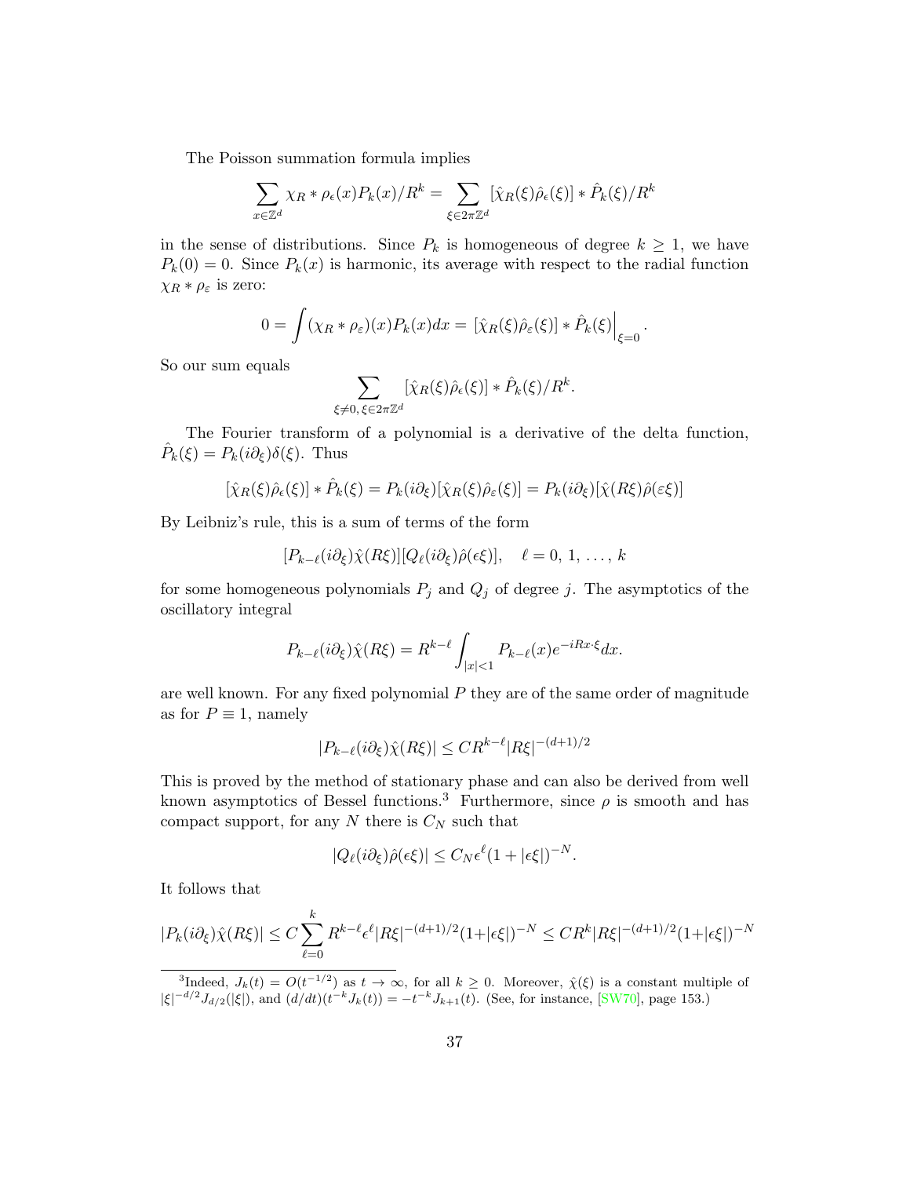The Poisson summation formula implies

$$\sum_{x\in\mathbb{Z}^d} \chi_R * \rho_\epsilon(x) P_k(x)/R^k = \sum_{\xi\in 2\pi\mathbb{Z}^d} [\hat{\chi}_R(\xi)\hat{\rho}_\epsilon(\xi)] * \hat{P}_k(\xi)/R^k$$

in the sense of distributions. Since $P_k$ is homogeneous of degree $k \geq 1$, we have $P_k(0) = 0$. Since $P_k(x)$ is harmonic, its average with respect to the radial function $\chi_R * \rho_\varepsilon$ is zero:

$$0 = \int (\chi_R * \rho_\varepsilon)(x) P_k(x) dx = [\hat{\chi}_R(\xi)\hat{\rho}_\varepsilon(\xi)] * \hat{P}_k(\xi)\Big|_{\xi=0}.$$

So our sum equals

$$\sum_{\xi\neq 0,\, \xi\in 2\pi\mathbb{Z}^d} [\hat{\chi}_R(\xi)\hat{\rho}_\epsilon(\xi)] * \hat{P}_k(\xi)/R^k.$$

The Fourier transform of a polynomial is a derivative of the delta function, $\hat{P}_k(\xi) = P_k(i\partial_\xi)\delta(\xi)$. Thus

$$[\hat{\chi}_R(\xi)\hat{\rho}_\epsilon(\xi)] * \hat{P}_k(\xi) = P_k(i\partial_\xi)[\hat{\chi}_R(\xi)\hat{\rho}_\varepsilon(\xi)] = P_k(i\partial_\xi)[\hat{\chi}(R\xi)\hat{\rho}(\varepsilon\xi)]$$

By Leibniz's rule, this is a sum of terms of the form

$$[P_{k-\ell}(i\partial_\xi)\hat{\chi}(R\xi)][Q_\ell(i\partial_\xi)\hat{\rho}(\epsilon\xi)], \quad \ell = 0,\, 1,\, \ldots,\, k$$

for some homogeneous polynomials $P_j$ and $Q_j$ of degree $j$. The asymptotics of the oscillatory integral

$$P_{k-\ell}(i\partial_\xi)\hat{\chi}(R\xi) = R^{k-\ell}\int_{|x|<1} P_{k-\ell}(x) e^{-iRx\cdot\xi} dx.$$

are well known. For any fixed polynomial $P$ they are of the same order of magnitude as for $P \equiv 1$, namely

$$|P_{k-\ell}(i\partial_\xi)\hat{\chi}(R\xi)| \leq CR^{k-\ell}|R\xi|^{-(d+1)/2}$$

This is proved by the method of stationary phase and can also be derived from well known asymptotics of Bessel functions.[3] Furthermore, since $\rho$ is smooth and has compact support, for any $N$ there is $C_N$ such that

$$|Q_\ell(i\partial_\xi)\hat{\rho}(\epsilon\xi)| \leq C_N \epsilon^\ell (1 + |\epsilon\xi|)^{-N}.$$

It follows that

$$|P_k(i\partial_\xi)\hat{\chi}(R\xi)| \leq C\sum_{\ell=0}^{k} R^{k-\ell}\epsilon^\ell |R\xi|^{-(d+1)/2}(1+|\epsilon\xi|)^{-N} \leq CR^k|R\xi|^{-(d+1)/2}(1+|\epsilon\xi|)^{-N}$$

---

[3] Indeed, $J_k(t) = O(t^{-1/2})$ as $t \to \infty$, for all $k \geq 0$. Moreover, $\hat{\chi}(\xi)$ is a constant multiple of $|\xi|^{-d/2}J_{d/2}(|\xi|)$, and $(d/dt)(t^{-k}J_k(t)) = -t^{-k}J_{k+1}(t)$. (See, for instance, [SW70], page 153.)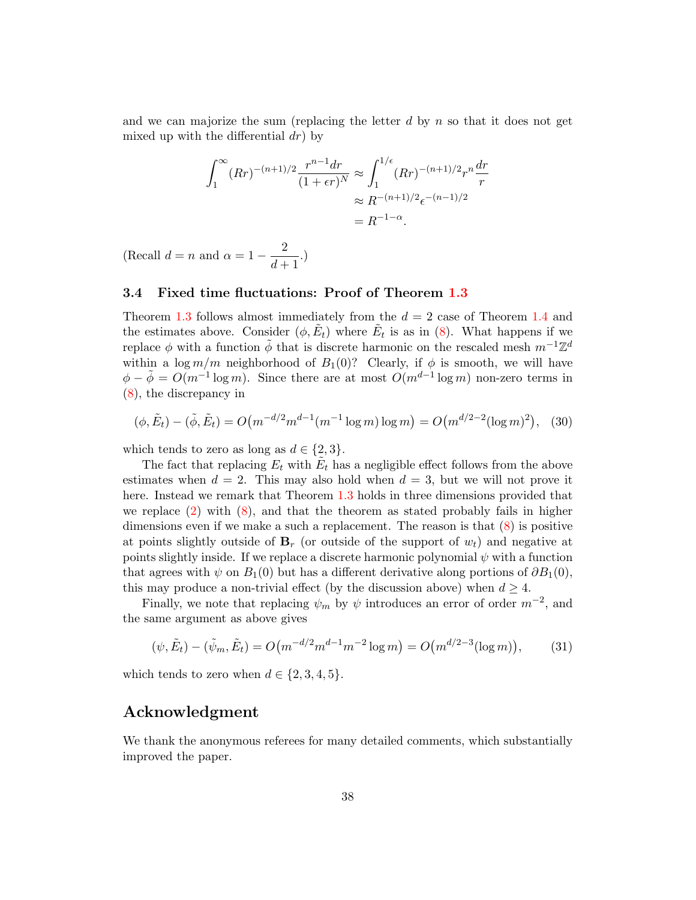and we can majorize the sum (replacing the letter $d$ by $n$ so that it does not get mixed up with the differential $dr$) by

$$
\begin{aligned}
\int_1^\infty (Rr)^{-(n+1)/2} \frac{r^{n-1}dr}{(1+\epsilon r)^N} &\approx \int_1^{1/\epsilon} (Rr)^{-(n+1)/2} r^n \frac{dr}{r} \\
&\approx R^{-(n+1)/2} \epsilon^{-(n-1)/2} \\
&= R^{-1-\alpha}.
\end{aligned}
$$

(Recall $d = n$ and $\alpha = 1 - \dfrac{2}{d+1}$.)

### 3.4 Fixed time fluctuations: Proof of Theorem 1.3

Theorem 1.3 follows almost immediately from the $d = 2$ case of Theorem 1.4 and the estimates above. Consider $(\phi, \tilde{E}_t)$ where $\tilde{E}_t$ is as in (8). What happens if we replace $\phi$ with a function $\tilde{\phi}$ that is discrete harmonic on the rescaled mesh $m^{-1}\mathbb{Z}^d$ within a $\log m/m$ neighborhood of $B_1(0)$? Clearly, if $\phi$ is smooth, we will have $\phi - \tilde{\phi} = O(m^{-1}\log m)$. Since there are at most $O(m^{d-1}\log m)$ non-zero terms in (8), the discrepancy in

$$
(\phi, \tilde{E}_t) - (\tilde{\phi}, \tilde{E}_t) = O\big(m^{-d/2} m^{d-1} (m^{-1}\log m) \log m\big) = O\big(m^{d/2-2} (\log m)^2\big), \quad (30)
$$

which tends to zero as long as $d \in \{2, 3\}$.

The fact that replacing $E_t$ with $\tilde{E}_t$ has a negligible effect follows from the above estimates when $d = 2$. This may also hold when $d = 3$, but we will not prove it here. Instead we remark that Theorem 1.3 holds in three dimensions provided that we replace (2) with (8), and that the theorem as stated probably fails in higher dimensions even if we make a such a replacement. The reason is that (8) is positive at points slightly outside of $\mathbf{B}_r$ (or outside of the support of $w_t$) and negative at points slightly inside. If we replace a discrete harmonic polynomial $\psi$ with a function that agrees with $\psi$ on $B_1(0)$ but has a different derivative along portions of $\partial B_1(0)$, this may produce a non-trivial effect (by the discussion above) when $d \geq 4$.

Finally, we note that replacing $\psi_m$ by $\psi$ introduces an error of order $m^{-2}$, and the same argument as above gives

$$
(\psi, \tilde{E}_t) - (\tilde{\psi}_m, \tilde{E}_t) = O\big(m^{-d/2} m^{d-1} m^{-2} \log m\big) = O\big(m^{d/2-3} (\log m)\big), \quad (31)
$$

which tends to zero when $d \in \{2, 3, 4, 5\}$.

## Acknowledgment

We thank the anonymous referees for many detailed comments, which substantially improved the paper.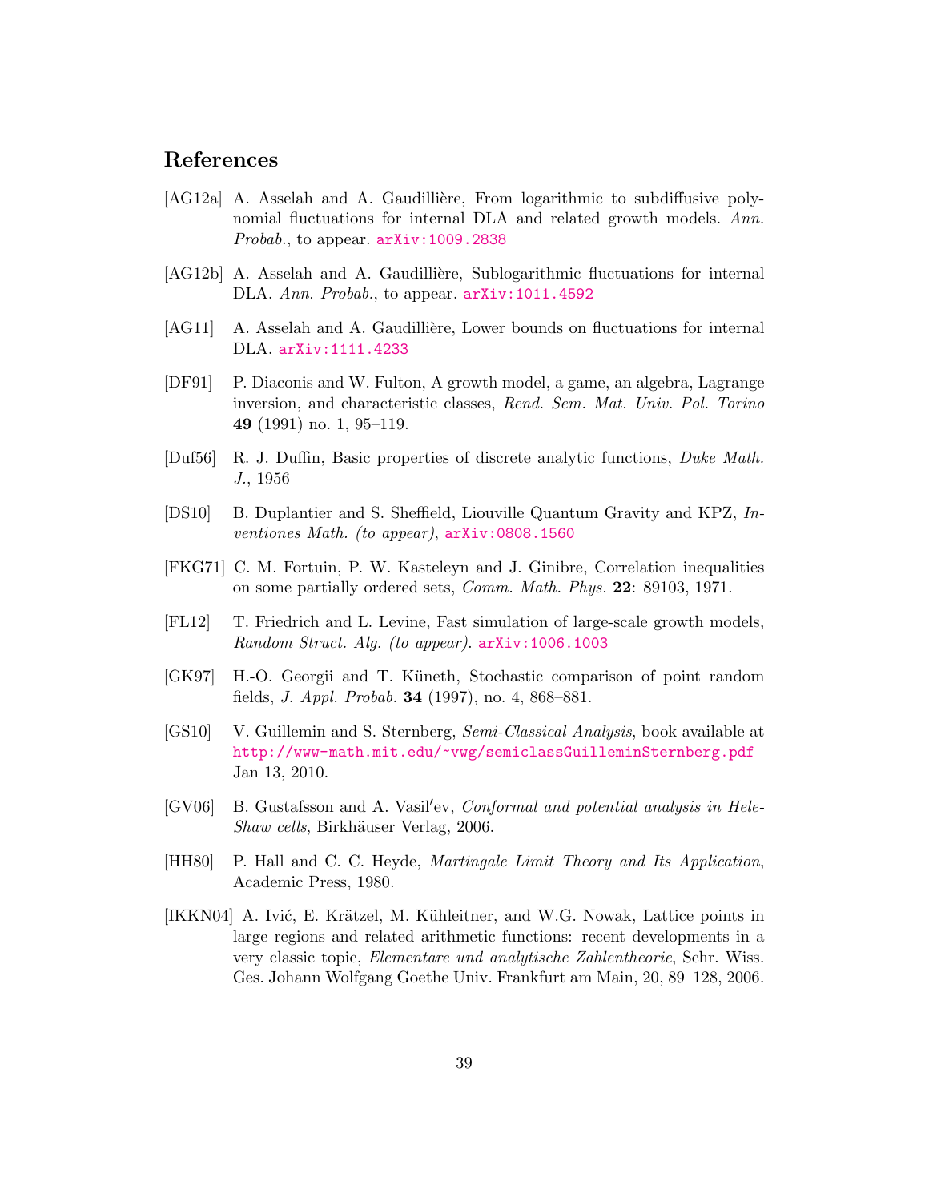## References

[AG12a] A. Asselah and A. Gaudillière, From logarithmic to subdiffusive polynomial fluctuations for internal DLA and related growth models. *Ann. Probab.*, to appear. arXiv:1009.2838

[AG12b] A. Asselah and A. Gaudillière, Sublogarithmic fluctuations for internal DLA. *Ann. Probab.*, to appear. arXiv:1011.4592

[AG11] A. Asselah and A. Gaudillière, Lower bounds on fluctuations for internal DLA. arXiv:1111.4233

[DF91] P. Diaconis and W. Fulton, A growth model, a game, an algebra, Lagrange inversion, and characteristic classes, *Rend. Sem. Mat. Univ. Pol. Torino* **49** (1991) no. 1, 95–119.

[Duf56] R. J. Duffin, Basic properties of discrete analytic functions, *Duke Math. J.*, 1956

[DS10] B. Duplantier and S. Sheffield, Liouville Quantum Gravity and KPZ, *Inventiones Math. (to appear)*, arXiv:0808.1560

[FKG71] C. M. Fortuin, P. W. Kasteleyn and J. Ginibre, Correlation inequalities on some partially ordered sets, *Comm. Math. Phys.* **22**: 89103, 1971.

[FL12] T. Friedrich and L. Levine, Fast simulation of large-scale growth models, *Random Struct. Alg. (to appear).* arXiv:1006.1003

[GK97] H.-O. Georgii and T. Küneth, Stochastic comparison of point random fields, *J. Appl. Probab.* **34** (1997), no. 4, 868–881.

[GS10] V. Guillemin and S. Sternberg, *Semi-Classical Analysis*, book available at http://www-math.mit.edu/~vwg/semiclassGuilleminSternberg.pdf Jan 13, 2010.

[GV06] B. Gustafsson and A. Vasil′ev, *Conformal and potential analysis in Hele-Shaw cells*, Birkhäuser Verlag, 2006.

[HH80] P. Hall and C. C. Heyde, *Martingale Limit Theory and Its Application*, Academic Press, 1980.

[IKKN04] A. Ivić, E. Krätzel, M. Kühleitner, and W.G. Nowak, Lattice points in large regions and related arithmetic functions: recent developments in a very classic topic, *Elementare und analytische Zahlentheorie*, Schr. Wiss. Ges. Johann Wolfgang Goethe Univ. Frankfurt am Main, 20, 89–128, 2006.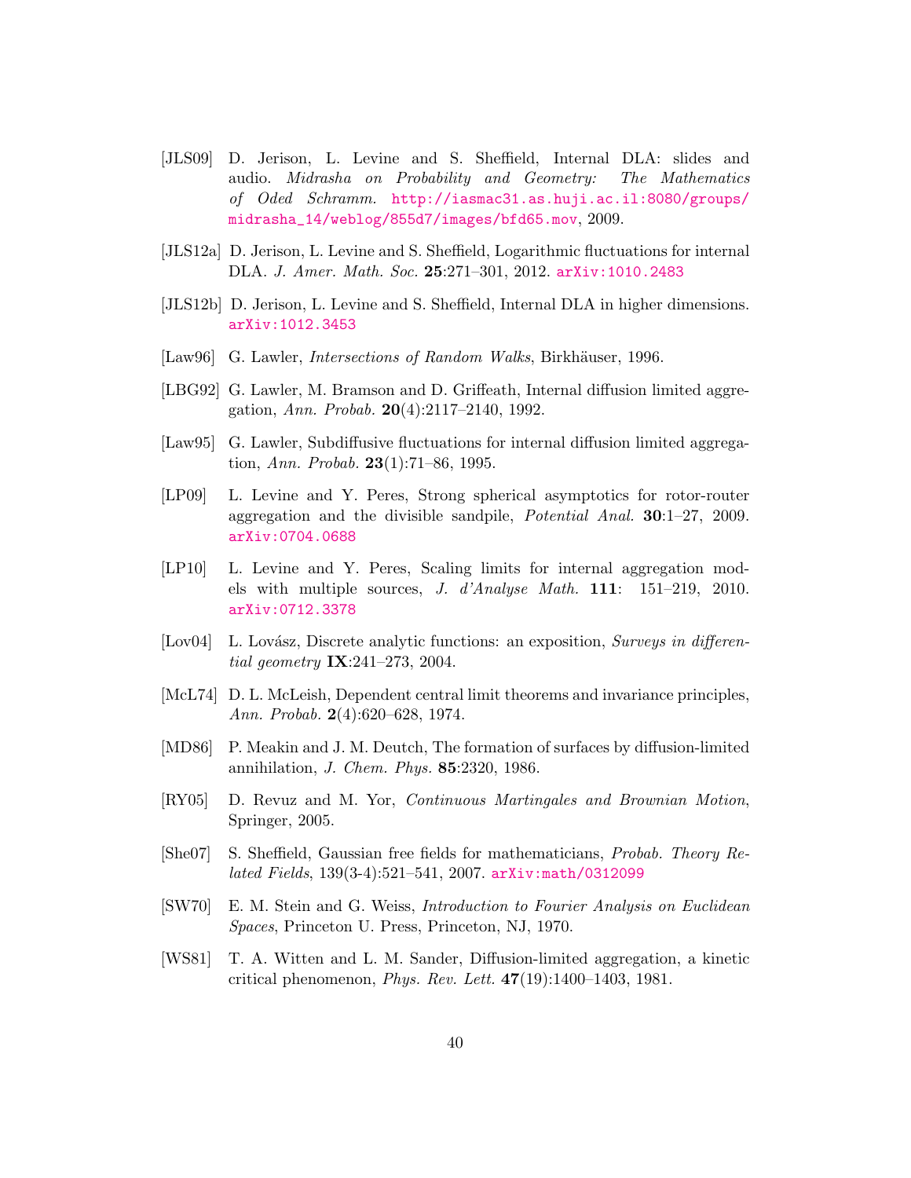[JLS09] D. Jerison, L. Levine and S. Sheffield, Internal DLA: slides and audio. *Midrasha on Probability and Geometry: The Mathematics of Oded Schramm.* http://iasmac31.as.huji.ac.il:8080/groups/midrasha_14/weblog/855d7/images/bfd65.mov, 2009.

[JLS12a] D. Jerison, L. Levine and S. Sheffield, Logarithmic fluctuations for internal DLA. *J. Amer. Math. Soc.* **25**:271–301, 2012. arXiv:1010.2483

[JLS12b] D. Jerison, L. Levine and S. Sheffield, Internal DLA in higher dimensions. arXiv:1012.3453

[Law96] G. Lawler, *Intersections of Random Walks*, Birkhäuser, 1996.

[LBG92] G. Lawler, M. Bramson and D. Griffeath, Internal diffusion limited aggregation, *Ann. Probab.* **20**(4):2117–2140, 1992.

[Law95] G. Lawler, Subdiffusive fluctuations for internal diffusion limited aggregation, *Ann. Probab.* **23**(1):71–86, 1995.

[LP09] L. Levine and Y. Peres, Strong spherical asymptotics for rotor-router aggregation and the divisible sandpile, *Potential Anal.* **30**:1–27, 2009. arXiv:0704.0688

[LP10] L. Levine and Y. Peres, Scaling limits for internal aggregation models with multiple sources, *J. d'Analyse Math.* **111**: 151–219, 2010. arXiv:0712.3378

[Lov04] L. Lovász, Discrete analytic functions: an exposition, *Surveys in differential geometry* **IX**:241–273, 2004.

[McL74] D. L. McLeish, Dependent central limit theorems and invariance principles, *Ann. Probab.* **2**(4):620–628, 1974.

[MD86] P. Meakin and J. M. Deutch, The formation of surfaces by diffusion-limited annihilation, *J. Chem. Phys.* **85**:2320, 1986.

[RY05] D. Revuz and M. Yor, *Continuous Martingales and Brownian Motion*, Springer, 2005.

[She07] S. Sheffield, Gaussian free fields for mathematicians, *Probab. Theory Related Fields*, 139(3-4):521–541, 2007. arXiv:math/0312099

[SW70] E. M. Stein and G. Weiss, *Introduction to Fourier Analysis on Euclidean Spaces*, Princeton U. Press, Princeton, NJ, 1970.

[WS81] T. A. Witten and L. M. Sander, Diffusion-limited aggregation, a kinetic critical phenomenon, *Phys. Rev. Lett.* **47**(19):1400–1403, 1981.